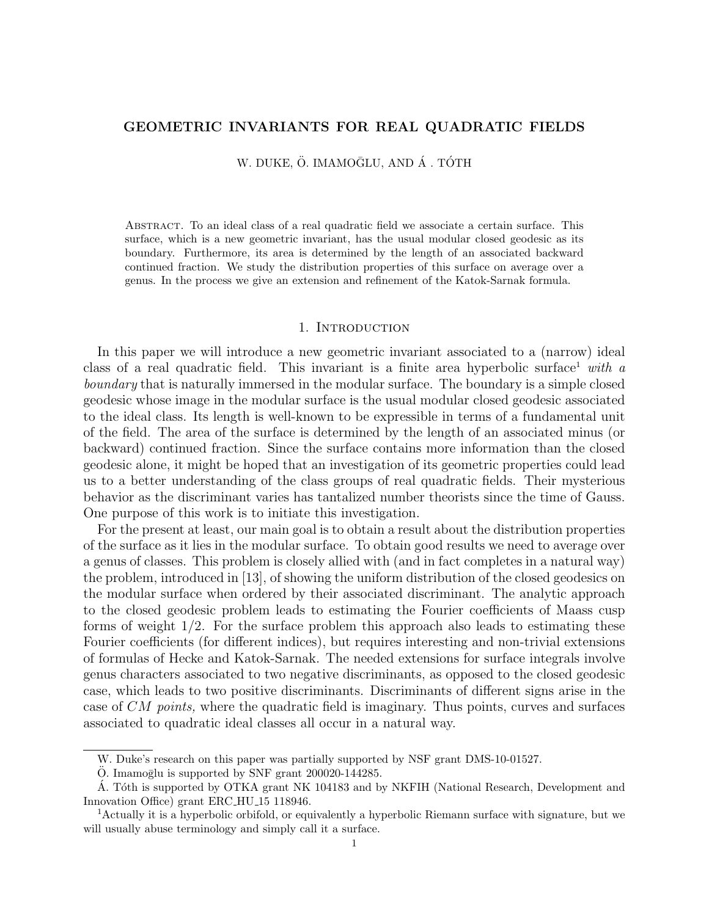# GEOMETRIC INVARIANTS FOR REAL QUADRATIC FIELDS

W. DUKE, Ö. IMAMOḠLU, AND Á . TÓTH

Abstract. To an ideal class of a real quadratic field we associate a certain surface. This surface, which is a new geometric invariant, has the usual modular closed geodesic as its boundary. Furthermore, its area is determined by the length of an associated backward continued fraction. We study the distribution properties of this surface on average over a genus. In the process we give an extension and refinement of the Katok-Sarnak formula.

## 1. Introduction

In this paper we will introduce a new geometric invariant associated to a (narrow) ideal class of a real quadratic field. This invariant is a finite area hyperbolic surface[1] *with a boundary* that is naturally immersed in the modular surface. The boundary is a simple closed geodesic whose image in the modular surface is the usual modular closed geodesic associated to the ideal class. Its length is well-known to be expressible in terms of a fundamental unit of the field. The area of the surface is determined by the length of an associated minus (or backward) continued fraction. Since the surface contains more information than the closed geodesic alone, it might be hoped that an investigation of its geometric properties could lead us to a better understanding of the class groups of real quadratic fields. Their mysterious behavior as the discriminant varies has tantalized number theorists since the time of Gauss. One purpose of this work is to initiate this investigation.

For the present at least, our main goal is to obtain a result about the distribution properties of the surface as it lies in the modular surface. To obtain good results we need to average over a genus of classes. This problem is closely allied with (and in fact completes in a natural way) the problem, introduced in [13], of showing the uniform distribution of the closed geodesics on the modular surface when ordered by their associated discriminant. The analytic approach to the closed geodesic problem leads to estimating the Fourier coefficients of Maass cusp forms of weight 1/2. For the surface problem this approach also leads to estimating these Fourier coefficients (for different indices), but requires interesting and non-trivial extensions of formulas of Hecke and Katok-Sarnak. The needed extensions for surface integrals involve genus characters associated to two negative discriminants, as opposed to the closed geodesic case, which leads to two positive discriminants. Discriminants of different signs arise in the case of *CM points,* where the quadratic field is imaginary. Thus points, curves and surfaces associated to quadratic ideal classes all occur in a natural way.

W. Duke's research on this paper was partially supported by NSF grant DMS-10-01527.

Ö. Imamoḡlu is supported by SNF grant 200020-144285.

Á. Tóth is supported by OTKA grant NK 104183 and by NKFIH (National Research, Development and Innovation Office) grant ERC_HU_15 118946.

[1]Actually it is a hyperbolic orbifold, or equivalently a hyperbolic Riemann surface with signature, but we will usually abuse terminology and simply call it a surface.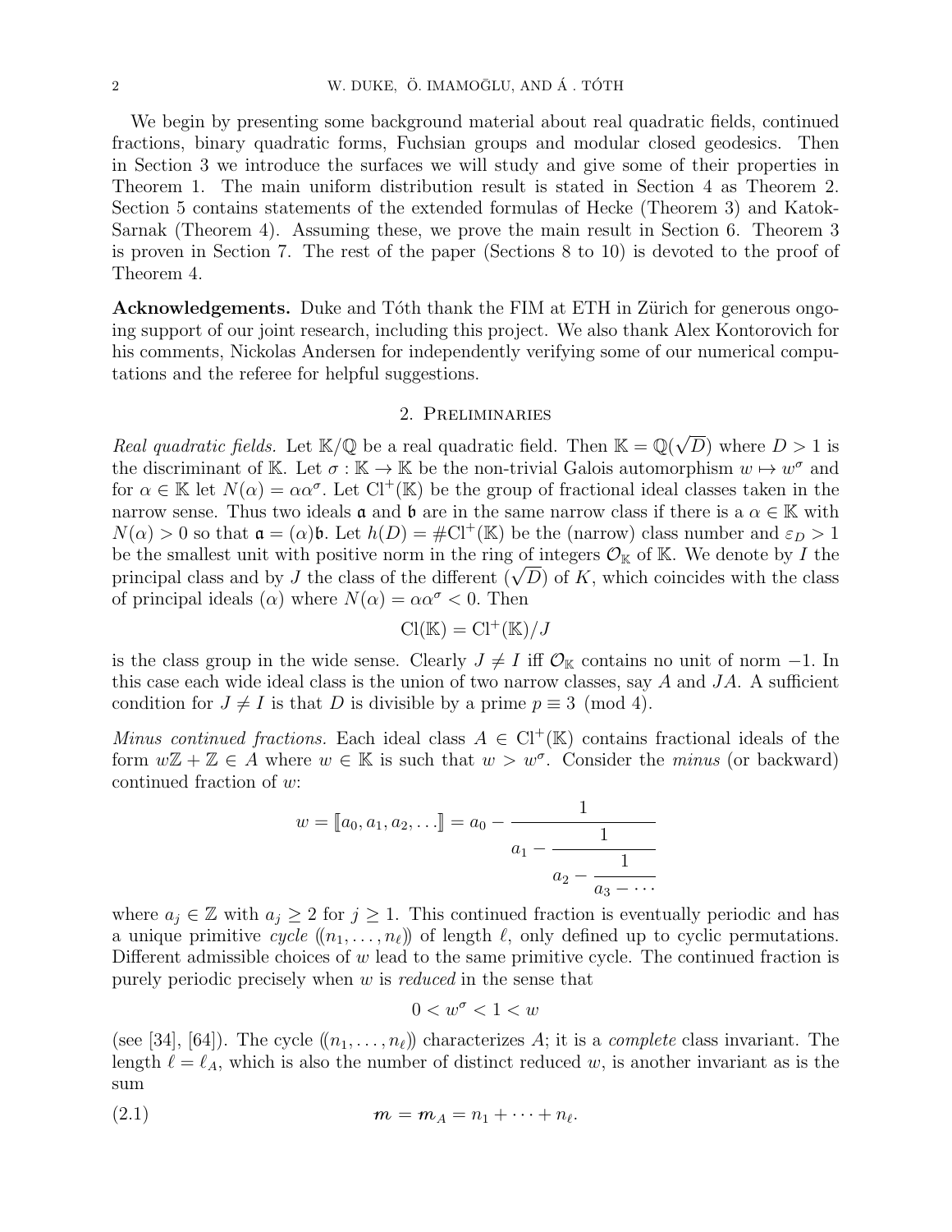We begin by presenting some background material about real quadratic fields, continued fractions, binary quadratic forms, Fuchsian groups and modular closed geodesics. Then in Section 3 we introduce the surfaces we will study and give some of their properties in Theorem 1. The main uniform distribution result is stated in Section 4 as Theorem 2. Section 5 contains statements of the extended formulas of Hecke (Theorem 3) and Katok-Sarnak (Theorem 4). Assuming these, we prove the main result in Section 6. Theorem 3 is proven in Section 7. The rest of the paper (Sections 8 to 10) is devoted to the proof of Theorem 4.

**Acknowledgements.** Duke and Tóth thank the FIM at ETH in Zürich for generous ongoing support of our joint research, including this project. We also thank Alex Kontorovich for his comments, Nickolas Andersen for independently verifying some of our numerical computations and the referee for helpful suggestions.

## 2. Preliminaries

*Real quadratic fields.* Let $\mathbb{K}/\mathbb{Q}$ be a real quadratic field. Then $\mathbb{K} = \mathbb{Q}(\sqrt{D})$ where $D > 1$ is the discriminant of $\mathbb{K}$. Let $\sigma : \mathbb{K} \to \mathbb{K}$ be the non-trivial Galois automorphism $w \mapsto w^\sigma$ and for $\alpha \in \mathbb{K}$ let $N(\alpha) = \alpha\alpha^\sigma$. Let $\mathrm{Cl}^+(\mathbb{K})$ be the group of fractional ideal classes taken in the narrow sense. Thus two ideals $\mathfrak{a}$ and $\mathfrak{b}$ are in the same narrow class if there is a $\alpha \in \mathbb{K}$ with $N(\alpha) > 0$ so that $\mathfrak{a} = (\alpha)\mathfrak{b}$. Let $h(D) = \#\mathrm{Cl}^+(\mathbb{K})$ be the (narrow) class number and $\varepsilon_D > 1$ be the smallest unit with positive norm in the ring of integers $\mathcal{O}_\mathbb{K}$ of $\mathbb{K}$. We denote by $I$ the principal class and by $J$ the class of the different $(\sqrt{D})$ of $K$, which coincides with the class of principal ideals $(\alpha)$ where $N(\alpha) = \alpha\alpha^\sigma < 0$. Then

$$\mathrm{Cl}(\mathbb{K}) = \mathrm{Cl}^+(\mathbb{K})/J$$

is the class group in the wide sense. Clearly $J \neq I$ iff $\mathcal{O}_\mathbb{K}$ contains no unit of norm $-1$. In this case each wide ideal class is the union of two narrow classes, say $A$ and $JA$. A sufficient condition for $J \neq I$ is that $D$ is divisible by a prime $p \equiv 3 \pmod 4$.

*Minus continued fractions.* Each ideal class $A \in \mathrm{Cl}^+(\mathbb{K})$ contains fractional ideals of the form $w\mathbb{Z} + \mathbb{Z} \in A$ where $w \in \mathbb{K}$ is such that $w > w^\sigma$. Consider the *minus* (or backward) continued fraction of $w$:

$$w = [\![a_0, a_1, a_2, \dots]\!] = a_0 - \cfrac{1}{a_1 - \cfrac{1}{a_2 - \cfrac{1}{a_3 - \cdots}}}$$

where $a_j \in \mathbb{Z}$ with $a_j \geq 2$ for $j \geq 1$. This continued fraction is eventually periodic and has a unique primitive *cycle* $(\!(n_1, \dots, n_\ell)\!)$ of length $\ell$, only defined up to cyclic permutations. Different admissible choices of $w$ lead to the same primitive cycle. The continued fraction is purely periodic precisely when $w$ is *reduced* in the sense that

$$0 < w^\sigma < 1 < w$$

(see [34], [64]). The cycle $(\!(n_1, \dots, n_\ell)\!)$ characterizes $A$; it is a *complete* class invariant. The length $\ell = \ell_A$, which is also the number of distinct reduced $w$, is another invariant as is the sum

$$\boldsymbol{m} = \boldsymbol{m}_A = n_1 + \cdots + n_\ell. \tag{2.1}$$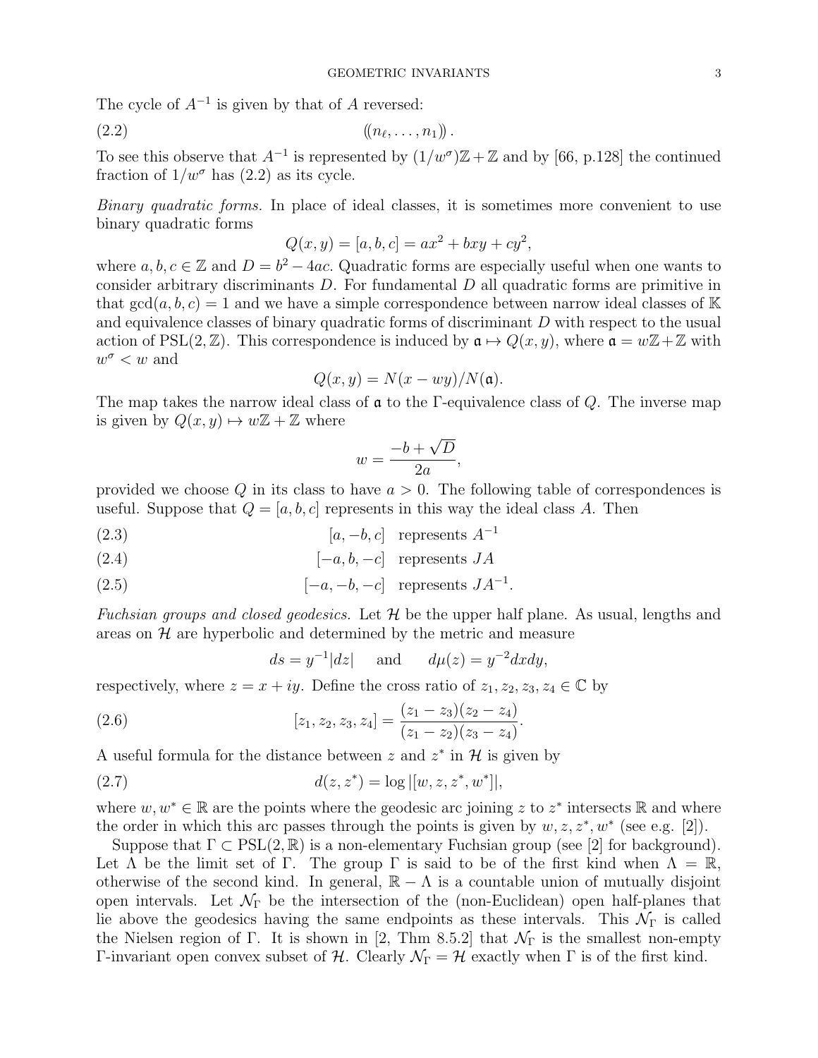The cycle of $A^{-1}$ is given by that of $A$ reversed:

$$(\!(n_\ell, \dots, n_1)\!)\,. \tag{2.2}$$

To see this observe that $A^{-1}$ is represented by $(1/w^\sigma)\mathbb{Z}+\mathbb{Z}$ and by [66, p.128] the continued fraction of $1/w^\sigma$ has (2.2) as its cycle.

*Binary quadratic forms.* In place of ideal classes, it is sometimes more convenient to use binary quadratic forms

$$Q(x,y) = [a,b,c] = ax^2 + bxy + cy^2,$$

where $a, b, c \in \mathbb{Z}$ and $D = b^2 - 4ac$. Quadratic forms are especially useful when one wants to consider arbitrary discriminants $D$. For fundamental $D$ all quadratic forms are primitive in that $\gcd(a,b,c) = 1$ and we have a simple correspondence between narrow ideal classes of $\mathbb{K}$ and equivalence classes of binary quadratic forms of discriminant $D$ with respect to the usual action of $\mathrm{PSL}(2,\mathbb{Z})$. This correspondence is induced by $\mathfrak{a} \mapsto Q(x,y)$, where $\mathfrak{a} = w\mathbb{Z}+\mathbb{Z}$ with $w^\sigma < w$ and

$$Q(x,y) = N(x - wy)/N(\mathfrak{a}).$$

The map takes the narrow ideal class of $\mathfrak{a}$ to the $\Gamma$-equivalence class of $Q$. The inverse map is given by $Q(x,y) \mapsto w\mathbb{Z}+\mathbb{Z}$ where

$$w = \frac{-b+\sqrt{D}}{2a},$$

provided we choose $Q$ in its class to have $a > 0$. The following table of correspondences is useful. Suppose that $Q = [a,b,c]$ represents in this way the ideal class $A$. Then

$$[a,-b,c] \quad \text{represents } A^{-1} \tag{2.3}$$

$$[-a,b,-c] \quad \text{represents } JA \tag{2.4}$$

$$[-a,-b,-c] \quad \text{represents } JA^{-1}. \tag{2.5}$$

*Fuchsian groups and closed geodesics.* Let $\mathcal{H}$ be the upper half plane. As usual, lengths and areas on $\mathcal{H}$ are hyperbolic and determined by the metric and measure

$$ds = y^{-1}|dz| \quad \text{ and } \quad d\mu(z) = y^{-2}dxdy,$$

respectively, where $z = x+iy$. Define the cross ratio of $z_1, z_2, z_3, z_4 \in \mathbb{C}$ by

$$[z_1,z_2,z_3,z_4] = \frac{(z_1-z_3)(z_2-z_4)}{(z_1-z_2)(z_3-z_4)}. \tag{2.6}$$

A useful formula for the distance between $z$ and $z^*$ in $\mathcal{H}$ is given by

$$d(z,z^*) = \log|[w,z,z^*,w^*]|, \tag{2.7}$$

where $w, w^* \in \mathbb{R}$ are the points where the geodesic arc joining $z$ to $z^*$ intersects $\mathbb{R}$ and where the order in which this arc passes through the points is given by $w, z, z^*, w^*$ (see e.g. [2]).

Suppose that $\Gamma \subset \mathrm{PSL}(2,\mathbb{R})$ is a non-elementary Fuchsian group (see [2] for background). Let $\Lambda$ be the limit set of $\Gamma$. The group $\Gamma$ is said to be of the first kind when $\Lambda = \mathbb{R}$, otherwise of the second kind. In general, $\mathbb{R} - \Lambda$ is a countable union of mutually disjoint open intervals. Let $\mathcal{N}_\Gamma$ be the intersection of the (non-Euclidean) open half-planes that lie above the geodesics having the same endpoints as these intervals. This $\mathcal{N}_\Gamma$ is called the Nielsen region of $\Gamma$. It is shown in [2, Thm 8.5.2] that $\mathcal{N}_\Gamma$ is the smallest non-empty $\Gamma$-invariant open convex subset of $\mathcal{H}$. Clearly $\mathcal{N}_\Gamma = \mathcal{H}$ exactly when $\Gamma$ is of the first kind.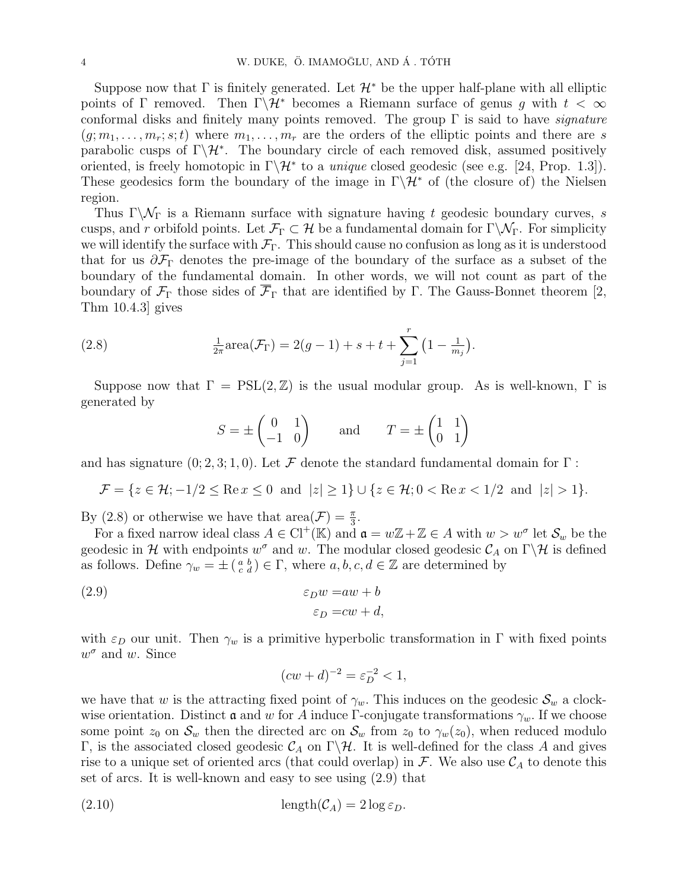Suppose now that $\Gamma$ is finitely generated. Let $\mathcal{H}^*$ be the upper half-plane with all elliptic points of $\Gamma$ removed. Then $\Gamma\backslash\mathcal{H}^*$ becomes a Riemann surface of genus $g$ with $t < \infty$ conformal disks and finitely many points removed. The group $\Gamma$ is said to have *signature* $(g; m_1, \dots, m_r; s; t)$ where $m_1, \dots, m_r$ are the orders of the elliptic points and there are $s$ parabolic cusps of $\Gamma\backslash\mathcal{H}^*$. The boundary circle of each removed disk, assumed positively oriented, is freely homotopic in $\Gamma\backslash\mathcal{H}^*$ to a *unique* closed geodesic (see e.g. [24, Prop. 1.3]). These geodesics form the boundary of the image in $\Gamma\backslash\mathcal{H}^*$ of (the closure of) the Nielsen region.

Thus $\Gamma\backslash\mathcal{N}_\Gamma$ is a Riemann surface with signature having $t$ geodesic boundary curves, $s$ cusps, and $r$ orbifold points. Let $\mathcal{F}_\Gamma \subset \mathcal{H}$ be a fundamental domain for $\Gamma\backslash\mathcal{N}_\Gamma$. For simplicity we will identify the surface with $\mathcal{F}_\Gamma$. This should cause no confusion as long as it is understood that for us $\partial\mathcal{F}_\Gamma$ denotes the pre-image of the boundary of the surface as a subset of the boundary of the fundamental domain. In other words, we will not count as part of the boundary of $\mathcal{F}_\Gamma$ those sides of $\overline{\mathcal{F}}_\Gamma$ that are identified by $\Gamma$. The Gauss-Bonnet theorem [2, Thm 10.4.3] gives

$$\tfrac{1}{2\pi}\mathrm{area}(\mathcal{F}_\Gamma) = 2(g-1) + s + t + \sum_{j=1}^{r}\left(1 - \tfrac{1}{m_j}\right). \tag{2.8}$$

Suppose now that $\Gamma = \mathrm{PSL}(2,\mathbb{Z})$ is the usual modular group. As is well-known, $\Gamma$ is generated by

$$S = \pm\begin{pmatrix} 0 & 1 \\ -1 & 0 \end{pmatrix} \qquad \text{and} \qquad T = \pm\begin{pmatrix} 1 & 1 \\ 0 & 1 \end{pmatrix}$$

and has signature $(0; 2, 3; 1, 0)$. Let $\mathcal{F}$ denote the standard fundamental domain for $\Gamma$ :

$$\mathcal{F} = \{z \in \mathcal{H}; -1/2 \le \mathrm{Re}\, x \le 0 \;\text{ and }\; |z| \ge 1\} \cup \{z \in \mathcal{H}; 0 < \mathrm{Re}\, x < 1/2 \;\text{ and }\; |z| > 1\}.$$

By (2.8) or otherwise we have that $\mathrm{area}(\mathcal{F}) = \frac{\pi}{3}$.

For a fixed narrow ideal class $A \in \mathrm{Cl}^+(\mathbb{K})$ and $\mathfrak{a} = w\mathbb{Z} + \mathbb{Z} \in A$ with $w > w^\sigma$ let $\mathcal{S}_w$ be the geodesic in $\mathcal{H}$ with endpoints $w^\sigma$ and $w$. The modular closed geodesic $\mathcal{C}_A$ on $\Gamma\backslash\mathcal{H}$ is defined as follows. Define $\gamma_w = \pm\left(\begin{smallmatrix} a & b \\ c & d \end{smallmatrix}\right) \in \Gamma$, where $a, b, c, d \in \mathbb{Z}$ are determined by

$$\begin{aligned} \varepsilon_D w &= aw + b \\ \varepsilon_D &= cw + d, \end{aligned} \tag{2.9}$$

with $\varepsilon_D$ our unit. Then $\gamma_w$ is a primitive hyperbolic transformation in $\Gamma$ with fixed points $w^\sigma$ and $w$. Since

$$(cw + d)^{-2} = \varepsilon_D^{-2} < 1,$$

we have that $w$ is the attracting fixed point of $\gamma_w$. This induces on the geodesic $\mathcal{S}_w$ a clockwise orientation. Distinct $\mathfrak{a}$ and $w$ for $A$ induce $\Gamma$-conjugate transformations $\gamma_w$. If we choose some point $z_0$ on $\mathcal{S}_w$ then the directed arc on $\mathcal{S}_w$ from $z_0$ to $\gamma_w(z_0)$, when reduced modulo $\Gamma$, is the associated closed geodesic $\mathcal{C}_A$ on $\Gamma\backslash\mathcal{H}$. It is well-defined for the class $A$ and gives rise to a unique set of oriented arcs (that could overlap) in $\mathcal{F}$. We also use $\mathcal{C}_A$ to denote this set of arcs. It is well-known and easy to see using (2.9) that

$$\mathrm{length}(\mathcal{C}_A) = 2\log\varepsilon_D. \tag{2.10}$$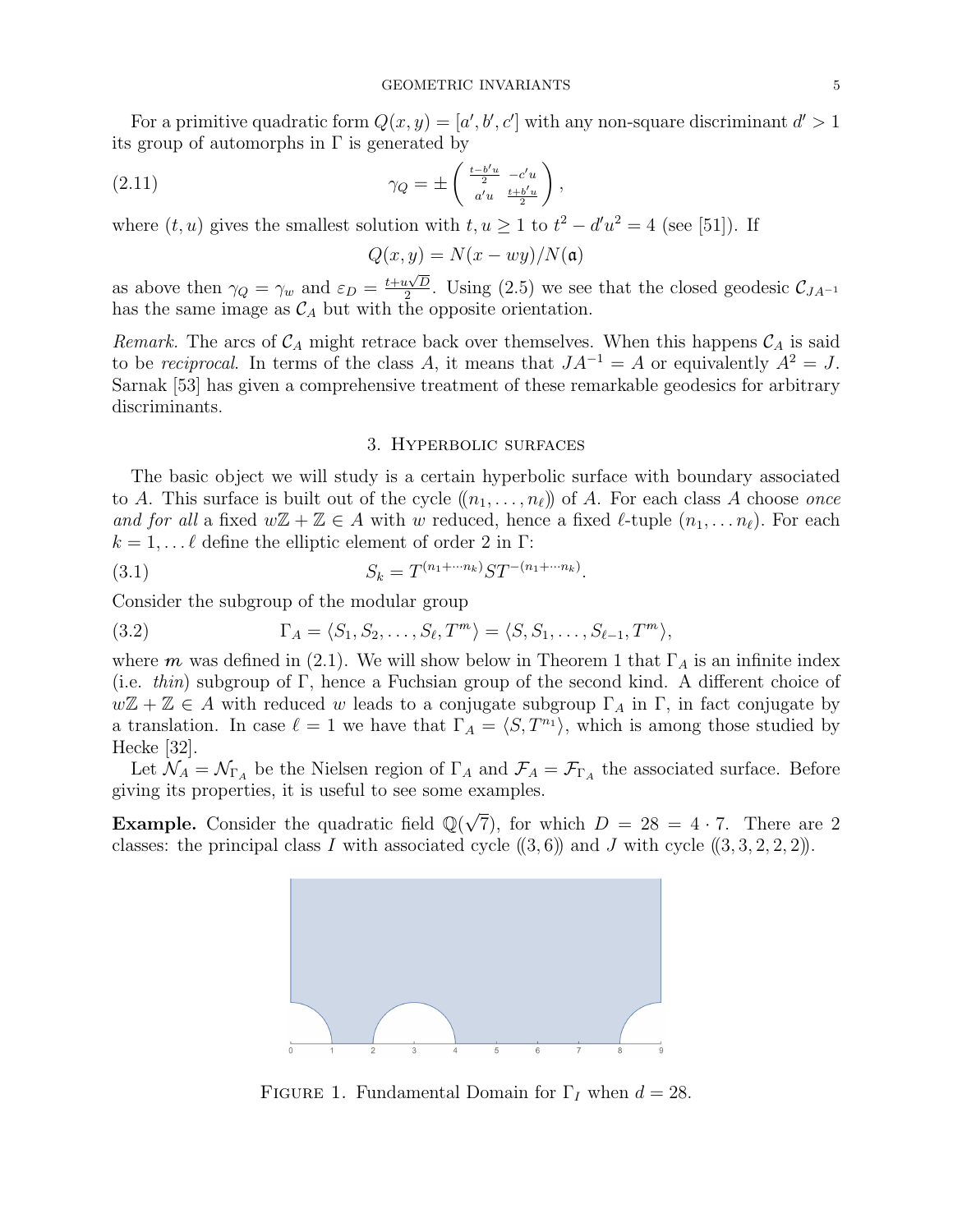For a primitive quadratic form $Q(x,y) = [a', b', c']$ with any non-square discriminant $d' > 1$ its group of automorphs in $\Gamma$ is generated by

$$\gamma_Q = \pm \begin{pmatrix} \frac{t-b'u}{2} & -c'u \\ a'u & \frac{t+b'u}{2} \end{pmatrix}, \tag{2.11}$$

where $(t,u)$ gives the smallest solution with $t, u \geq 1$ to $t^2 - d'u^2 = 4$ (see [51]). If

$$Q(x,y) = N(x - wy)/N(\mathfrak{a})$$

as above then $\gamma_Q = \gamma_w$ and $\varepsilon_D = \frac{t+u\sqrt{D}}{2}$. Using (2.5) we see that the closed geodesic $\mathcal{C}_{JA^{-1}}$ has the same image as $\mathcal{C}_A$ but with the opposite orientation.

*Remark.* The arcs of $\mathcal{C}_A$ might retrace back over themselves. When this happens $\mathcal{C}_A$ is said to be *reciprocal*. In terms of the class $A$, it means that $JA^{-1} = A$ or equivalently $A^2 = J$. Sarnak [53] has given a comprehensive treatment of these remarkable geodesics for arbitrary discriminants.

## 3. Hyperbolic surfaces

The basic object we will study is a certain hyperbolic surface with boundary associated to $A$. This surface is built out of the cycle $(\!(n_1, \ldots, n_\ell)\!)$ of $A$. For each class $A$ choose *once and for all* a fixed $w\mathbb{Z} + \mathbb{Z} \in A$ with $w$ reduced, hence a fixed $\ell$-tuple $(n_1, \ldots n_\ell)$. For each $k = 1, \ldots \ell$ define the elliptic element of order 2 in $\Gamma$:

$$S_k = T^{(n_1 + \cdots n_k)} S T^{-(n_1 + \cdots n_k)}. \tag{3.1}$$

Consider the subgroup of the modular group

$$\Gamma_A = \langle S_1, S_2, \ldots, S_\ell, T^m \rangle = \langle S, S_1, \ldots, S_{\ell-1}, T^m \rangle, \tag{3.2}$$

where $\boldsymbol{m}$ was defined in (2.1). We will show below in Theorem 1 that $\Gamma_A$ is an infinite index (i.e. *thin*) subgroup of $\Gamma$, hence a Fuchsian group of the second kind. A different choice of $w\mathbb{Z} + \mathbb{Z} \in A$ with reduced $w$ leads to a conjugate subgroup $\Gamma_A$ in $\Gamma$, in fact conjugate by a translation. In case $\ell = 1$ we have that $\Gamma_A = \langle S, T^{n_1} \rangle$, which is among those studied by Hecke [32].

Let $\mathcal{N}_A = \mathcal{N}_{\Gamma_A}$ be the Nielsen region of $\Gamma_A$ and $\mathcal{F}_A = \mathcal{F}_{\Gamma_A}$ the associated surface. Before giving its properties, it is useful to see some examples.

**Example.** Consider the quadratic field $\mathbb{Q}(\sqrt{7})$, for which $D = 28 = 4 \cdot 7$. There are 2 classes: the principal class $I$ with associated cycle $(\!(3, 6)\!)$ and $J$ with cycle $(\!(3, 3, 2, 2, 2)\!)$.

Figure 1. Fundamental Domain for $\Gamma_I$ when $d = 28$.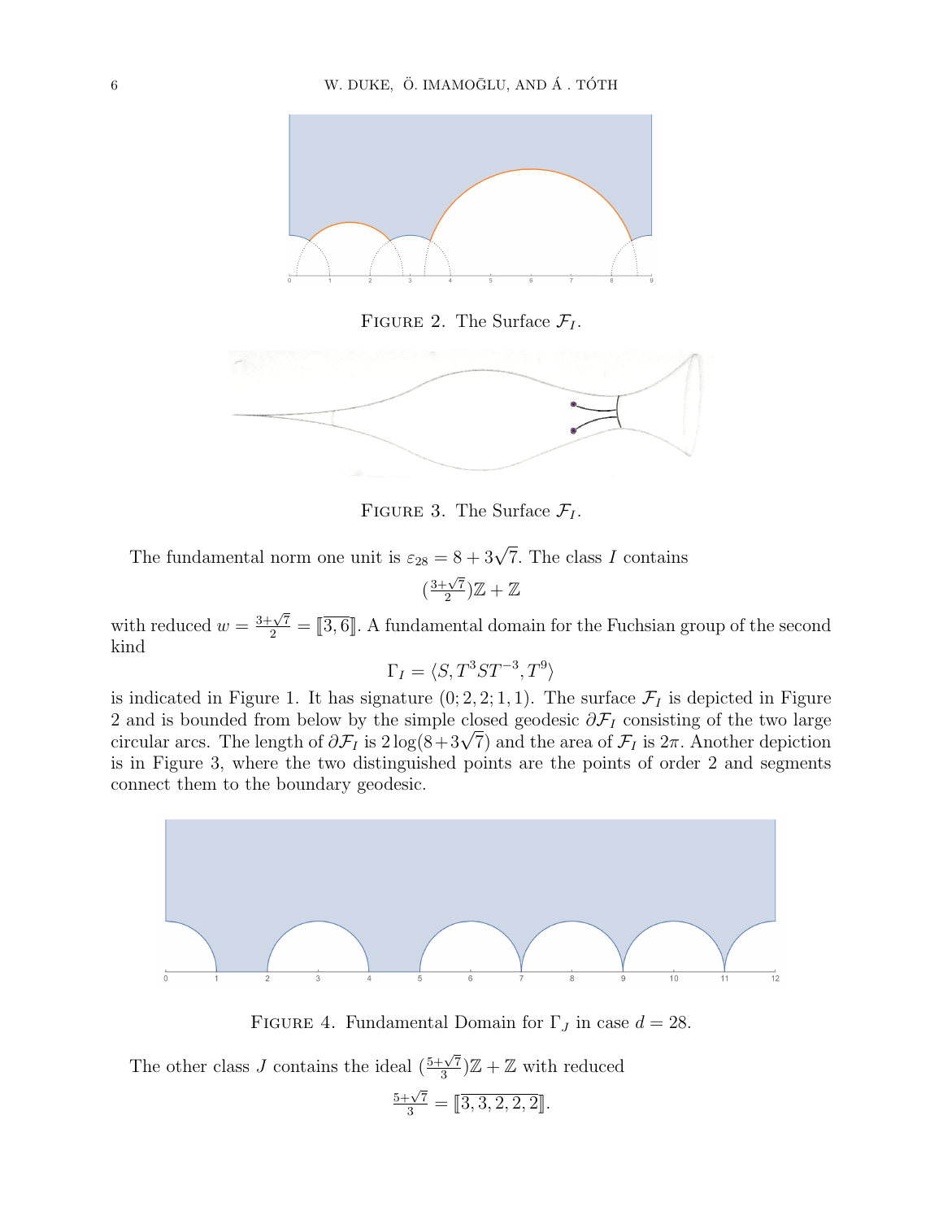FIGURE 2. The Surface $\mathcal{F}_I$.

FIGURE 3. The Surface $\mathcal{F}_I$.

The fundamental norm one unit is $\varepsilon_{28} = 8 + 3\sqrt{7}$. The class $I$ contains

$$(\tfrac{3+\sqrt{7}}{2})\mathbb{Z} + \mathbb{Z}$$

with reduced $w = \frac{3+\sqrt{7}}{2} = [\![\overline{3,6}]\!]$. A fundamental domain for the Fuchsian group of the second kind

$$\Gamma_I = \langle S, T^3 S T^{-3}, T^9 \rangle$$

is indicated in Figure 1. It has signature $(0; 2, 2; 1, 1)$. The surface $\mathcal{F}_I$ is depicted in Figure 2 and is bounded from below by the simple closed geodesic $\partial\mathcal{F}_I$ consisting of the two large circular arcs. The length of $\partial\mathcal{F}_I$ is $2\log(8+3\sqrt{7})$ and the area of $\mathcal{F}_I$ is $2\pi$. Another depiction is in Figure 3, where the two distinguished points are the points of order 2 and segments connect them to the boundary geodesic.

FIGURE 4. Fundamental Domain for $\Gamma_J$ in case $d = 28$.

The other class $J$ contains the ideal $(\frac{5+\sqrt{7}}{3})\mathbb{Z} + \mathbb{Z}$ with reduced

$$\tfrac{5+\sqrt{7}}{3} = [\![\overline{3,3,2,2,2}]\!].$$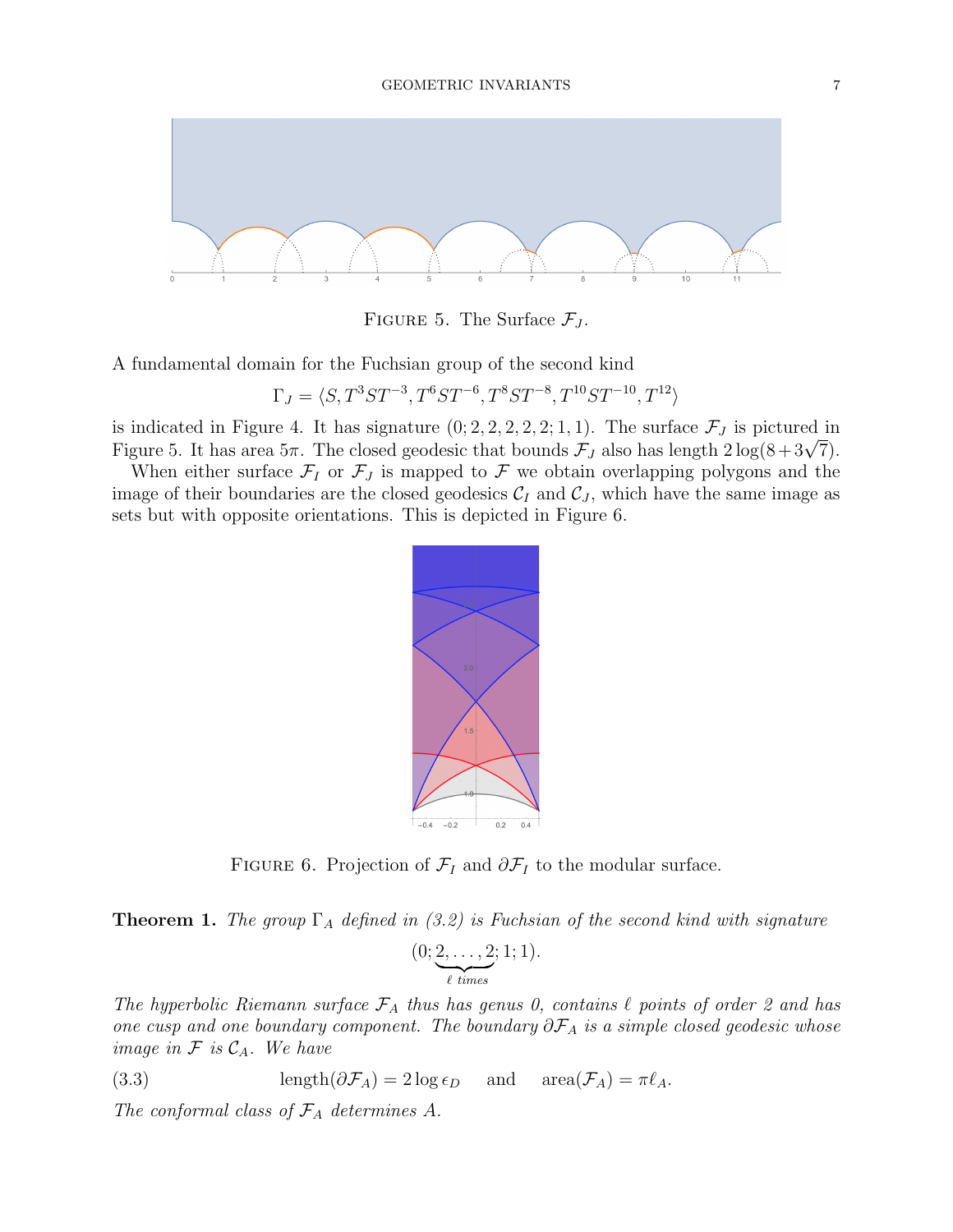FIGURE 5. The Surface $\mathcal{F}_J$.

A fundamental domain for the Fuchsian group of the second kind

$$\Gamma_J = \langle S, T^3ST^{-3}, T^6ST^{-6}, T^8ST^{-8}, T^{10}ST^{-10}, T^{12} \rangle$$

is indicated in Figure 4. It has signature $(0; 2, 2, 2, 2, 2; 1, 1)$. The surface $\mathcal{F}_J$ is pictured in Figure 5. It has area $5\pi$. The closed geodesic that bounds $\mathcal{F}_J$ also has length $2\log(8+3\sqrt{7})$.

When either surface $\mathcal{F}_I$ or $\mathcal{F}_J$ is mapped to $\mathcal{F}$ we obtain overlapping polygons and the image of their boundaries are the closed geodesics $\mathcal{C}_I$ and $\mathcal{C}_J$, which have the same image as sets but with opposite orientations. This is depicted in Figure 6.

FIGURE 6. Projection of $\mathcal{F}_I$ and $\partial\mathcal{F}_I$ to the modular surface.

**Theorem 1.** *The group $\Gamma_A$ defined in (3.2) is Fuchsian of the second kind with signature*

$$(0; \underbrace{2, \ldots, 2}_{\ell \text{ times}}; 1; 1).$$

*The hyperbolic Riemann surface $\mathcal{F}_A$ thus has genus 0, contains $\ell$ points of order 2 and has one cusp and one boundary component. The boundary $\partial\mathcal{F}_A$ is a simple closed geodesic whose image in $\mathcal{F}$ is $\mathcal{C}_A$. We have*

$$\text{length}(\partial\mathcal{F}_A) = 2\log\epsilon_D \quad \text{and} \quad \text{area}(\mathcal{F}_A) = \pi\ell_A. \tag{3.3}$$

*The conformal class of $\mathcal{F}_A$ determines $A$.*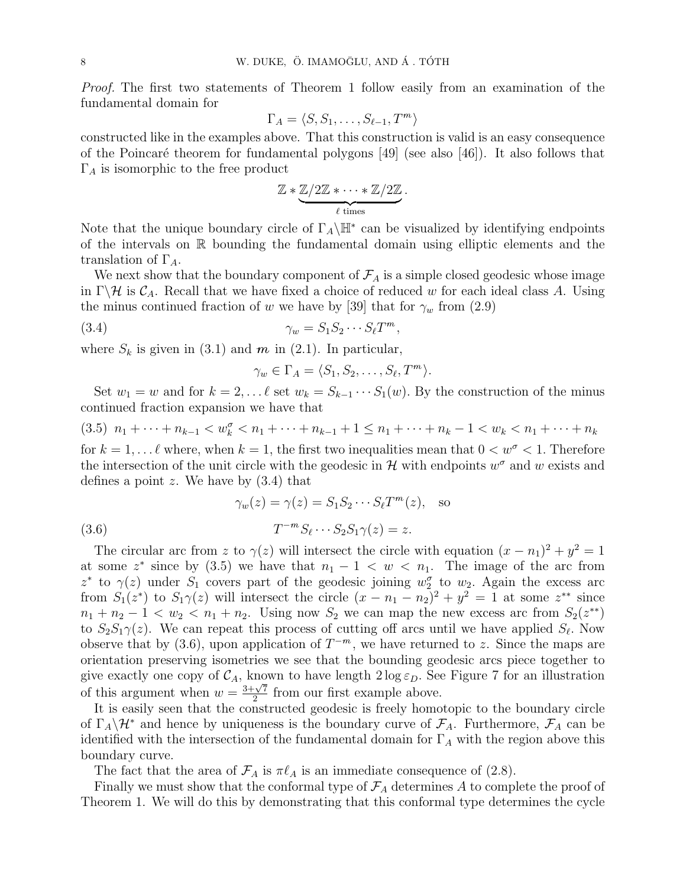*Proof.* The first two statements of Theorem 1 follow easily from an examination of the fundamental domain for

$$\Gamma_A = \langle S, S_1, \dots, S_{\ell-1}, T^m \rangle$$

constructed like in the examples above. That this construction is valid is an easy consequence of the Poincaré theorem for fundamental polygons [49] (see also [46]). It also follows that $\Gamma_A$ is isomorphic to the free product

$$\mathbb{Z} * \underbrace{\mathbb{Z}/2\mathbb{Z} * \cdots * \mathbb{Z}/2\mathbb{Z}}_{\ell \text{ times}}.$$

Note that the unique boundary circle of $\Gamma_A \backslash \mathbb{H}^*$ can be visualized by identifying endpoints of the intervals on $\mathbb{R}$ bounding the fundamental domain using elliptic elements and the translation of $\Gamma_A$.

We next show that the boundary component of $\mathcal{F}_A$ is a simple closed geodesic whose image in $\Gamma \backslash \mathcal{H}$ is $\mathcal{C}_A$. Recall that we have fixed a choice of reduced $w$ for each ideal class $A$. Using the minus continued fraction of $w$ we have by [39] that for $\gamma_w$ from (2.9)

$$\gamma_w = S_1 S_2 \cdots S_\ell T^m, \tag{3.4}$$

where $S_k$ is given in (3.1) and $m$ in (2.1). In particular,

$$\gamma_w \in \Gamma_A = \langle S_1, S_2, \dots, S_\ell, T^m \rangle.$$

Set $w_1 = w$ and for $k = 2, \dots \ell$ set $w_k = S_{k-1} \cdots S_1(w)$. By the construction of the minus continued fraction expansion we have that

$$n_1 + \cdots + n_{k-1} < w_k^\sigma < n_1 + \cdots + n_{k-1} + 1 \le n_1 + \cdots + n_k - 1 < w_k < n_1 + \cdots + n_k \tag{3.5}$$

for $k = 1, \dots \ell$ where, when $k = 1$, the first two inequalities mean that $0 < w^\sigma < 1$. Therefore the intersection of the unit circle with the geodesic in $\mathcal{H}$ with endpoints $w^\sigma$ and $w$ exists and defines a point $z$. We have by (3.4) that

$$\gamma_w(z) = \gamma(z) = S_1 S_2 \cdots S_\ell T^m(z), \quad \text{so}$$

$$T^{-m} S_\ell \cdots S_2 S_1 \gamma(z) = z. \tag{3.6}$$

The circular arc from $z$ to $\gamma(z)$ will intersect the circle with equation $(x - n_1)^2 + y^2 = 1$ at some $z^*$ since by (3.5) we have that $n_1 - 1 < w < n_1$. The image of the arc from $z^*$ to $\gamma(z)$ under $S_1$ covers part of the geodesic joining $w_2^\sigma$ to $w_2$. Again the excess arc from $S_1(z^*)$ to $S_1\gamma(z)$ will intersect the circle $(x - n_1 - n_2)^2 + y^2 = 1$ at some $z^{**}$ since $n_1 + n_2 - 1 < w_2 < n_1 + n_2$. Using now $S_2$ we can map the new excess arc from $S_2(z^{**})$ to $S_2 S_1 \gamma(z)$. We can repeat this process of cutting off arcs until we have applied $S_\ell$. Now observe that by (3.6), upon application of $T^{-m}$, we have returned to $z$. Since the maps are orientation preserving isometries we see that the bounding geodesic arcs piece together to give exactly one copy of $\mathcal{C}_A$, known to have length $2 \log \varepsilon_D$. See Figure 7 for an illustration of this argument when $w = \frac{3+\sqrt{7}}{2}$ from our first example above.

It is easily seen that the constructed geodesic is freely homotopic to the boundary circle of $\Gamma_A \backslash \mathcal{H}^*$ and hence by uniqueness is the boundary curve of $\mathcal{F}_A$. Furthermore, $\mathcal{F}_A$ can be identified with the intersection of the fundamental domain for $\Gamma_A$ with the region above this boundary curve.

The fact that the area of $\mathcal{F}_A$ is $\pi \ell_A$ is an immediate consequence of (2.8).

Finally we must show that the conformal type of $\mathcal{F}_A$ determines $A$ to complete the proof of Theorem 1. We will do this by demonstrating that this conformal type determines the cycle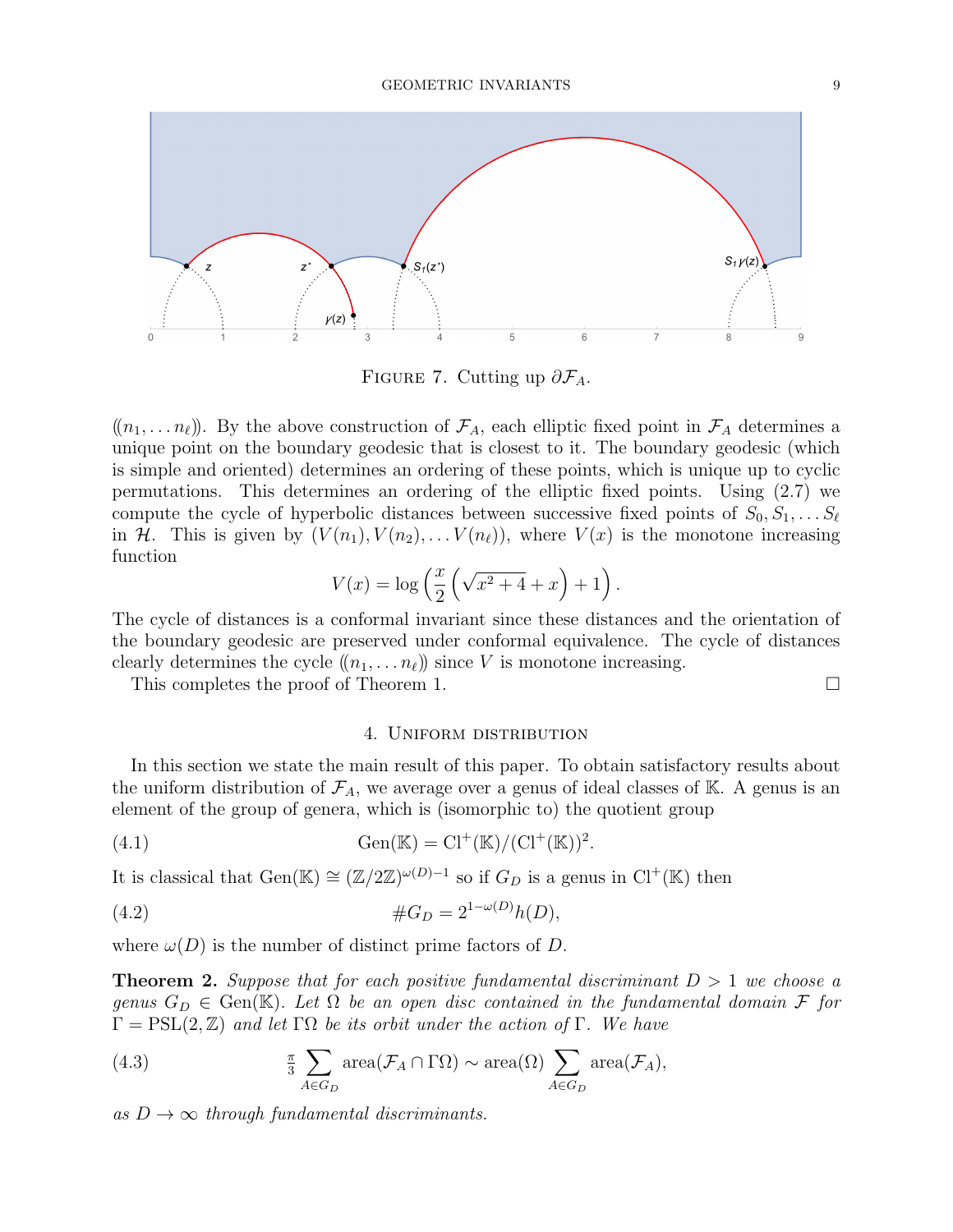FIGURE 7. Cutting up $\partial\mathcal{F}_A$.

$(\!(n_1,\dots n_\ell)\!)$. By the above construction of $\mathcal{F}_A$, each elliptic fixed point in $\mathcal{F}_A$ determines a unique point on the boundary geodesic that is closest to it. The boundary geodesic (which is simple and oriented) determines an ordering of these points, which is unique up to cyclic permutations. This determines an ordering of the elliptic fixed points. Using (2.7) we compute the cycle of hyperbolic distances between successive fixed points of $S_0, S_1, \dots S_\ell$ in $\mathcal{H}$. This is given by $(V(n_1), V(n_2), \dots V(n_\ell))$, where $V(x)$ is the monotone increasing function

$$V(x) = \log\left(\frac{x}{2}\left(\sqrt{x^2+4}+x\right)+1\right).$$

The cycle of distances is a conformal invariant since these distances and the orientation of the boundary geodesic are preserved under conformal equivalence. The cycle of distances clearly determines the cycle $(\!(n_1,\dots n_\ell)\!)$ since $V$ is monotone increasing.

This completes the proof of Theorem 1. $\square$

## 4. Uniform distribution

In this section we state the main result of this paper. To obtain satisfactory results about the uniform distribution of $\mathcal{F}_A$, we average over a genus of ideal classes of $\mathbb{K}$. A genus is an element of the group of genera, which is (isomorphic to) the quotient group

$$\mathrm{Gen}(\mathbb{K}) = \mathrm{Cl}^+(\mathbb{K})/(\mathrm{Cl}^+(\mathbb{K}))^2. \tag{4.1}$$

It is classical that $\mathrm{Gen}(\mathbb{K}) \cong (\mathbb{Z}/2\mathbb{Z})^{\omega(D)-1}$ so if $G_D$ is a genus in $\mathrm{Cl}^+(\mathbb{K})$ then

$$\#G_D = 2^{1-\omega(D)}h(D), \tag{4.2}$$

where $\omega(D)$ is the number of distinct prime factors of $D$.

**Theorem 2.** *Suppose that for each positive fundamental discriminant $D>1$ we choose a genus $G_D \in \mathrm{Gen}(\mathbb{K})$. Let $\Omega$ be an open disc contained in the fundamental domain $\mathcal{F}$ for $\Gamma = \mathrm{PSL}(2,\mathbb{Z})$ and let $\Gamma\Omega$ be its orbit under the action of $\Gamma$. We have*

$$\tfrac{\pi}{3}\sum_{A\in G_D}\mathrm{area}(\mathcal{F}_A\cap\Gamma\Omega) \sim \mathrm{area}(\Omega)\sum_{A\in G_D}\mathrm{area}(\mathcal{F}_A), \tag{4.3}$$

*as $D\to\infty$ through fundamental discriminants.*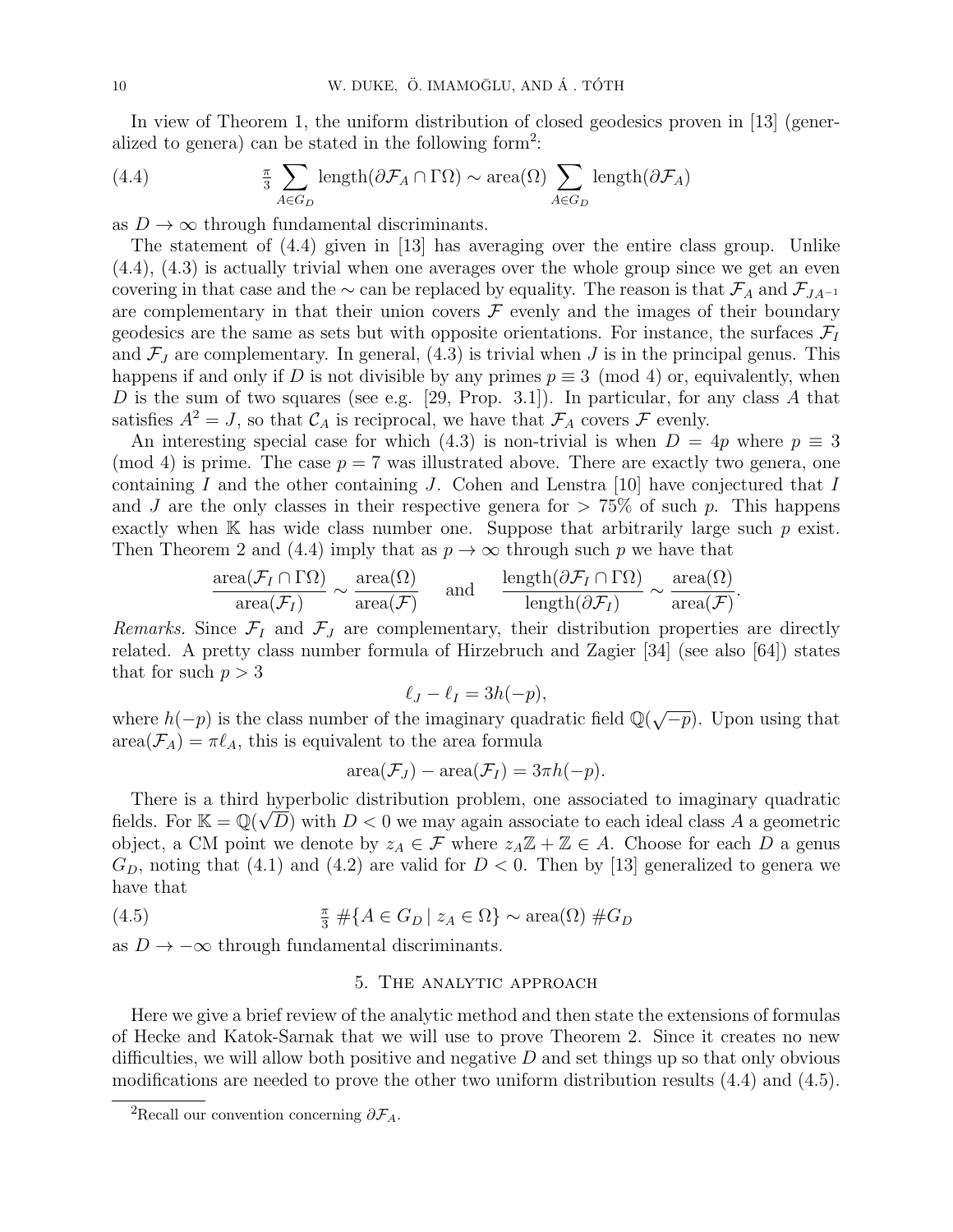In view of Theorem 1, the uniform distribution of closed geodesics proven in [13] (generalized to genera) can be stated in the following form[2]:

$$\tfrac{\pi}{3}\sum_{A\in G_D}\mathrm{length}(\partial\mathcal{F}_A\cap\Gamma\Omega)\sim \mathrm{area}(\Omega)\sum_{A\in G_D}\mathrm{length}(\partial\mathcal{F}_A) \tag{4.4}$$

as $D\to\infty$ through fundamental discriminants.

The statement of (4.4) given in [13] has averaging over the entire class group. Unlike (4.4), (4.3) is actually trivial when one averages over the whole group since we get an even covering in that case and the $\sim$ can be replaced by equality. The reason is that $\mathcal{F}_A$ and $\mathcal{F}_{JA^{-1}}$ are complementary in that their union covers $\mathcal{F}$ evenly and the images of their boundary geodesics are the same as sets but with opposite orientations. For instance, the surfaces $\mathcal{F}_I$ and $\mathcal{F}_J$ are complementary. In general, (4.3) is trivial when $J$ is in the principal genus. This happens if and only if $D$ is not divisible by any primes $p\equiv 3 \pmod 4$ or, equivalently, when $D$ is the sum of two squares (see e.g. [29, Prop. 3.1]). In particular, for any class $A$ that satisfies $A^2=J$, so that $\mathcal{C}_A$ is reciprocal, we have that $\mathcal{F}_A$ covers $\mathcal{F}$ evenly.

An interesting special case for which (4.3) is non-trivial is when $D=4p$ where $p\equiv 3 \pmod 4$ is prime. The case $p=7$ was illustrated above. There are exactly two genera, one containing $I$ and the other containing $J$. Cohen and Lenstra [10] have conjectured that $I$ and $J$ are the only classes in their respective genera for $>75\%$ of such $p$. This happens exactly when $\mathbb{K}$ has wide class number one. Suppose that arbitrarily large such $p$ exist. Then Theorem 2 and (4.4) imply that as $p\to\infty$ through such $p$ we have that

$$\frac{\mathrm{area}(\mathcal{F}_I\cap\Gamma\Omega)}{\mathrm{area}(\mathcal{F}_I)}\sim\frac{\mathrm{area}(\Omega)}{\mathrm{area}(\mathcal{F})}\quad\text{ and }\quad\frac{\mathrm{length}(\partial\mathcal{F}_I\cap\Gamma\Omega)}{\mathrm{length}(\partial\mathcal{F}_I)}\sim\frac{\mathrm{area}(\Omega)}{\mathrm{area}(\mathcal{F})}.$$

*Remarks.* Since $\mathcal{F}_I$ and $\mathcal{F}_J$ are complementary, their distribution properties are directly related. A pretty class number formula of Hirzebruch and Zagier [34] (see also [64]) states that for such $p>3$

$$\ell_J-\ell_I=3h(-p),$$

where $h(-p)$ is the class number of the imaginary quadratic field $\mathbb{Q}(\sqrt{-p})$. Upon using that $\mathrm{area}(\mathcal{F}_A)=\pi\ell_A$, this is equivalent to the area formula

$$\mathrm{area}(\mathcal{F}_J)-\mathrm{area}(\mathcal{F}_I)=3\pi h(-p).$$

There is a third hyperbolic distribution problem, one associated to imaginary quadratic fields. For $\mathbb{K}=\mathbb{Q}(\sqrt{D})$ with $D<0$ we may again associate to each ideal class $A$ a geometric object, a CM point we denote by $z_A\in\mathcal{F}$ where $z_A\mathbb{Z}+\mathbb{Z}\in A$. Choose for each $D$ a genus $G_D$, noting that (4.1) and (4.2) are valid for $D<0$. Then by [13] generalized to genera we have that

$$\tfrac{\pi}{3}\,\#\{A\in G_D\mid z_A\in\Omega\}\sim\mathrm{area}(\Omega)\,\#G_D \tag{4.5}$$

as $D\to-\infty$ through fundamental discriminants.

## 5. The analytic approach

Here we give a brief review of the analytic method and then state the extensions of formulas of Hecke and Katok-Sarnak that we will use to prove Theorem 2. Since it creates no new difficulties, we will allow both positive and negative $D$ and set things up so that only obvious modifications are needed to prove the other two uniform distribution results (4.4) and (4.5).

[2] Recall our convention concerning $\partial\mathcal{F}_A$.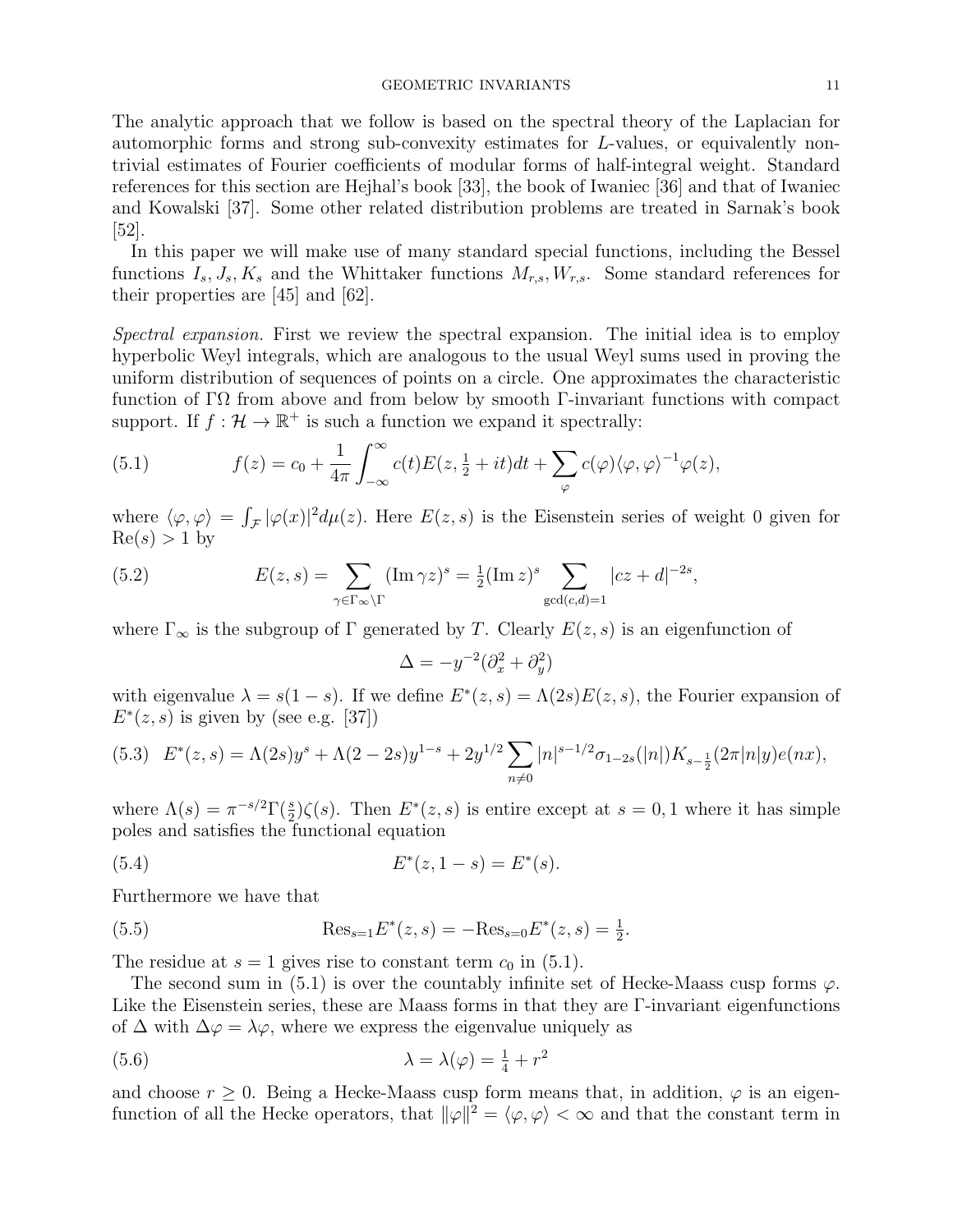The analytic approach that we follow is based on the spectral theory of the Laplacian for automorphic forms and strong sub-convexity estimates for $L$-values, or equivalently non-trivial estimates of Fourier coefficients of modular forms of half-integral weight. Standard references for this section are Hejhal's book [33], the book of Iwaniec [36] and that of Iwaniec and Kowalski [37]. Some other related distribution problems are treated in Sarnak's book [52].

In this paper we will make use of many standard special functions, including the Bessel functions $I_s, J_s, K_s$ and the Whittaker functions $M_{r,s}, W_{r,s}$. Some standard references for their properties are [45] and [62].

*Spectral expansion.* First we review the spectral expansion. The initial idea is to employ hyperbolic Weyl integrals, which are analogous to the usual Weyl sums used in proving the uniform distribution of sequences of points on a circle. One approximates the characteristic function of $\Gamma\Omega$ from above and from below by smooth $\Gamma$-invariant functions with compact support. If $f : \mathcal{H} \to \mathbb{R}^+$ is such a function we expand it spectrally:

$$f(z) = c_0 + \frac{1}{4\pi}\int_{-\infty}^{\infty} c(t)E(z, \tfrac{1}{2} + it)dt + \sum_{\varphi} c(\varphi)\langle\varphi, \varphi\rangle^{-1}\varphi(z), \tag{5.1}$$

where $\langle\varphi, \varphi\rangle = \int_{\mathcal{F}} |\varphi(x)|^2 d\mu(z)$. Here $E(z, s)$ is the Eisenstein series of weight 0 given for $\mathrm{Re}(s) > 1$ by

$$E(z, s) = \sum_{\gamma\in\Gamma_\infty\backslash\Gamma} (\mathrm{Im}\,\gamma z)^s = \tfrac{1}{2}(\mathrm{Im}\,z)^s \sum_{\gcd(c,d)=1} |cz + d|^{-2s}, \tag{5.2}$$

where $\Gamma_\infty$ is the subgroup of $\Gamma$ generated by $T$. Clearly $E(z, s)$ is an eigenfunction of

$$\Delta = -y^{-2}(\partial_x^2 + \partial_y^2)$$

with eigenvalue $\lambda = s(1 - s)$. If we define $E^*(z, s) = \Lambda(2s)E(z, s)$, the Fourier expansion of $E^*(z, s)$ is given by (see e.g. [37])

$$E^*(z, s) = \Lambda(2s)y^s + \Lambda(2 - 2s)y^{1-s} + 2y^{1/2}\sum_{n\neq 0} |n|^{s-1/2}\sigma_{1-2s}(|n|)K_{s-\frac{1}{2}}(2\pi|n|y)e(nx), \tag{5.3}$$

where $\Lambda(s) = \pi^{-s/2}\Gamma(\frac{s}{2})\zeta(s)$. Then $E^*(z, s)$ is entire except at $s = 0, 1$ where it has simple poles and satisfies the functional equation

$$E^*(z, 1 - s) = E^*(s). \tag{5.4}$$

Furthermore we have that

$$\mathrm{Res}_{s=1}E^*(z, s) = -\mathrm{Res}_{s=0}E^*(z, s) = \tfrac{1}{2}. \tag{5.5}$$

The residue at $s = 1$ gives rise to constant term $c_0$ in (5.1).

The second sum in (5.1) is over the countably infinite set of Hecke-Maass cusp forms $\varphi$. Like the Eisenstein series, these are Maass forms in that they are $\Gamma$-invariant eigenfunctions of $\Delta$ with $\Delta\varphi = \lambda\varphi$, where we express the eigenvalue uniquely as

$$\lambda = \lambda(\varphi) = \tfrac{1}{4} + r^2 \tag{5.6}$$

and choose $r \geq 0$. Being a Hecke-Maass cusp form means that, in addition, $\varphi$ is an eigenfunction of all the Hecke operators, that $\|\varphi\|^2 = \langle\varphi, \varphi\rangle < \infty$ and that the constant term in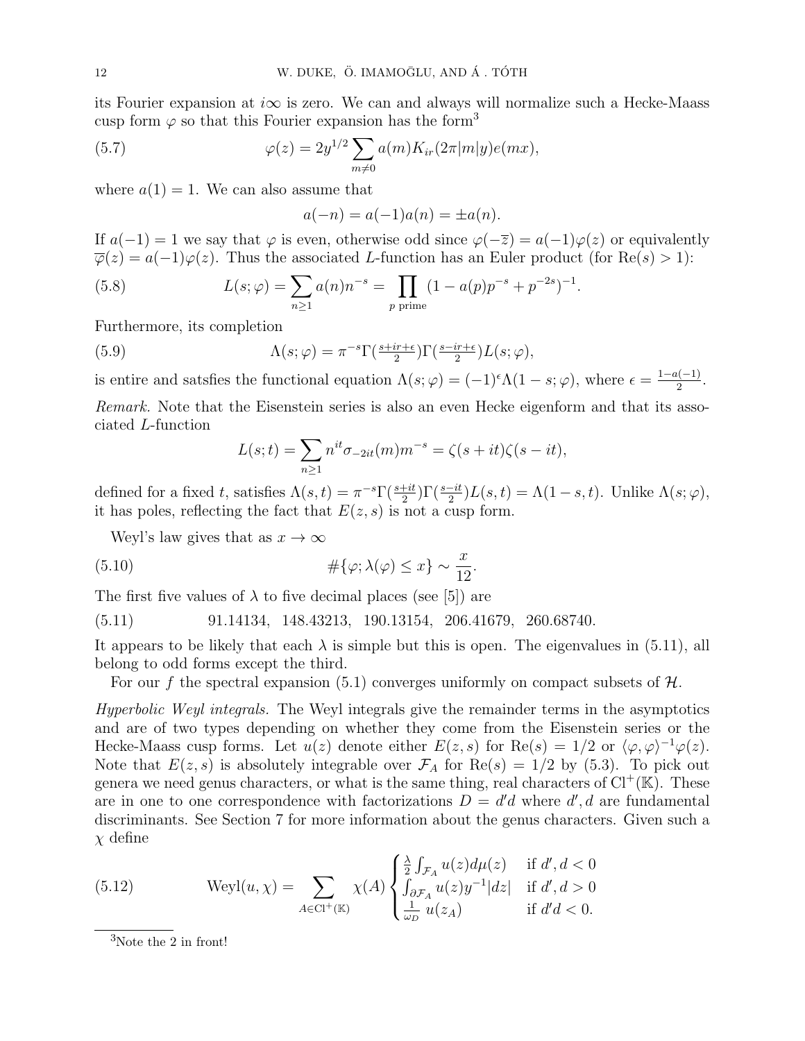its Fourier expansion at $i\infty$ is zero. We can and always will normalize such a Hecke-Maass cusp form $\varphi$ so that this Fourier expansion has the form[3]

$$\varphi(z) = 2y^{1/2} \sum_{m \neq 0} a(m) K_{ir}(2\pi|m|y) e(mx), \tag{5.7}$$

where $a(1) = 1$. We can also assume that

$$a(-n) = a(-1)a(n) = \pm a(n).$$

If $a(-1) = 1$ we say that $\varphi$ is even, otherwise odd since $\varphi(-\overline{z}) = a(-1)\varphi(z)$ or equivalently $\overline{\varphi}(z) = a(-1)\varphi(z)$. Thus the associated $L$-function has an Euler product (for $\mathrm{Re}(s) > 1$):

$$L(s;\varphi) = \sum_{n \geq 1} a(n) n^{-s} = \prod_{p \text{ prime}} (1 - a(p)p^{-s} + p^{-2s})^{-1}. \tag{5.8}$$

Furthermore, its completion

$$\Lambda(s;\varphi) = \pi^{-s} \Gamma(\tfrac{s+ir+\epsilon}{2}) \Gamma(\tfrac{s-ir+\epsilon}{2}) L(s;\varphi), \tag{5.9}$$

is entire and satsfies the functional equation $\Lambda(s;\varphi) = (-1)^{\epsilon}\Lambda(1-s;\varphi)$, where $\epsilon = \frac{1-a(-1)}{2}$.

*Remark.* Note that the Eisenstein series is also an even Hecke eigenform and that its associated $L$-function

$$L(s;t) = \sum_{n \geq 1} n^{it} \sigma_{-2it}(m) m^{-s} = \zeta(s+it)\zeta(s-it),$$

defined for a fixed $t$, satisfies $\Lambda(s,t) = \pi^{-s}\Gamma(\frac{s+it}{2})\Gamma(\frac{s-it}{2})L(s,t) = \Lambda(1-s,t)$. Unlike $\Lambda(s;\varphi)$, it has poles, reflecting the fact that $E(z,s)$ is not a cusp form.

Weyl's law gives that as $x \to \infty$

$$\#\{\varphi; \lambda(\varphi) \leq x\} \sim \frac{x}{12}. \tag{5.10}$$

The first five values of $\lambda$ to five decimal places (see [5]) are

$$91.14134, \quad 148.43213, \quad 190.13154, \quad 206.41679, \quad 260.68740. \tag{5.11}$$

It appears to be likely that each $\lambda$ is simple but this is open. The eigenvalues in (5.11), all belong to odd forms except the third.

For our $f$ the spectral expansion (5.1) converges uniformly on compact subsets of $\mathcal{H}$.

*Hyperbolic Weyl integrals.* The Weyl integrals give the remainder terms in the asymptotics and are of two types depending on whether they come from the Eisenstein series or the Hecke-Maass cusp forms. Let $u(z)$ denote either $E(z,s)$ for $\mathrm{Re}(s) = 1/2$ or $\langle \varphi, \varphi \rangle^{-1}\varphi(z)$. Note that $E(z,s)$ is absolutely integrable over $\mathcal{F}_A$ for $\mathrm{Re}(s) = 1/2$ by (5.3). To pick out genera we need genus characters, or what is the same thing, real characters of $\mathrm{Cl}^+(\mathbb{K})$. These are in one to one correspondence with factorizations $D = d'd$ where $d', d$ are fundamental discriminants. See Section 7 for more information about the genus characters. Given such a $\chi$ define

$$\mathrm{Weyl}(u,\chi) = \sum_{A \in \mathrm{Cl}^+(\mathbb{K})} \chi(A) \begin{cases} \frac{\lambda}{2} \int_{\mathcal{F}_A} u(z) d\mu(z) & \text{if } d', d < 0 \\ \int_{\partial \mathcal{F}_A} u(z) y^{-1} |dz| & \text{if } d', d > 0 \\ \frac{1}{\omega_D}\, u(z_A) & \text{if } d'd < 0. \end{cases} \tag{5.12}$$

[3] Note the 2 in front!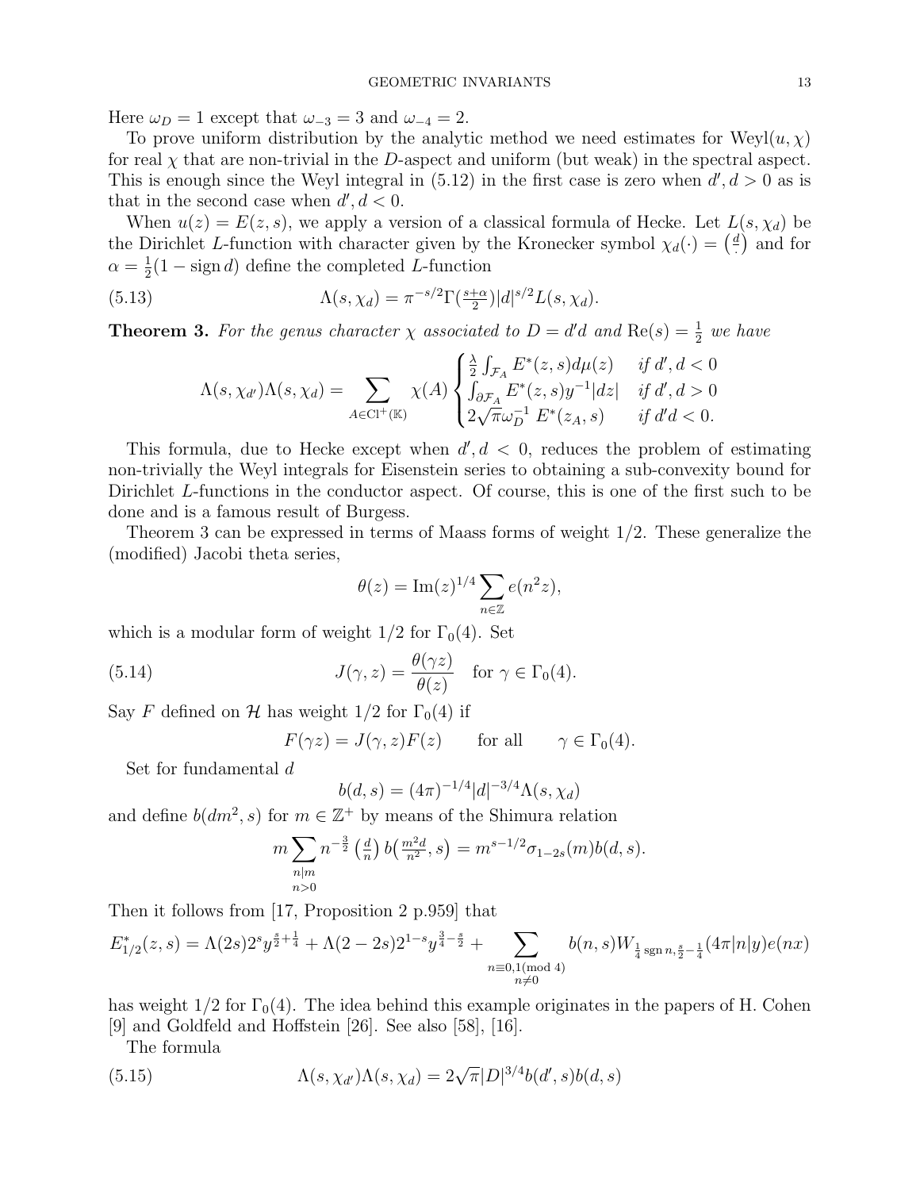Here $\omega_D = 1$ except that $\omega_{-3} = 3$ and $\omega_{-4} = 2$.

To prove uniform distribution by the analytic method we need estimates for $\mathrm{Weyl}(u, \chi)$ for real $\chi$ that are non-trivial in the $D$-aspect and uniform (but weak) in the spectral aspect. This is enough since the Weyl integral in (5.12) in the first case is zero when $d', d > 0$ as is that in the second case when $d', d < 0$.

When $u(z) = E(z, s)$, we apply a version of a classical formula of Hecke. Let $L(s, \chi_d)$ be the Dirichlet $L$-function with character given by the Kronecker symbol $\chi_d(\cdot) = \left(\frac{d}{\cdot}\right)$ and for $\alpha = \frac{1}{2}(1 - \operatorname{sign} d)$ define the completed $L$-function

$$\Lambda(s, \chi_d) = \pi^{-s/2}\Gamma(\tfrac{s+\alpha}{2})|d|^{s/2}L(s, \chi_d). \tag{5.13}$$

**Theorem 3.** *For the genus character $\chi$ associated to $D = d'd$ and $\mathrm{Re}(s) = \frac{1}{2}$ we have*

$$\Lambda(s, \chi_{d'})\Lambda(s, \chi_d) = \sum_{A \in \mathrm{Cl}^+(\mathbb{K})} \chi(A) \begin{cases} \frac{\lambda}{2}\int_{\mathcal{F}_A} E^*(z,s)d\mu(z) & \text{if } d', d < 0 \\ \int_{\partial\mathcal{F}_A} E^*(z,s)y^{-1}|dz| & \text{if } d', d > 0 \\ 2\sqrt{\pi}\omega_D^{-1}\, E^*(z_A, s) & \text{if } d'd < 0. \end{cases}$$

This formula, due to Hecke except when $d', d < 0$, reduces the problem of estimating non-trivially the Weyl integrals for Eisenstein series to obtaining a sub-convexity bound for Dirichlet $L$-functions in the conductor aspect. Of course, this is one of the first such to be done and is a famous result of Burgess.

Theorem 3 can be expressed in terms of Maass forms of weight $1/2$. These generalize the (modified) Jacobi theta series,

$$\theta(z) = \mathrm{Im}(z)^{1/4}\sum_{n \in \mathbb{Z}} e(n^2 z),$$

which is a modular form of weight $1/2$ for $\Gamma_0(4)$. Set

$$J(\gamma, z) = \frac{\theta(\gamma z)}{\theta(z)} \quad \text{for } \gamma \in \Gamma_0(4). \tag{5.14}$$

Say $F$ defined on $\mathcal{H}$ has weight $1/2$ for $\Gamma_0(4)$ if

$$F(\gamma z) = J(\gamma, z)F(z) \qquad \text{for all} \qquad \gamma \in \Gamma_0(4).$$

Set for fundamental $d$

$$b(d,s) = (4\pi)^{-1/4}|d|^{-3/4}\Lambda(s, \chi_d)$$

and define $b(dm^2, s)$ for $m \in \mathbb{Z}^+$ by means of the Shimura relation

$$m\sum_{\substack{n|m \\ n>0}} n^{-\frac{3}{2}}\left(\tfrac{d}{n}\right)b\left(\tfrac{m^2 d}{n^2}, s\right) = m^{s-1/2}\sigma_{1-2s}(m)b(d,s).$$

Then it follows from [17, Proposition 2 p.959] that

$$E^*_{1/2}(z,s) = \Lambda(2s)2^s y^{\frac{s}{2}+\frac{1}{4}} + \Lambda(2-2s)2^{1-s}y^{\frac{3}{4}-\frac{s}{2}} + \sum_{\substack{n \equiv 0,1 (\mathrm{mod}\ 4) \\ n \neq 0}} b(n,s)W_{\frac{1}{4}\operatorname{sgn} n, \frac{s}{2}-\frac{1}{4}}(4\pi|n|y)e(nx)$$

has weight $1/2$ for $\Gamma_0(4)$. The idea behind this example originates in the papers of H. Cohen [9] and Goldfeld and Hoffstein [26]. See also [58], [16].

The formula

$$\Lambda(s, \chi_{d'})\Lambda(s, \chi_d) = 2\sqrt{\pi}|D|^{3/4}b(d', s)b(d, s) \tag{5.15}$$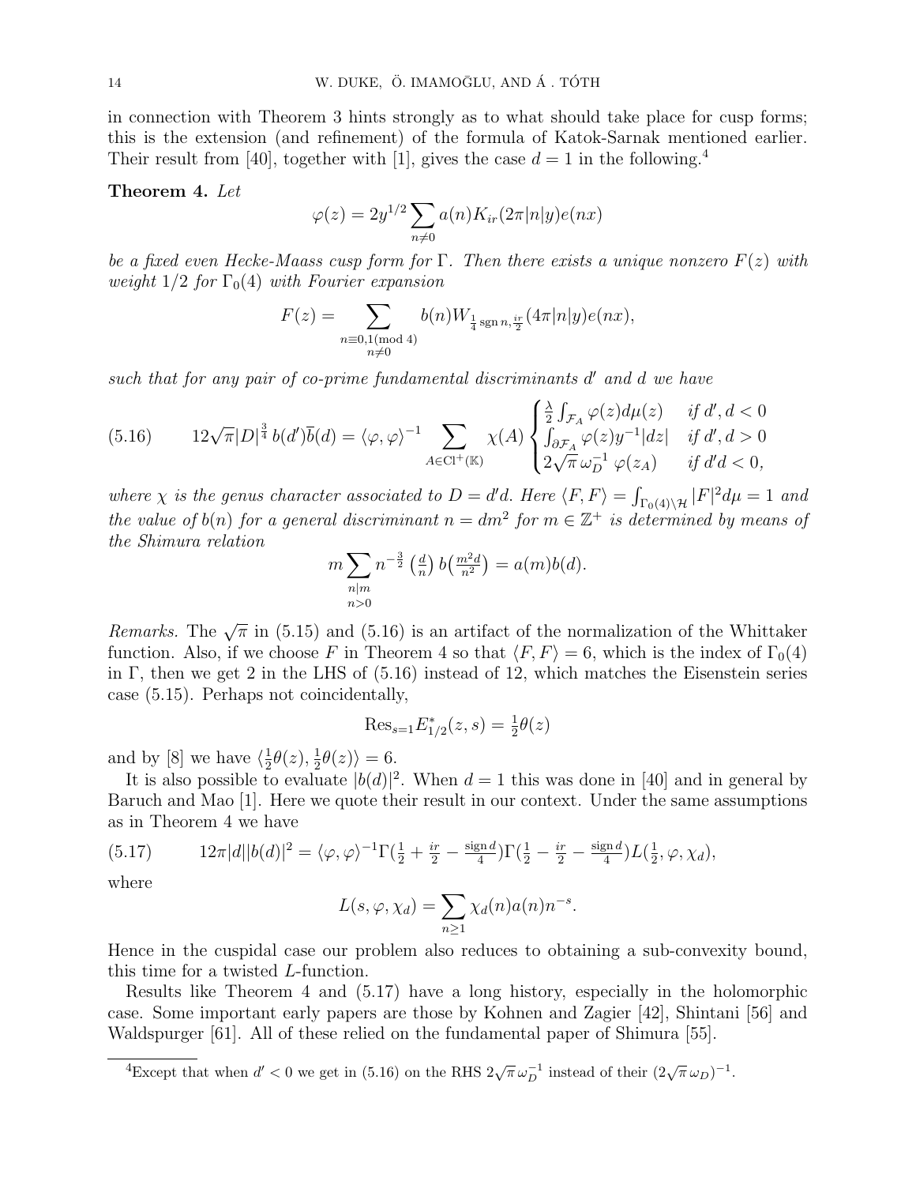in connection with Theorem 3 hints strongly as to what should take place for cusp forms; this is the extension (and refinement) of the formula of Katok-Sarnak mentioned earlier. Their result from [40], together with [1], gives the case $d = 1$ in the following.[4]

**Theorem 4.** *Let*

$$\varphi(z) = 2y^{1/2} \sum_{n \neq 0} a(n) K_{ir}(2\pi|n|y) e(nx)$$

*be a fixed even Hecke-Maass cusp form for $\Gamma$. Then there exists a unique nonzero $F(z)$ with weight $1/2$ for $\Gamma_0(4)$ with Fourier expansion*

$$F(z) = \sum_{\substack{n \equiv 0,1 \pmod 4 \\ n \neq 0}} b(n) W_{\frac{1}{4}\operatorname{sgn} n, \frac{ir}{2}}(4\pi|n|y) e(nx),$$

*such that for any pair of co-prime fundamental discriminants $d'$ and $d$ we have*

$$12\sqrt{\pi}|D|^{\frac{3}{4}}\, b(d')\overline{b}(d) = \langle \varphi, \varphi\rangle^{-1} \sum_{A \in \mathrm{Cl}^+(\mathbb{K})} \chi(A) \begin{cases} \frac{\lambda}{2}\int_{\mathcal{F}_A} \varphi(z) d\mu(z) & \text{if } d', d < 0 \\ \int_{\partial \mathcal{F}_A} \varphi(z) y^{-1}|dz| & \text{if } d', d > 0 \\ 2\sqrt{\pi}\, \omega_D^{-1}\, \varphi(z_A) & \text{if } d'd < 0, \end{cases} \tag{5.16}$$

*where $\chi$ is the genus character associated to $D = d'd$. Here $\langle F, F\rangle = \int_{\Gamma_0(4)\backslash\mathcal{H}} |F|^2 d\mu = 1$ and the value of $b(n)$ for a general discriminant $n = dm^2$ for $m \in \mathbb{Z}^+$ is determined by means of the Shimura relation*

$$m \sum_{\substack{n|m \\ n>0}} n^{-\frac{3}{2}} \left(\tfrac{d}{n}\right) b\left(\tfrac{m^2 d}{n^2}\right) = a(m) b(d).$$

*Remarks.* The $\sqrt{\pi}$ in (5.15) and (5.16) is an artifact of the normalization of the Whittaker function. Also, if we choose $F$ in Theorem 4 so that $\langle F, F\rangle = 6$, which is the index of $\Gamma_0(4)$ in $\Gamma$, then we get 2 in the LHS of (5.16) instead of 12, which matches the Eisenstein series case (5.15). Perhaps not coincidentally,

$$\mathrm{Res}_{s=1} E^*_{1/2}(z, s) = \tfrac{1}{2}\theta(z)$$

and by [8] we have $\langle \frac{1}{2}\theta(z), \frac{1}{2}\theta(z)\rangle = 6$.

It is also possible to evaluate $|b(d)|^2$. When $d = 1$ this was done in [40] and in general by Baruch and Mao [1]. Here we quote their result in our context. Under the same assumptions as in Theorem 4 we have

$$12\pi|d||b(d)|^2 = \langle \varphi, \varphi\rangle^{-1} \Gamma(\tfrac{1}{2} + \tfrac{ir}{2} - \tfrac{\operatorname{sign} d}{4}) \Gamma(\tfrac{1}{2} - \tfrac{ir}{2} - \tfrac{\operatorname{sign} d}{4}) L(\tfrac{1}{2}, \varphi, \chi_d), \tag{5.17}$$

where

$$L(s, \varphi, \chi_d) = \sum_{n \geq 1} \chi_d(n) a(n) n^{-s}.$$

Hence in the cuspidal case our problem also reduces to obtaining a sub-convexity bound, this time for a twisted $L$-function.

Results like Theorem 4 and (5.17) have a long history, especially in the holomorphic case. Some important early papers are those by Kohnen and Zagier [42], Shintani [56] and Waldspurger [61]. All of these relied on the fundamental paper of Shimura [55].

[4] Except that when $d' < 0$ we get in (5.16) on the RHS $2\sqrt{\pi}\,\omega_D^{-1}$ instead of their $(2\sqrt{\pi}\,\omega_D)^{-1}$.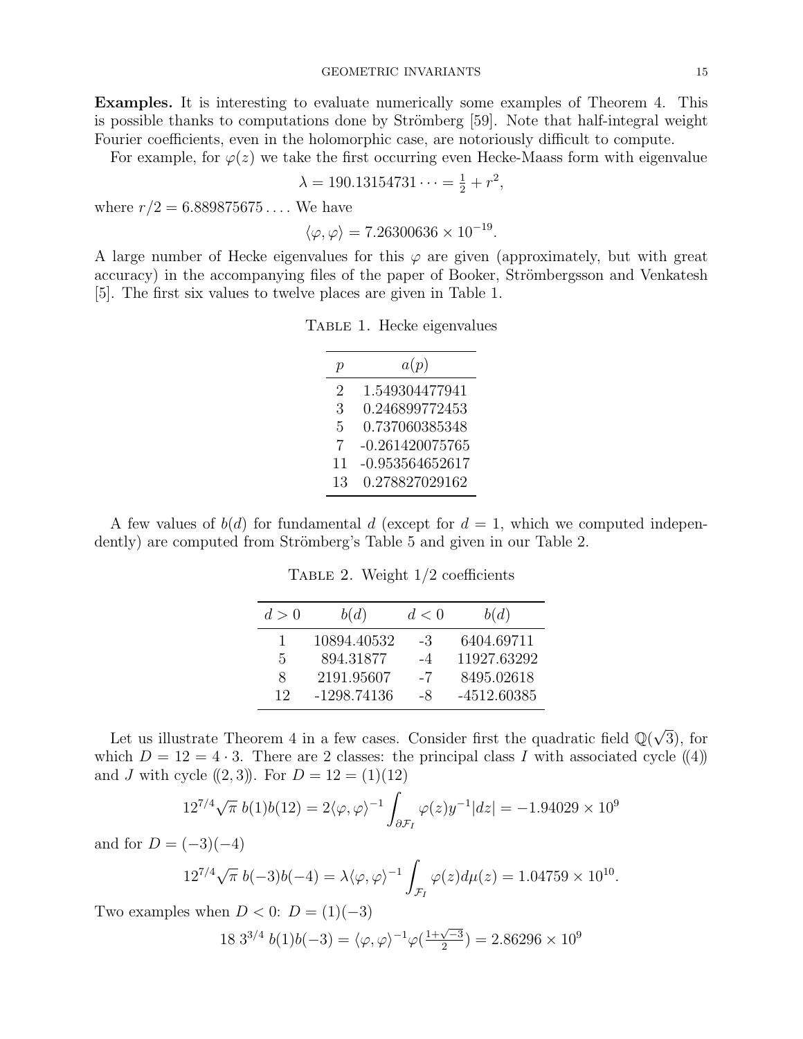**Examples.** It is interesting to evaluate numerically some examples of Theorem 4. This is possible thanks to computations done by Strömberg [59]. Note that half-integral weight Fourier coefficients, even in the holomorphic case, are notoriously difficult to compute.

For example, for $\varphi(z)$ we take the first occurring even Hecke-Maass form with eigenvalue

$$\lambda = 190.13154731 \cdots = \tfrac{1}{2} + r^2,$$

where $r/2 = 6.889875675\ldots$. We have

$$\langle \varphi, \varphi \rangle = 7.26300636 \times 10^{-19}.$$

A large number of Hecke eigenvalues for this $\varphi$ are given (approximately, but with great accuracy) in the accompanying files of the paper of Booker, Strömbergsson and Venkatesh [5]. The first six values to twelve places are given in Table 1.

Table 1. Hecke eigenvalues

| $p$ | $a(p)$ |
|---|---|
| 2 | 1.549304477941 |
| 3 | 0.246899772453 |
| 5 | 0.737060385348 |
| 7 | -0.261420075765 |
| 11 | -0.953564652617 |
| 13 | 0.278827029162 |

A few values of $b(d)$ for fundamental $d$ (except for $d = 1$, which we computed independently) are computed from Strömberg's Table 5 and given in our Table 2.

Table 2. Weight 1/2 coefficients

| $d > 0$ | $b(d)$ | $d < 0$ | $b(d)$ |
|---|---|---|---|
| 1 | 10894.40532 | -3 | 6404.69711 |
| 5 | 894.31877 | -4 | 11927.63292 |
| 8 | 2191.95607 | -7 | 8495.02618 |
| 12 | -1298.74136 | -8 | -4512.60385 |

Let us illustrate Theorem 4 in a few cases. Consider first the quadratic field $\mathbb{Q}(\sqrt{3})$, for which $D = 12 = 4 \cdot 3$. There are 2 classes: the principal class $I$ with associated cycle $(\!(4)\!)$ and $J$ with cycle $(\!(2, 3)\!)$. For $D = 12 = (1)(12)$

$$12^{7/4}\sqrt{\pi}\ b(1)b(12) = 2\langle \varphi, \varphi \rangle^{-1} \int_{\partial \mathcal{F}_I} \varphi(z) y^{-1} |dz| = -1.94029 \times 10^9$$

and for $D = (-3)(-4)$

$$12^{7/4}\sqrt{\pi}\ b(-3)b(-4) = \lambda \langle \varphi, \varphi \rangle^{-1} \int_{\mathcal{F}_I} \varphi(z) d\mu(z) = 1.04759 \times 10^{10}.$$

Two examples when $D < 0$: $D = (1)(-3)$

$$18\ 3^{3/4}\ b(1)b(-3) = \langle \varphi, \varphi \rangle^{-1} \varphi(\tfrac{1+\sqrt{-3}}{2}) = 2.86296 \times 10^9$$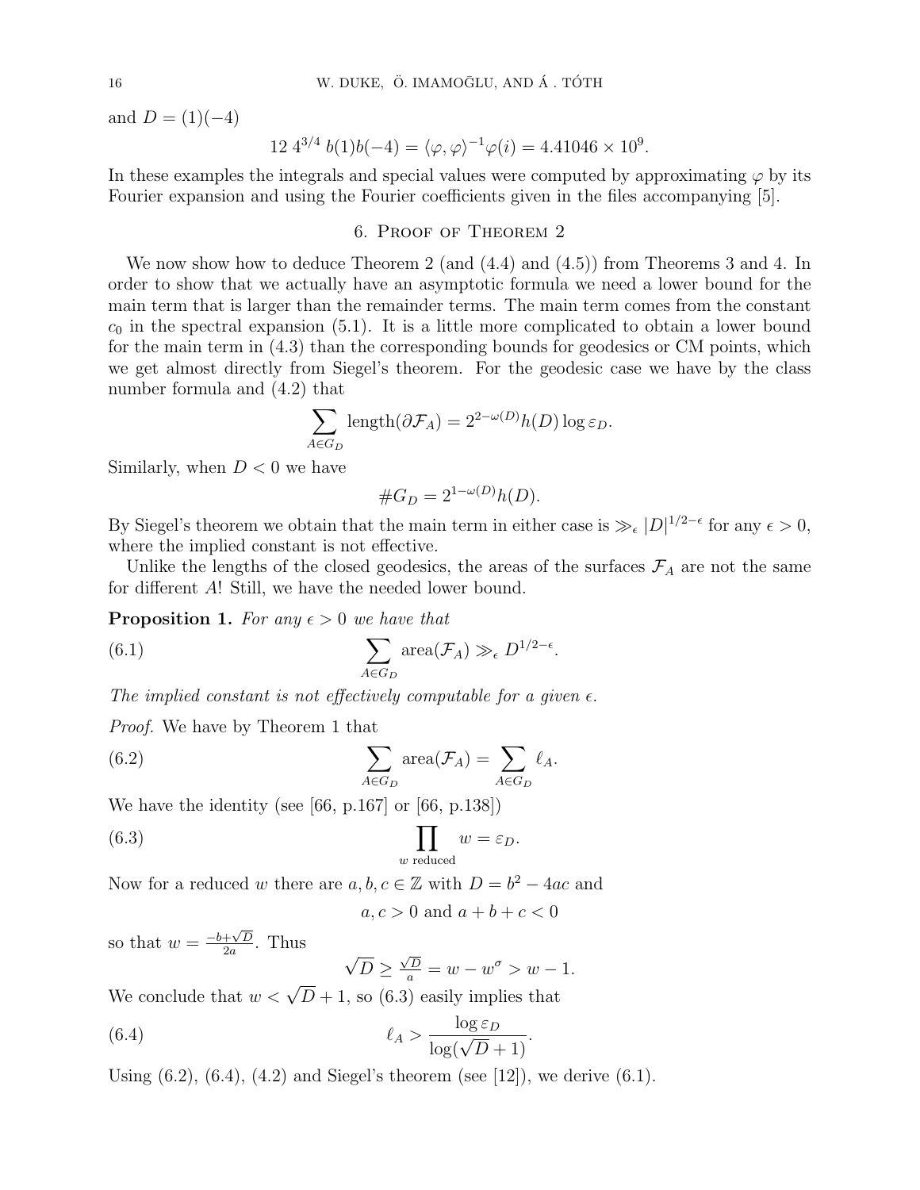and $D = (1)(-4)$

$$12\ 4^{3/4}\ b(1)b(-4) = \langle \varphi, \varphi \rangle^{-1} \varphi(i) = 4.41046 \times 10^9.$$

In these examples the integrals and special values were computed by approximating $\varphi$ by its Fourier expansion and using the Fourier coefficients given in the files accompanying [5].

## 6. Proof of Theorem 2

We now show how to deduce Theorem 2 (and (4.4) and (4.5)) from Theorems 3 and 4. In order to show that we actually have an asymptotic formula we need a lower bound for the main term that is larger than the remainder terms. The main term comes from the constant $c_0$ in the spectral expansion (5.1). It is a little more complicated to obtain a lower bound for the main term in (4.3) than the corresponding bounds for geodesics or CM points, which we get almost directly from Siegel's theorem. For the geodesic case we have by the class number formula and (4.2) that

$$\sum_{A \in G_D} \mathrm{length}(\partial \mathcal{F}_A) = 2^{2-\omega(D)} h(D) \log \varepsilon_D.$$

Similarly, when $D < 0$ we have

$$\# G_D = 2^{1-\omega(D)} h(D).$$

By Siegel's theorem we obtain that the main term in either case is $\gg_\epsilon |D|^{1/2-\epsilon}$ for any $\epsilon > 0$, where the implied constant is not effective.

Unlike the lengths of the closed geodesics, the areas of the surfaces $\mathcal{F}_A$ are not the same for different $A$! Still, we have the needed lower bound.

**Proposition 1.** *For any $\epsilon > 0$ we have that*

$$\sum_{A \in G_D} \mathrm{area}(\mathcal{F}_A) \gg_\epsilon D^{1/2-\epsilon}. \tag{6.1}$$

*The implied constant is not effectively computable for a given $\epsilon$.*

*Proof.* We have by Theorem 1 that

$$\sum_{A \in G_D} \mathrm{area}(\mathcal{F}_A) = \sum_{A \in G_D} \ell_A. \tag{6.2}$$

We have the identity (see [66, p.167] or [66, p.138])

$$\prod_{w \text{ reduced}} w = \varepsilon_D. \tag{6.3}$$

Now for a reduced $w$ there are $a, b, c \in \mathbb{Z}$ with $D = b^2 - 4ac$ and

$$a, c > 0 \text{ and } a + b + c < 0$$

so that $w = \frac{-b+\sqrt{D}}{2a}$. Thus

$$\sqrt{D} \geq \tfrac{\sqrt{D}}{a} = w - w^\sigma > w - 1.$$

We conclude that $w < \sqrt{D} + 1$, so (6.3) easily implies that

$$\ell_A > \frac{\log \varepsilon_D}{\log(\sqrt{D} + 1)}. \tag{6.4}$$

Using (6.2), (6.4), (4.2) and Siegel's theorem (see [12]), we derive (6.1).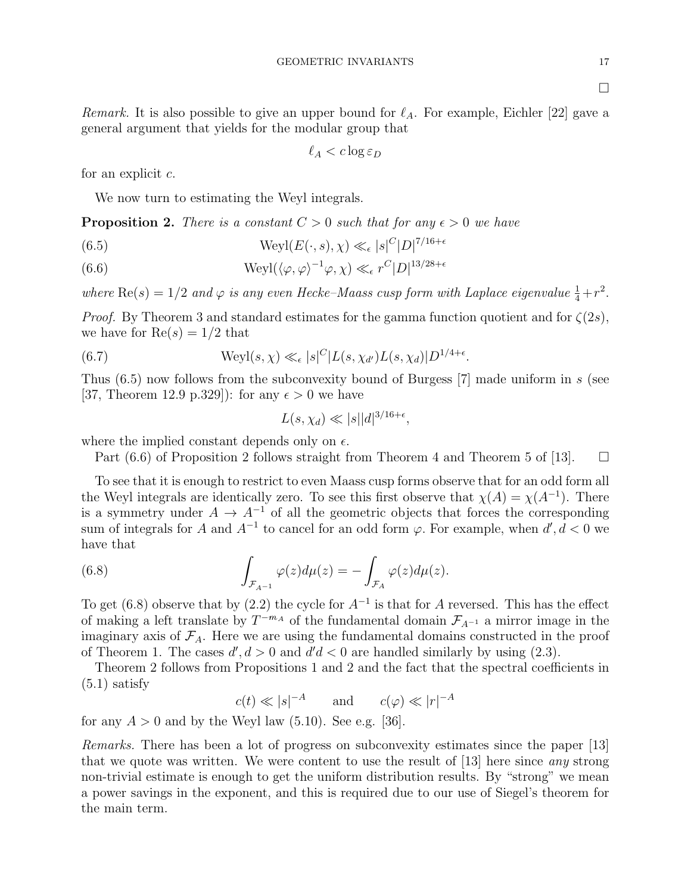□

*Remark.* It is also possible to give an upper bound for $\ell_A$. For example, Eichler [22] gave a general argument that yields for the modular group that

$$\ell_A < c \log \varepsilon_D$$

for an explicit $c$.

We now turn to estimating the Weyl integrals.

**Proposition 2.** *There is a constant $C > 0$ such that for any $\epsilon > 0$ we have*

$$\mathrm{Weyl}(E(\cdot, s), \chi) \ll_\epsilon |s|^C |D|^{7/16+\epsilon} \tag{6.5}$$

$$\mathrm{Weyl}(\langle \varphi, \varphi \rangle^{-1} \varphi, \chi) \ll_\epsilon r^C |D|^{13/28+\epsilon} \tag{6.6}$$

*where* $\mathrm{Re}(s) = 1/2$ *and* $\varphi$ *is any even Hecke–Maass cusp form with Laplace eigenvalue* $\frac{1}{4} + r^2$.

*Proof.* By Theorem 3 and standard estimates for the gamma function quotient and for $\zeta(2s)$, we have for $\mathrm{Re}(s) = 1/2$ that

$$\mathrm{Weyl}(s, \chi) \ll_\epsilon |s|^C |L(s, \chi_{d'}) L(s, \chi_d)| D^{1/4+\epsilon}. \tag{6.7}$$

Thus (6.5) now follows from the subconvexity bound of Burgess [7] made uniform in $s$ (see [37, Theorem 12.9 p.329]): for any $\epsilon > 0$ we have

$$L(s, \chi_d) \ll |s| |d|^{3/16+\epsilon},$$

where the implied constant depends only on $\epsilon$.

Part (6.6) of Proposition 2 follows straight from Theorem 4 and Theorem 5 of [13]. □

To see that it is enough to restrict to even Maass cusp forms observe that for an odd form all the Weyl integrals are identically zero. To see this first observe that $\chi(A) = \chi(A^{-1})$. There is a symmetry under $A \to A^{-1}$ of all the geometric objects that forces the corresponding sum of integrals for $A$ and $A^{-1}$ to cancel for an odd form $\varphi$. For example, when $d', d < 0$ we have that

$$\int_{\mathcal{F}_{A^{-1}}} \varphi(z) d\mu(z) = -\int_{\mathcal{F}_A} \varphi(z) d\mu(z). \tag{6.8}$$

To get (6.8) observe that by (2.2) the cycle for $A^{-1}$ is that for $A$ reversed. This has the effect of making a left translate by $T^{-m_A}$ of the fundamental domain $\mathcal{F}_{A^{-1}}$ a mirror image in the imaginary axis of $\mathcal{F}_A$. Here we are using the fundamental domains constructed in the proof of Theorem 1. The cases $d', d > 0$ and $d'd < 0$ are handled similarly by using (2.3).

Theorem 2 follows from Propositions 1 and 2 and the fact that the spectral coefficients in (5.1) satisfy

$$c(t) \ll |s|^{-A} \qquad \text{and} \qquad c(\varphi) \ll |r|^{-A}$$

for any $A > 0$ and by the Weyl law (5.10). See e.g. [36].

*Remarks.* There has been a lot of progress on subconvexity estimates since the paper [13] that we quote was written. We were content to use the result of [13] here since *any* strong non-trivial estimate is enough to get the uniform distribution results. By "strong" we mean a power savings in the exponent, and this is required due to our use of Siegel's theorem for the main term.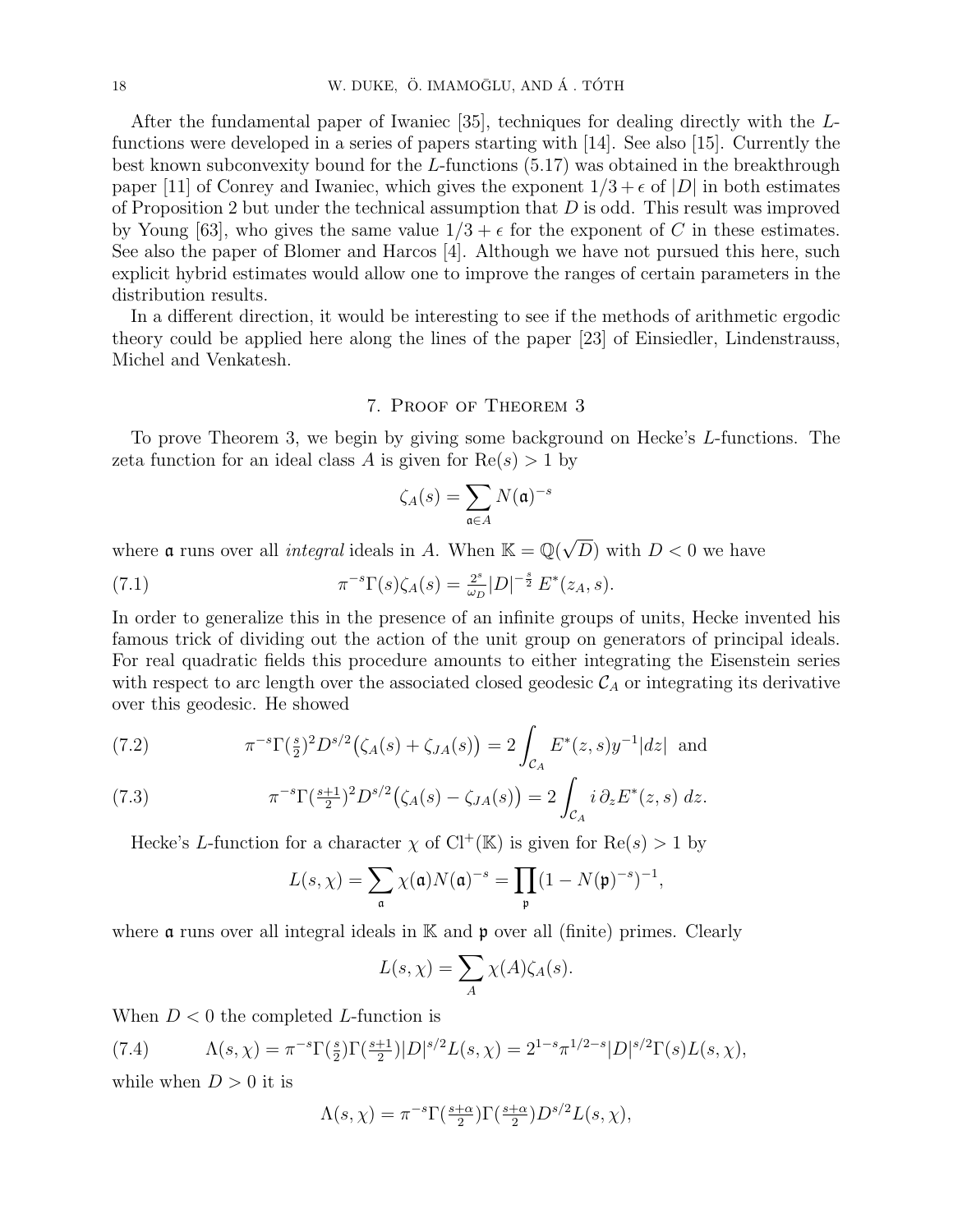After the fundamental paper of Iwaniec [35], techniques for dealing directly with the $L$-functions were developed in a series of papers starting with [14]. See also [15]. Currently the best known subconvexity bound for the $L$-functions (5.17) was obtained in the breakthrough paper [11] of Conrey and Iwaniec, which gives the exponent $1/3+\epsilon$ of $|D|$ in both estimates of Proposition 2 but under the technical assumption that $D$ is odd. This result was improved by Young [63], who gives the same value $1/3+\epsilon$ for the exponent of $C$ in these estimates. See also the paper of Blomer and Harcos [4]. Although we have not pursued this here, such explicit hybrid estimates would allow one to improve the ranges of certain parameters in the distribution results.

In a different direction, it would be interesting to see if the methods of arithmetic ergodic theory could be applied here along the lines of the paper [23] of Einsiedler, Lindenstrauss, Michel and Venkatesh.

## 7. Proof of Theorem 3

To prove Theorem 3, we begin by giving some background on Hecke's $L$-functions. The zeta function for an ideal class $A$ is given for $\mathrm{Re}(s) > 1$ by

$$\zeta_A(s) = \sum_{\mathfrak{a}\in A} N(\mathfrak{a})^{-s}$$

where $\mathfrak{a}$ runs over all *integral* ideals in $A$. When $\mathbb{K} = \mathbb{Q}(\sqrt{D})$ with $D < 0$ we have

$$\pi^{-s}\Gamma(s)\zeta_A(s) = \tfrac{2^s}{\omega_D}|D|^{-\frac{s}{2}}\, E^*(z_A, s). \tag{7.1}$$

In order to generalize this in the presence of an infinite groups of units, Hecke invented his famous trick of dividing out the action of the unit group on generators of principal ideals. For real quadratic fields this procedure amounts to either integrating the Eisenstein series with respect to arc length over the associated closed geodesic $\mathcal{C}_A$ or integrating its derivative over this geodesic. He showed

$$\pi^{-s}\Gamma(\tfrac{s}{2})^2 D^{s/2}\big(\zeta_A(s) + \zeta_{JA}(s)\big) = 2\int_{\mathcal{C}_A} E^*(z,s)y^{-1}|dz| \quad \text{and} \tag{7.2}$$

$$\pi^{-s}\Gamma(\tfrac{s+1}{2})^2 D^{s/2}\big(\zeta_A(s) - \zeta_{JA}(s)\big) = 2\int_{\mathcal{C}_A} i\,\partial_z E^*(z,s)\, dz. \tag{7.3}$$

Hecke's $L$-function for a character $\chi$ of $\mathrm{Cl}^+(\mathbb{K})$ is given for $\mathrm{Re}(s) > 1$ by

$$L(s,\chi) = \sum_{\mathfrak{a}} \chi(\mathfrak{a})N(\mathfrak{a})^{-s} = \prod_{\mathfrak{p}}(1 - N(\mathfrak{p})^{-s})^{-1},$$

where $\mathfrak{a}$ runs over all integral ideals in $\mathbb{K}$ and $\mathfrak{p}$ over all (finite) primes. Clearly

$$L(s,\chi) = \sum_{A} \chi(A)\zeta_A(s).$$

When $D < 0$ the completed $L$-function is

$$\Lambda(s,\chi) = \pi^{-s}\Gamma(\tfrac{s}{2})\Gamma(\tfrac{s+1}{2})|D|^{s/2}L(s,\chi) = 2^{1-s}\pi^{1/2-s}|D|^{s/2}\Gamma(s)L(s,\chi), \tag{7.4}$$

while when $D > 0$ it is

$$\Lambda(s,\chi) = \pi^{-s}\Gamma(\tfrac{s+\alpha}{2})\Gamma(\tfrac{s+\alpha}{2})D^{s/2}L(s,\chi),$$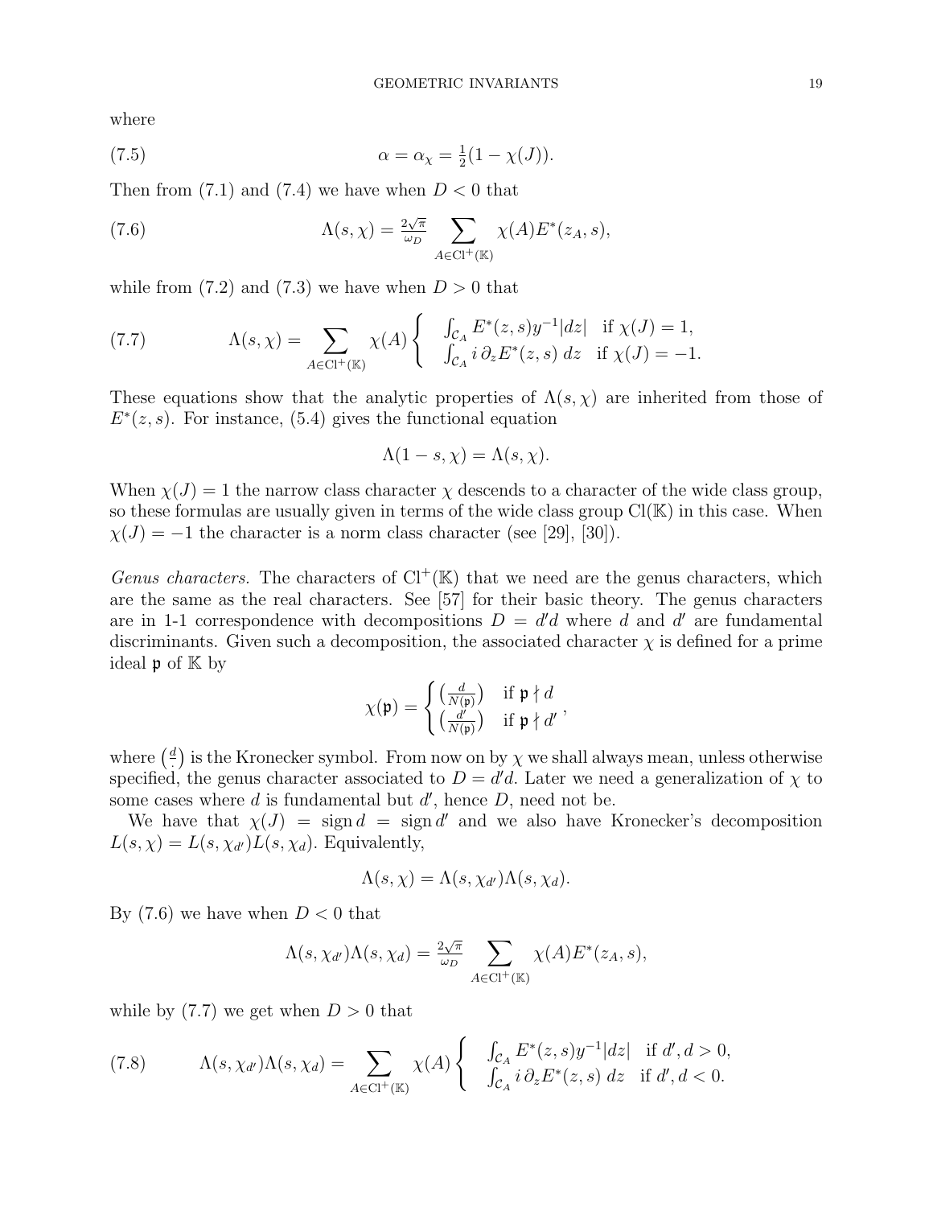where

$$\alpha = \alpha_\chi = \tfrac{1}{2}(1 - \chi(J)). \tag{7.5}$$

Then from (7.1) and (7.4) we have when $D < 0$ that

$$\Lambda(s, \chi) = \tfrac{2\sqrt{\pi}}{\omega_D} \sum_{A \in \mathrm{Cl}^+(\mathbb{K})} \chi(A) E^*(z_A, s), \tag{7.6}$$

while from (7.2) and (7.3) we have when $D > 0$ that

$$\Lambda(s, \chi) = \sum_{A \in \mathrm{Cl}^+(\mathbb{K})} \chi(A) \begin{cases} \int_{\mathcal{C}_A} E^*(z, s) y^{-1} |dz| & \text{if } \chi(J) = 1, \\ \int_{\mathcal{C}_A} i\, \partial_z E^*(z, s)\, dz & \text{if } \chi(J) = -1. \end{cases} \tag{7.7}$$

These equations show that the analytic properties of $\Lambda(s, \chi)$ are inherited from those of $E^*(z, s)$. For instance, (5.4) gives the functional equation

$$\Lambda(1 - s, \chi) = \Lambda(s, \chi).$$

When $\chi(J) = 1$ the narrow class character $\chi$ descends to a character of the wide class group, so these formulas are usually given in terms of the wide class group $\mathrm{Cl}(\mathbb{K})$ in this case. When $\chi(J) = -1$ the character is a norm class character (see [29], [30]).

*Genus characters.* The characters of $\mathrm{Cl}^+(\mathbb{K})$ that we need are the genus characters, which are the same as the real characters. See [57] for their basic theory. The genus characters are in 1-1 correspondence with decompositions $D = d'd$ where $d$ and $d'$ are fundamental discriminants. Given such a decomposition, the associated character $\chi$ is defined for a prime ideal $\mathfrak{p}$ of $\mathbb{K}$ by

$$\chi(\mathfrak{p}) = \begin{cases} \left(\frac{d}{N(\mathfrak{p})}\right) & \text{if } \mathfrak{p} \nmid d \\ \left(\frac{d'}{N(\mathfrak{p})}\right) & \text{if } \mathfrak{p} \nmid d' \end{cases},$$

where $\left(\frac{d}{\cdot}\right)$ is the Kronecker symbol. From now on by $\chi$ we shall always mean, unless otherwise specified, the genus character associated to $D = d'd$. Later we need a generalization of $\chi$ to some cases where $d$ is fundamental but $d'$, hence $D$, need not be.

We have that $\chi(J) = \operatorname{sign} d = \operatorname{sign} d'$ and we also have Kronecker's decomposition $L(s, \chi) = L(s, \chi_{d'}) L(s, \chi_d)$. Equivalently,

$$\Lambda(s, \chi) = \Lambda(s, \chi_{d'}) \Lambda(s, \chi_d).$$

By (7.6) we have when $D < 0$ that

$$\Lambda(s, \chi_{d'}) \Lambda(s, \chi_d) = \tfrac{2\sqrt{\pi}}{\omega_D} \sum_{A \in \mathrm{Cl}^+(\mathbb{K})} \chi(A) E^*(z_A, s),$$

while by (7.7) we get when $D > 0$ that

$$\Lambda(s, \chi_{d'}) \Lambda(s, \chi_d) = \sum_{A \in \mathrm{Cl}^+(\mathbb{K})} \chi(A) \begin{cases} \int_{\mathcal{C}_A} E^*(z, s) y^{-1} |dz| & \text{if } d', d > 0, \\ \int_{\mathcal{C}_A} i\, \partial_z E^*(z, s)\, dz & \text{if } d', d < 0. \end{cases} \tag{7.8}$$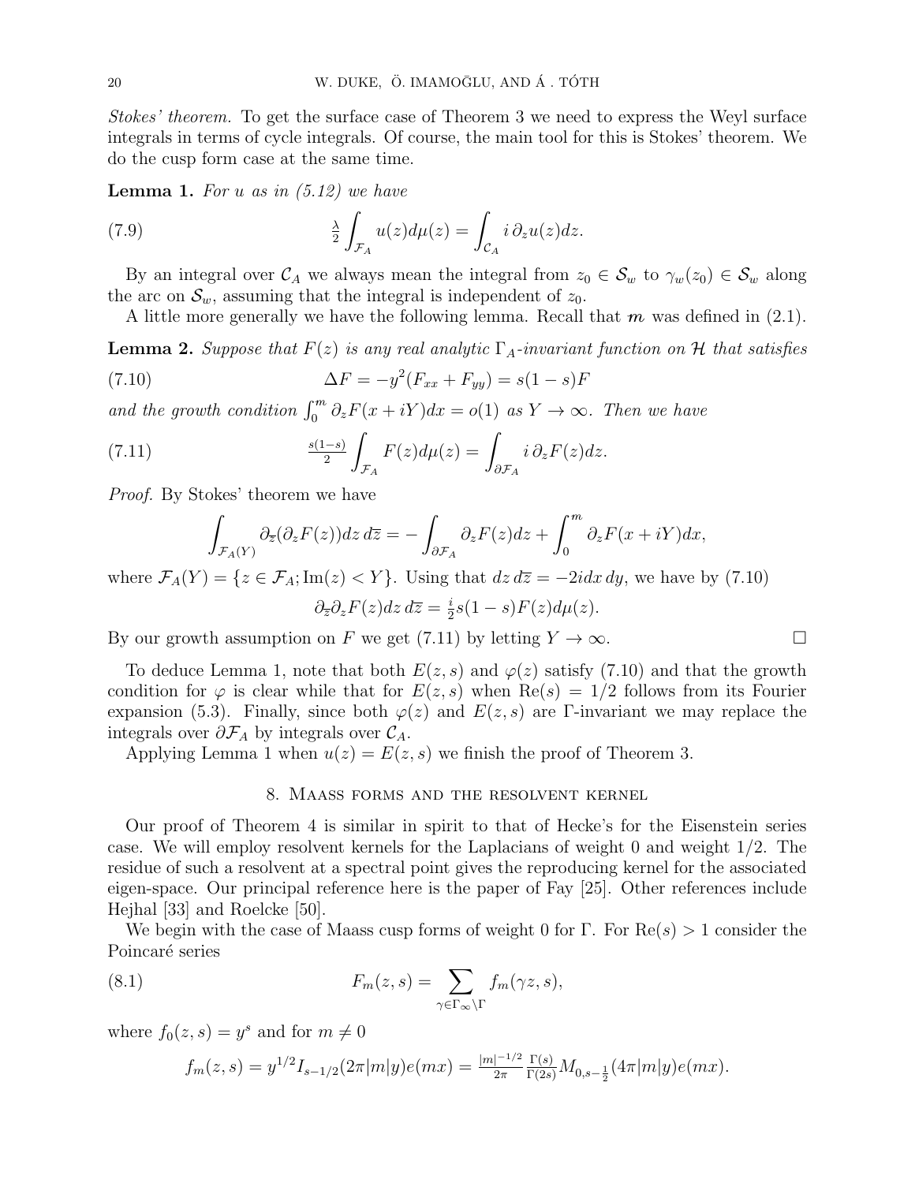*Stokes' theorem.* To get the surface case of Theorem 3 we need to express the Weyl surface integrals in terms of cycle integrals. Of course, the main tool for this is Stokes' theorem. We do the cusp form case at the same time.

**Lemma 1.** *For $u$ as in (5.12) we have*

$$\tfrac{\lambda}{2}\int_{\mathcal{F}_A} u(z)d\mu(z) = \int_{\mathcal{C}_A} i\,\partial_z u(z)dz. \tag{7.9}$$

By an integral over $\mathcal{C}_A$ we always mean the integral from $z_0 \in \mathcal{S}_w$ to $\gamma_w(z_0) \in \mathcal{S}_w$ along the arc on $\mathcal{S}_w$, assuming that the integral is independent of $z_0$.

A little more generally we have the following lemma. Recall that $\boldsymbol{m}$ was defined in (2.1).

**Lemma 2.** *Suppose that $F(z)$ is any real analytic $\Gamma_A$-invariant function on $\mathcal{H}$ that satisfies*

$$\Delta F = -y^2(F_{xx} + F_{yy}) = s(1-s)F \tag{7.10}$$

*and the growth condition $\int_0^{\boldsymbol{m}} \partial_z F(x+iY)dx = o(1)$ as $Y \to \infty$. Then we have*

$$\tfrac{s(1-s)}{2}\int_{\mathcal{F}_A} F(z)d\mu(z) = \int_{\partial\mathcal{F}_A} i\,\partial_z F(z)dz. \tag{7.11}$$

*Proof.* By Stokes' theorem we have

$$\int_{\mathcal{F}_A(Y)} \partial_{\overline{z}}(\partial_z F(z))dz\,d\overline{z} = -\int_{\partial\mathcal{F}_A} \partial_z F(z)dz + \int_0^{\boldsymbol{m}} \partial_z F(x+iY)dx,$$

where $\mathcal{F}_A(Y) = \{z \in \mathcal{F}_A; \mathrm{Im}(z) < Y\}$. Using that $dz\,d\overline{z} = -2i dx\,dy$, we have by (7.10)

$$\partial_{\overline{z}}\partial_z F(z)dz\,d\overline{z} = \tfrac{i}{2}s(1-s)F(z)d\mu(z).$$

By our growth assumption on $F$ we get (7.11) by letting $Y \to \infty$. □

To deduce Lemma 1, note that both $E(z,s)$ and $\varphi(z)$ satisfy (7.10) and that the growth condition for $\varphi$ is clear while that for $E(z,s)$ when $\mathrm{Re}(s) = 1/2$ follows from its Fourier expansion (5.3). Finally, since both $\varphi(z)$ and $E(z,s)$ are $\Gamma$-invariant we may replace the integrals over $\partial\mathcal{F}_A$ by integrals over $\mathcal{C}_A$.

Applying Lemma 1 when $u(z) = E(z,s)$ we finish the proof of Theorem 3.

## 8. Maass forms and the resolvent kernel

Our proof of Theorem 4 is similar in spirit to that of Hecke's for the Eisenstein series case. We will employ resolvent kernels for the Laplacians of weight 0 and weight 1/2. The residue of such a resolvent at a spectral point gives the reproducing kernel for the associated eigen-space. Our principal reference here is the paper of Fay [25]. Other references include Hejhal [33] and Roelcke [50].

We begin with the case of Maass cusp forms of weight 0 for $\Gamma$. For $\mathrm{Re}(s) > 1$ consider the Poincaré series

$$F_m(z,s) = \sum_{\gamma\in\Gamma_\infty\backslash\Gamma} f_m(\gamma z, s), \tag{8.1}$$

where $f_0(z,s) = y^s$ and for $m \neq 0$

$$f_m(z,s) = y^{1/2}I_{s-1/2}(2\pi|m|y)e(mx) = \tfrac{|m|^{-1/2}}{2\pi}\tfrac{\Gamma(s)}{\Gamma(2s)}M_{0,s-\frac{1}{2}}(4\pi|m|y)e(mx).$$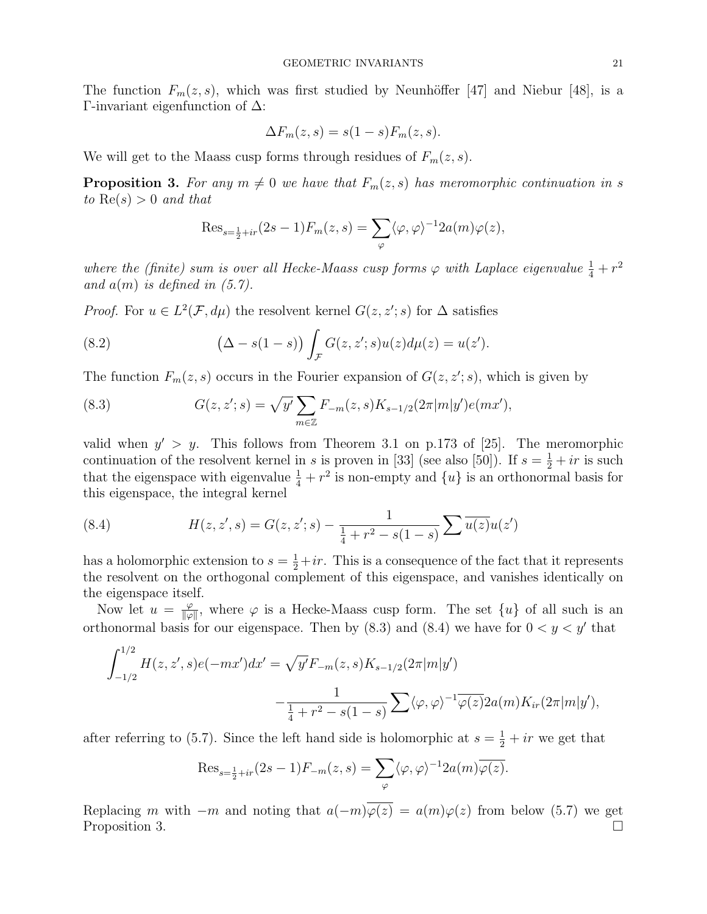The function $F_m(z,s)$, which was first studied by Neunhöffer [47] and Niebur [48], is a $\Gamma$-invariant eigenfunction of $\Delta$:

$$\Delta F_m(z,s) = s(1-s)F_m(z,s).$$

We will get to the Maass cusp forms through residues of $F_m(z,s)$.

**Proposition 3.** *For any $m \neq 0$ we have that $F_m(z,s)$ has meromorphic continuation in $s$ to $\mathrm{Re}(s) > 0$ and that*

$$\mathrm{Res}_{s=\frac{1}{2}+ir}(2s-1)F_m(z,s) = \sum_{\varphi} \langle \varphi, \varphi \rangle^{-1} 2a(m)\varphi(z),$$

*where the (finite) sum is over all Hecke-Maass cusp forms $\varphi$ with Laplace eigenvalue $\frac{1}{4}+r^2$ and $a(m)$ is defined in (5.7).*

*Proof.* For $u \in L^2(\mathcal{F}, d\mu)$ the resolvent kernel $G(z,z';s)$ for $\Delta$ satisfies

$$\big(\Delta - s(1-s)\big) \int_{\mathcal{F}} G(z,z';s)u(z)d\mu(z) = u(z'). \tag{8.2}$$

The function $F_m(z,s)$ occurs in the Fourier expansion of $G(z,z';s)$, which is given by

$$G(z,z';s) = \sqrt{y'} \sum_{m\in\mathbb{Z}} F_{-m}(z,s)K_{s-1/2}(2\pi|m|y')e(mx'), \tag{8.3}$$

valid when $y' > y$. This follows from Theorem 3.1 on p.173 of [25]. The meromorphic continuation of the resolvent kernel in $s$ is proven in [33] (see also [50]). If $s = \frac{1}{2}+ir$ is such that the eigenspace with eigenvalue $\frac{1}{4}+r^2$ is non-empty and $\{u\}$ is an orthonormal basis for this eigenspace, the integral kernel

$$H(z,z',s) = G(z,z';s) - \frac{1}{\frac{1}{4}+r^2 - s(1-s)} \sum \overline{u(z)}u(z') \tag{8.4}$$

has a holomorphic extension to $s = \frac{1}{2}+ir$. This is a consequence of the fact that it represents the resolvent on the orthogonal complement of this eigenspace, and vanishes identically on the eigenspace itself.

Now let $u = \frac{\varphi}{\|\varphi\|}$, where $\varphi$ is a Hecke-Maass cusp form. The set $\{u\}$ of all such is an orthonormal basis for our eigenspace. Then by (8.3) and (8.4) we have for $0 < y < y'$ that

$$\int_{-1/2}^{1/2} H(z,z',s)e(-mx')dx' = \sqrt{y'}F_{-m}(z,s)K_{s-1/2}(2\pi|m|y') - \frac{1}{\frac{1}{4}+r^2-s(1-s)} \sum \langle \varphi,\varphi\rangle^{-1}\overline{\varphi(z)}2a(m)K_{ir}(2\pi|m|y'),$$

after referring to (5.7). Since the left hand side is holomorphic at $s = \frac{1}{2}+ir$ we get that

$$\mathrm{Res}_{s=\frac{1}{2}+ir}(2s-1)F_{-m}(z,s) = \sum_{\varphi} \langle \varphi,\varphi\rangle^{-1} 2a(m)\overline{\varphi(z)}.$$

Replacing $m$ with $-m$ and noting that $a(-m)\overline{\varphi(z)} = a(m)\varphi(z)$ from below (5.7) we get Proposition 3. $\square$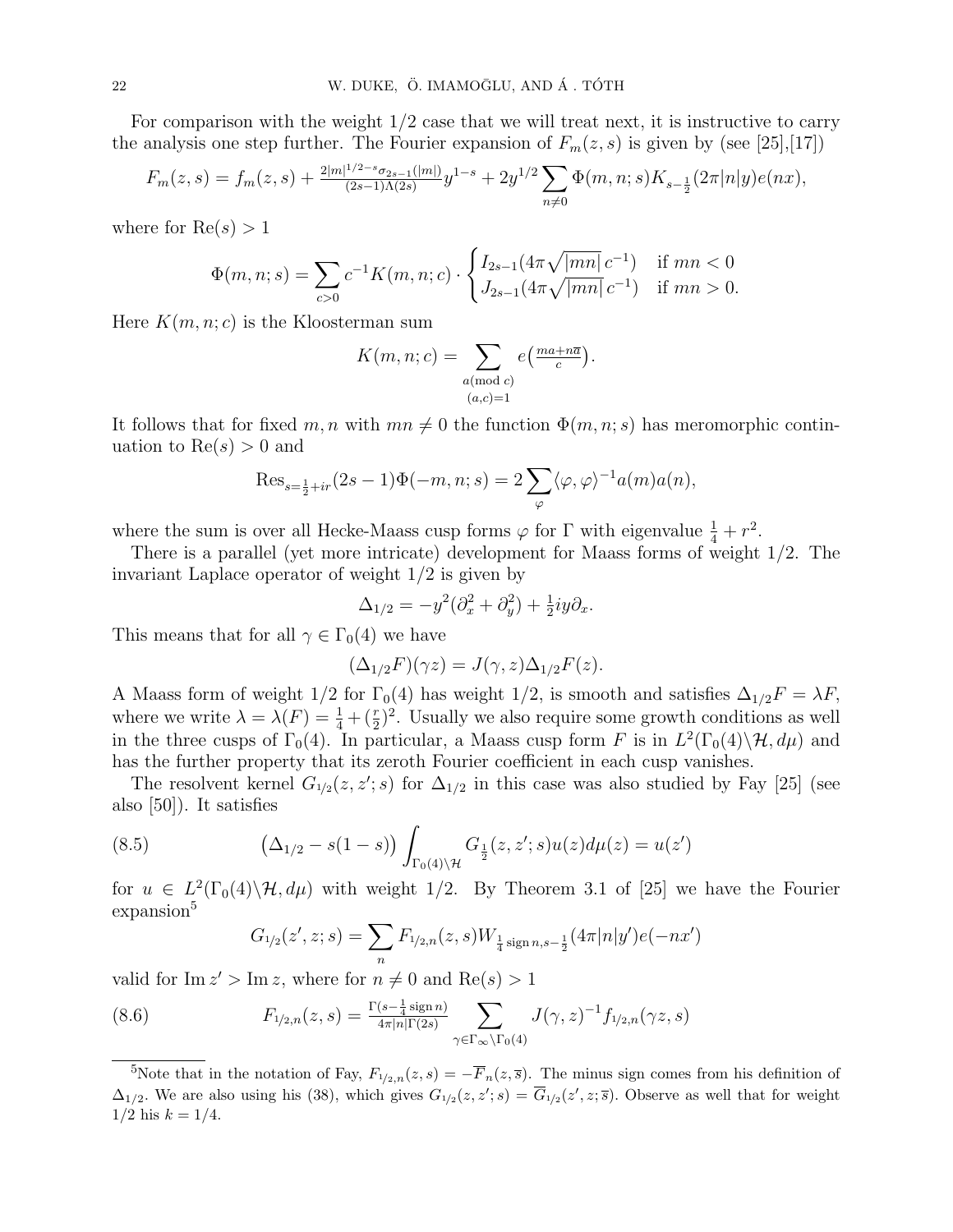For comparison with the weight 1/2 case that we will treat next, it is instructive to carry the analysis one step further. The Fourier expansion of $F_m(z,s)$ is given by (see [25],[17])

$$F_m(z,s) = f_m(z,s) + \tfrac{2|m|^{1/2-s}\sigma_{2s-1}(|m|)}{(2s-1)\Lambda(2s)} y^{1-s} + 2y^{1/2}\sum_{n\neq 0} \Phi(m,n;s) K_{s-\frac12}(2\pi|n|y)e(nx),$$

where for $\mathrm{Re}(s)>1$

$$\Phi(m,n;s) = \sum_{c>0} c^{-1}K(m,n;c)\cdot \begin{cases} I_{2s-1}(4\pi\sqrt{|mn|}\,c^{-1}) & \text{if } mn<0 \\ J_{2s-1}(4\pi\sqrt{|mn|}\,c^{-1}) & \text{if } mn>0. \end{cases}$$

Here $K(m,n;c)$ is the Kloosterman sum

$$K(m,n;c) = \sum_{\substack{a(\mathrm{mod}\ c)\\ (a,c)=1}} e\big(\tfrac{ma+n\overline{a}}{c}\big).$$

It follows that for fixed $m,n$ with $mn\neq 0$ the function $\Phi(m,n;s)$ has meromorphic continuation to $\mathrm{Re}(s)>0$ and

$$\mathrm{Res}_{s=\frac12+ir}(2s-1)\Phi(-m,n;s) = 2\sum_{\varphi}\langle\varphi,\varphi\rangle^{-1}a(m)a(n),$$

where the sum is over all Hecke-Maass cusp forms $\varphi$ for $\Gamma$ with eigenvalue $\frac14+r^2$.

There is a parallel (yet more intricate) development for Maass forms of weight 1/2. The invariant Laplace operator of weight 1/2 is given by

$$\Delta_{1/2} = -y^2(\partial_x^2+\partial_y^2) + \tfrac12 iy\partial_x.$$

This means that for all $\gamma\in\Gamma_0(4)$ we have

$$(\Delta_{1/2}F)(\gamma z) = J(\gamma,z)\Delta_{1/2}F(z).$$

A Maass form of weight 1/2 for $\Gamma_0(4)$ has weight 1/2, is smooth and satisfies $\Delta_{1/2}F=\lambda F$, where we write $\lambda=\lambda(F)=\frac14+(\frac r2)^2$. Usually we also require some growth conditions as well in the three cusps of $\Gamma_0(4)$. In particular, a Maass cusp form $F$ is in $L^2(\Gamma_0(4)\backslash\mathcal{H},d\mu)$ and has the further property that its zeroth Fourier coefficient in each cusp vanishes.

The resolvent kernel $G_{1/2}(z,z';s)$ for $\Delta_{1/2}$ in this case was also studied by Fay [25] (see also [50]). It satisfies

$$\big(\Delta_{1/2}-s(1-s)\big)\int_{\Gamma_0(4)\backslash\mathcal{H}} G_{\frac12}(z,z';s)u(z)d\mu(z) = u(z') \tag{8.5}$$

for $u\in L^2(\Gamma_0(4)\backslash\mathcal{H},d\mu)$ with weight 1/2. By Theorem 3.1 of [25] we have the Fourier expansion[5]

$$G_{1/2}(z',z;s) = \sum_n F_{1/2,n}(z,s)W_{\frac14\,\mathrm{sign}\,n,s-\frac12}(4\pi|n|y')e(-nx')$$

valid for $\mathrm{Im}\,z'>\mathrm{Im}\,z$, where for $n\neq 0$ and $\mathrm{Re}(s)>1$

$$F_{1/2,n}(z,s) = \tfrac{\Gamma(s-\frac14\,\mathrm{sign}\,n)}{4\pi|n|\Gamma(2s)}\sum_{\gamma\in\Gamma_\infty\backslash\Gamma_0(4)} J(\gamma,z)^{-1}f_{1/2,n}(\gamma z,s) \tag{8.6}$$

---

[5] Note that in the notation of Fay, $F_{1/2,n}(z,s)=-\overline{F}_n(z,\overline{s})$. The minus sign comes from his definition of $\Delta_{1/2}$. We are also using his (38), which gives $G_{1/2}(z,z';s)=\overline{G}_{1/2}(z',z;\overline{s})$. Observe as well that for weight 1/2 his $k=1/4$.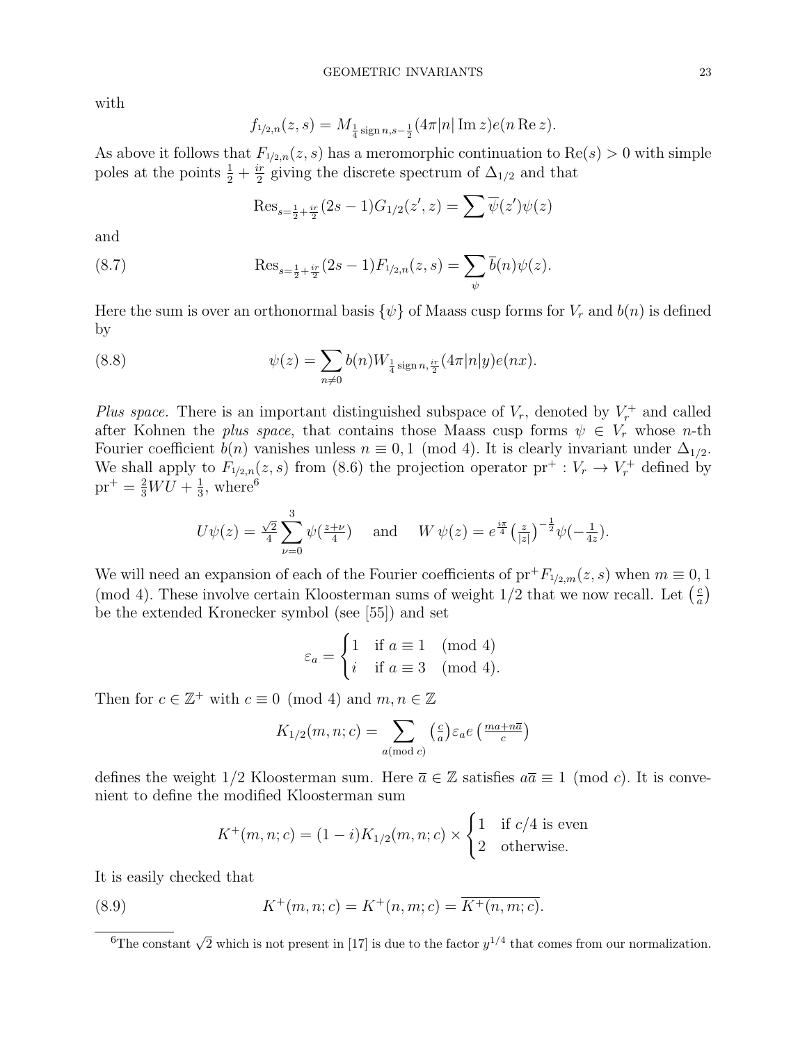with

$$f_{1/2,n}(z,s) = M_{\frac14 \operatorname{sign} n, s-\frac12}(4\pi|n|\operatorname{Im} z)e(n\operatorname{Re} z).$$

As above it follows that $F_{1/2,n}(z,s)$ has a meromorphic continuation to $\operatorname{Re}(s)>0$ with simple poles at the points $\frac12+\frac{ir}{2}$ giving the discrete spectrum of $\Delta_{1/2}$ and that

$$\operatorname{Res}_{s=\frac12+\frac{ir}{2}}(2s-1)G_{1/2}(z',z) = \sum \overline{\psi}(z')\psi(z)$$

and

$$\operatorname{Res}_{s=\frac12+\frac{ir}{2}}(2s-1)F_{1/2,n}(z,s) = \sum_{\psi} \overline{b}(n)\psi(z). \tag{8.7}$$

Here the sum is over an orthonormal basis $\{\psi\}$ of Maass cusp forms for $V_r$ and $b(n)$ is defined by

$$\psi(z) = \sum_{n\neq 0} b(n) W_{\frac14 \operatorname{sign} n, \frac{ir}{2}}(4\pi|n|y)e(nx). \tag{8.8}$$

*Plus space.* There is an important distinguished subspace of $V_r$, denoted by $V_r^+$ and called after Kohnen the *plus space*, that contains those Maass cusp forms $\psi\in V_r$ whose $n$-th Fourier coefficient $b(n)$ vanishes unless $n\equiv 0,1 \pmod 4$. It is clearly invariant under $\Delta_{1/2}$. We shall apply to $F_{1/2,n}(z,s)$ from (8.6) the projection operator $\mathrm{pr}^+ : V_r \to V_r^+$ defined by $\mathrm{pr}^+ = \frac23 WU + \frac13$, where[6]

$$U\psi(z) = \tfrac{\sqrt2}{4}\sum_{\nu=0}^{3}\psi\big(\tfrac{z+\nu}{4}\big) \quad \text{ and } \quad W\,\psi(z) = e^{\frac{i\pi}{4}}\big(\tfrac{z}{|z|}\big)^{-\frac12}\psi\big(-\tfrac{1}{4z}\big).$$

We will need an expansion of each of the Fourier coefficients of $\mathrm{pr}^+F_{1/2,m}(z,s)$ when $m\equiv 0,1 \pmod 4$. These involve certain Kloosterman sums of weight $1/2$ that we now recall. Let $\big(\frac{c}{a}\big)$ be the extended Kronecker symbol (see [55]) and set

$$\varepsilon_a = \begin{cases} 1 & \text{if } a\equiv 1 \pmod 4\\ i & \text{if } a\equiv 3 \pmod 4.\end{cases}$$

Then for $c\in\mathbb{Z}^+$ with $c\equiv 0 \pmod 4$ and $m,n\in\mathbb{Z}$

$$K_{1/2}(m,n;c) = \sum_{a \,(\mathrm{mod}\, c)} \big(\tfrac{c}{a}\big)\varepsilon_a e\big(\tfrac{ma+n\overline{a}}{c}\big)$$

defines the weight 1/2 Kloosterman sum. Here $\overline{a}\in\mathbb{Z}$ satisfies $a\overline{a}\equiv 1 \pmod c$. It is convenient to define the modified Kloosterman sum

$$K^+(m,n;c) = (1-i)K_{1/2}(m,n;c) \times \begin{cases} 1 & \text{if } c/4 \text{ is even}\\ 2 & \text{otherwise.}\end{cases}$$

It is easily checked that

$$K^+(m,n;c) = K^+(n,m;c) = \overline{K^+(n,m;c)}. \tag{8.9}$$

[6] The constant $\sqrt2$ which is not present in [17] is due to the factor $y^{1/4}$ that comes from our normalization.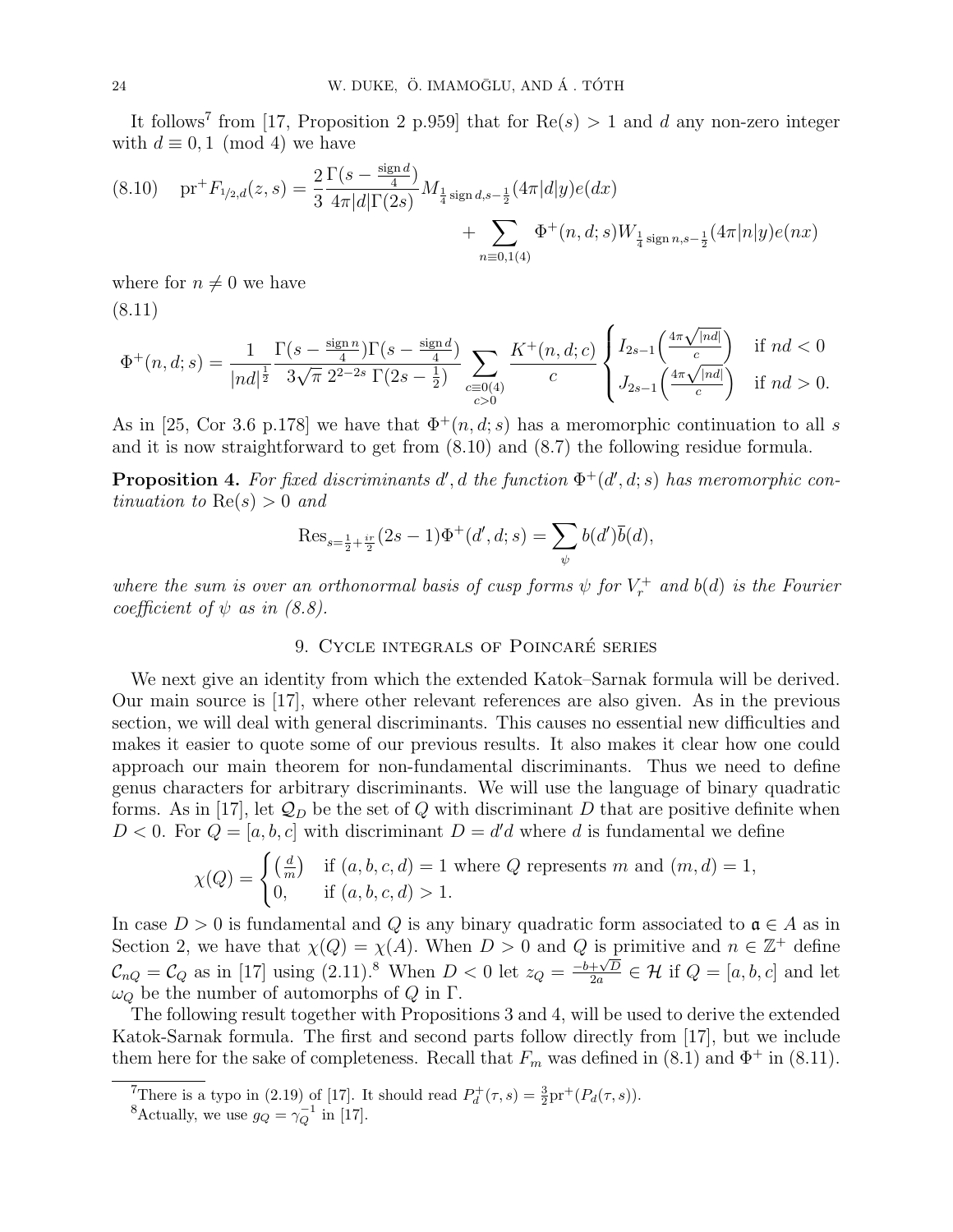It follows[7] from [17, Proposition 2 p.959] that for $\mathrm{Re}(s) > 1$ and $d$ any non-zero integer with $d \equiv 0, 1 \pmod 4$ we have

$$
\begin{aligned}
\text{(8.10)} \quad \mathrm{pr}^+ F_{1/2,d}(z,s) = \frac{2}{3} \frac{\Gamma(s - \frac{\operatorname{sign} d}{4})}{4\pi |d| \Gamma(2s)} M_{\frac{1}{4}\operatorname{sign} d, s-\frac{1}{2}}(4\pi |d| y) e(dx) \\
+ \sum_{n \equiv 0,1(4)} \Phi^+(n,d;s) W_{\frac{1}{4}\operatorname{sign} n, s - \frac{1}{2}}(4\pi |n| y) e(nx)
\end{aligned}
$$

where for $n \neq 0$ we have

(8.11)

$$
\Phi^+(n,d;s) = \frac{1}{|nd|^{\frac{1}{2}}} \frac{\Gamma(s - \frac{\operatorname{sign} n}{4}) \Gamma(s - \frac{\operatorname{sign} d}{4})}{3\sqrt{\pi}\, 2^{2-2s}\, \Gamma(2s - \frac{1}{2})} \sum_{\substack{c \equiv 0(4) \\ c>0}} \frac{K^+(n,d;c)}{c} \begin{cases} I_{2s-1}\Big(\frac{4\pi\sqrt{|nd|}}{c}\Big) & \text{if } nd < 0 \\ J_{2s-1}\Big(\frac{4\pi\sqrt{|nd|}}{c}\Big) & \text{if } nd > 0. \end{cases}
$$

As in [25, Cor 3.6 p.178] we have that $\Phi^+(n,d;s)$ has a meromorphic continuation to all $s$ and it is now straightforward to get from (8.10) and (8.7) the following residue formula.

**Proposition 4.** *For fixed discriminants $d', d$ the function $\Phi^+(d',d;s)$ has meromorphic continuation to $\mathrm{Re}(s) > 0$ and*

$$
\mathrm{Res}_{s = \frac{1}{2} + \frac{ir}{2}} (2s-1) \Phi^+(d',d;s) = \sum_{\psi} b(d') \overline{b}(d),
$$

*where the sum is over an orthonormal basis of cusp forms $\psi$ for $V_r^+$ and $b(d)$ is the Fourier coefficient of $\psi$ as in (8.8).*

## 9. Cycle integrals of Poincaré series

We next give an identity from which the extended Katok–Sarnak formula will be derived. Our main source is [17], where other relevant references are also given. As in the previous section, we will deal with general discriminants. This causes no essential new difficulties and makes it easier to quote some of our previous results. It also makes it clear how one could approach our main theorem for non-fundamental discriminants. Thus we need to define genus characters for arbitrary discriminants. We will use the language of binary quadratic forms. As in [17], let $\mathcal{Q}_D$ be the set of $Q$ with discriminant $D$ that are positive definite when $D < 0$. For $Q = [a,b,c]$ with discriminant $D = d'd$ where $d$ is fundamental we define

$$
\chi(Q) = \begin{cases} \left(\frac{d}{m}\right) & \text{if } (a,b,c,d) = 1 \text{ where } Q \text{ represents } m \text{ and } (m,d) = 1, \\ 0, & \text{if } (a,b,c,d) > 1. \end{cases}
$$

In case $D > 0$ is fundamental and $Q$ is any binary quadratic form associated to $\mathfrak{a} \in A$ as in Section 2, we have that $\chi(Q) = \chi(A)$. When $D > 0$ and $Q$ is primitive and $n \in \mathbb{Z}^+$ define $\mathcal{C}_{nQ} = \mathcal{C}_Q$ as in [17] using (2.11).[8] When $D < 0$ let $z_Q = \frac{-b + \sqrt{D}}{2a} \in \mathcal{H}$ if $Q = [a,b,c]$ and let $\omega_Q$ be the number of automorphs of $Q$ in $\Gamma$.

The following result together with Propositions 3 and 4, will be used to derive the extended Katok-Sarnak formula. The first and second parts follow directly from [17], but we include them here for the sake of completeness. Recall that $F_m$ was defined in (8.1) and $\Phi^+$ in (8.11).

[7]There is a typo in (2.19) of [17]. It should read $P_d^+(\tau,s) = \frac{3}{2}\mathrm{pr}^+(P_d(\tau,s))$.

[8]Actually, we use $g_Q = \gamma_Q^{-1}$ in [17].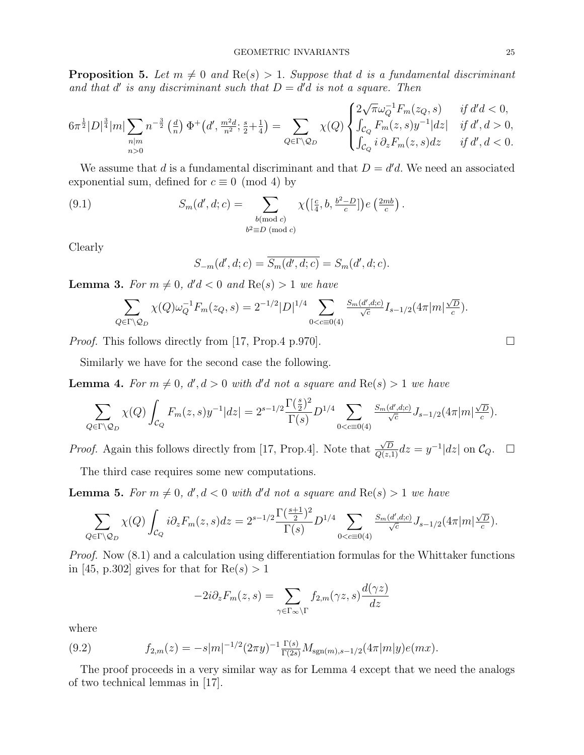**Proposition 5.** *Let $m \neq 0$ and $\mathrm{Re}(s) > 1$. Suppose that $d$ is a fundamental discriminant and that $d'$ is any discriminant such that $D = d'd$ is not a square. Then*

$$6\pi^{\frac{1}{2}}|D|^{\frac{3}{4}}|m|\sum_{\substack{n|m\\n>0}} n^{-\frac{3}{2}}\left(\tfrac{d}{n}\right)\Phi^+\!\left(d', \tfrac{m^2d}{n^2}; \tfrac{s}{2}+\tfrac{1}{4}\right) = \sum_{Q\in\Gamma\backslash\mathcal{Q}_D}\chi(Q)\begin{cases}2\sqrt{\pi}\omega_Q^{-1}F_m(z_Q,s) & \textit{if } d'd<0,\\ \int_{\mathcal{C}_Q} F_m(z,s)y^{-1}|dz| & \textit{if } d',d>0,\\ \int_{\mathcal{C}_Q} i\,\partial_z F_m(z,s)dz & \textit{if } d',d<0.\end{cases}$$

We assume that $d$ is a fundamental discriminant and that $D = d'd$. We need an associated exponential sum, defined for $c \equiv 0 \pmod 4$ by

$$S_m(d',d;c) = \sum_{\substack{b(\mathrm{mod}\ c)\\ b^2\equiv D\ (\mathrm{mod}\ c)}} \chi\big([\tfrac{c}{4}, b, \tfrac{b^2-D}{c}]\big)\, e\left(\tfrac{2mb}{c}\right). \tag{9.1}$$

Clearly

$$S_{-m}(d',d;c) = \overline{S_m(d',d;c)} = S_m(d',d;c).$$

**Lemma 3.** *For $m \neq 0$, $d'd < 0$ and $\mathrm{Re}(s) > 1$ we have*

$$\sum_{Q\in\Gamma\backslash\mathcal{Q}_D}\chi(Q)\omega_Q^{-1}F_m(z_Q,s) = 2^{-1/2}|D|^{1/4}\sum_{0<c\equiv 0(4)} \tfrac{S_m(d',d;c)}{\sqrt{c}} I_{s-1/2}(4\pi|m|\tfrac{\sqrt{D}}{c}).$$

*Proof.* This follows directly from [17, Prop.4 p.970]. □

Similarly we have for the second case the following.

**Lemma 4.** *For $m \neq 0$, $d', d > 0$ with $d'd$ not a square and $\mathrm{Re}(s) > 1$ we have*

$$\sum_{Q\in\Gamma\backslash\mathcal{Q}_D}\chi(Q)\int_{\mathcal{C}_Q} F_m(z,s)y^{-1}|dz| = 2^{s-1/2}\frac{\Gamma(\frac{s}{2})^2}{\Gamma(s)}D^{1/4}\sum_{0<c\equiv 0(4)} \tfrac{S_m(d',d;c)}{\sqrt{c}} J_{s-1/2}(4\pi|m|\tfrac{\sqrt{D}}{c}).$$

*Proof.* Again this follows directly from [17, Prop.4]. Note that $\frac{\sqrt{D}}{Q(z,1)}dz = y^{-1}|dz|$ on $\mathcal{C}_Q$. □

The third case requires some new computations.

**Lemma 5.** *For $m \neq 0$, $d', d < 0$ with $d'd$ not a square and $\mathrm{Re}(s) > 1$ we have*

$$\sum_{Q\in\Gamma\backslash\mathcal{Q}_D}\chi(Q)\int_{\mathcal{C}_Q} i\partial_z F_m(z,s)dz = 2^{s-1/2}\frac{\Gamma(\frac{s+1}{2})^2}{\Gamma(s)}D^{1/4}\sum_{0<c\equiv 0(4)} \tfrac{S_m(d',d;c)}{\sqrt{c}} J_{s-1/2}(4\pi|m|\tfrac{\sqrt{D}}{c}).$$

*Proof.* Now (8.1) and a calculation using differentiation formulas for the Whittaker functions in [45, p.302] gives for that for $\mathrm{Re}(s) > 1$

$$-2i\partial_z F_m(z,s) = \sum_{\gamma\in\Gamma_\infty\backslash\Gamma} f_{2,m}(\gamma z, s)\frac{d(\gamma z)}{dz}$$

where

$$f_{2,m}(z) = -s|m|^{-1/2}(2\pi y)^{-1}\tfrac{\Gamma(s)}{\Gamma(2s)}M_{\mathrm{sgn}(m),s-1/2}(4\pi|m|y)e(mx). \tag{9.2}$$

The proof proceeds in a very similar way as for Lemma 4 except that we need the analogs of two technical lemmas in [17].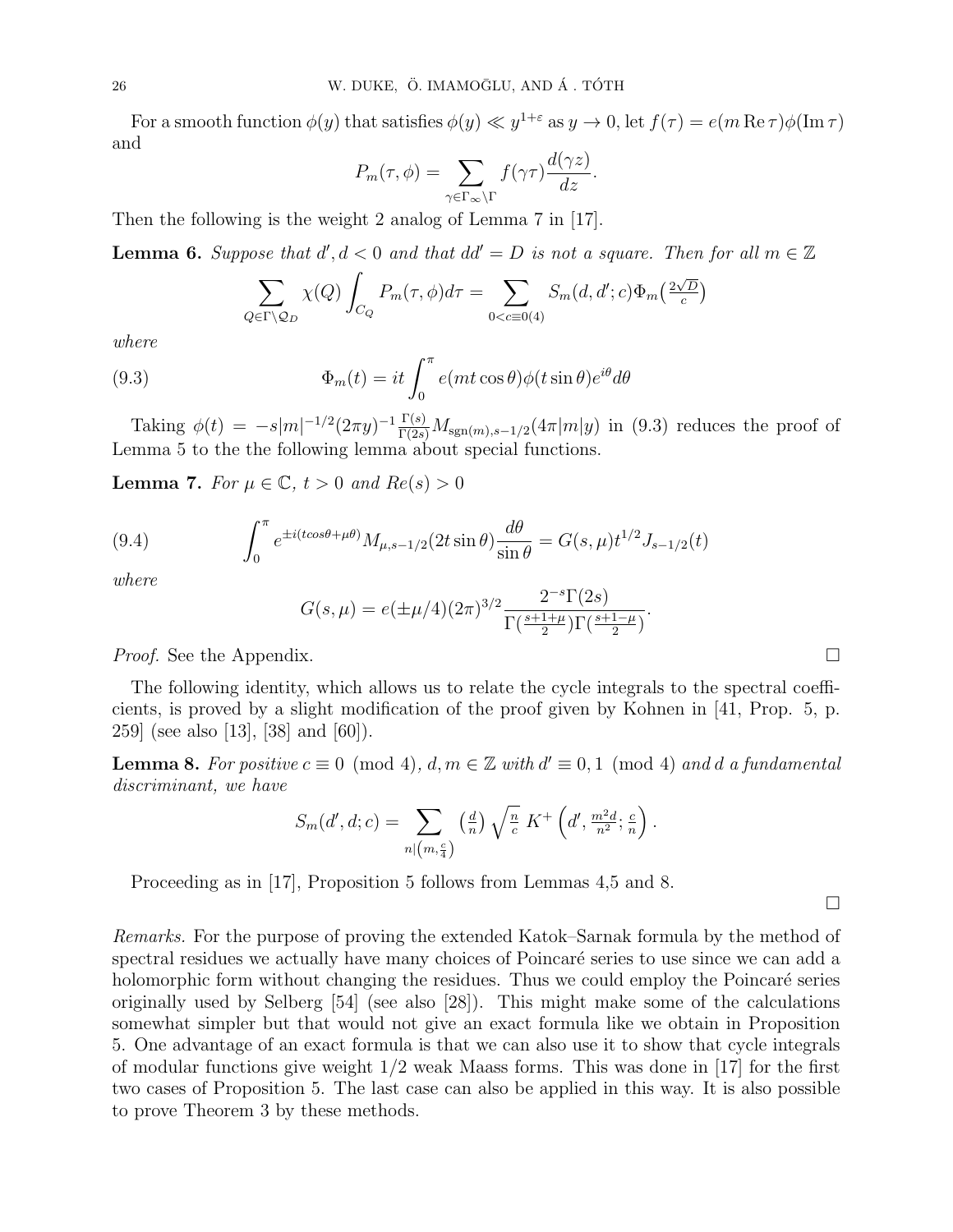For a smooth function $\phi(y)$ that satisfies $\phi(y) \ll y^{1+\varepsilon}$ as $y \to 0$, let $f(\tau) = e(m \operatorname{Re} \tau)\phi(\operatorname{Im} \tau)$ and

$$P_m(\tau, \phi) = \sum_{\gamma \in \Gamma_\infty \backslash \Gamma} f(\gamma\tau) \frac{d(\gamma z)}{dz}.$$

Then the following is the weight 2 analog of Lemma 7 in [17].

**Lemma 6.** *Suppose that $d', d < 0$ and that $dd' = D$ is not a square. Then for all $m \in \mathbb{Z}$*

$$\sum_{Q \in \Gamma \backslash \mathcal{Q}_D} \chi(Q) \int_{C_Q} P_m(\tau, \phi) d\tau = \sum_{0 < c \equiv 0(4)} S_m(d, d'; c) \Phi_m\left(\tfrac{2\sqrt{D}}{c}\right)$$

*where*

$$\Phi_m(t) = it \int_0^\pi e(mt \cos\theta) \phi(t \sin\theta) e^{i\theta} d\theta \tag{9.3}$$

Taking $\phi(t) = -s|m|^{-1/2}(2\pi y)^{-1} \frac{\Gamma(s)}{\Gamma(2s)} M_{\operatorname{sgn}(m), s-1/2}(4\pi|m|y)$ in (9.3) reduces the proof of Lemma 5 to the the following lemma about special functions.

**Lemma 7.** *For $\mu \in \mathbb{C}$, $t > 0$ and $Re(s) > 0$*

$$\int_0^\pi e^{\pm i(t\cos\theta + \mu\theta)} M_{\mu, s-1/2}(2t \sin\theta) \frac{d\theta}{\sin\theta} = G(s, \mu) t^{1/2} J_{s-1/2}(t) \tag{9.4}$$

*where*

$$G(s, \mu) = e(\pm\mu/4)(2\pi)^{3/2} \frac{2^{-s}\Gamma(2s)}{\Gamma(\frac{s+1+\mu}{2})\Gamma(\frac{s+1-\mu}{2})}.$$

*Proof.* See the Appendix. □

The following identity, which allows us to relate the cycle integrals to the spectral coefficients, is proved by a slight modification of the proof given by Kohnen in [41, Prop. 5, p. 259] (see also [13], [38] and [60]).

**Lemma 8.** *For positive $c \equiv 0 \pmod 4$, $d, m \in \mathbb{Z}$ with $d' \equiv 0, 1 \pmod 4$ and $d$ a fundamental discriminant, we have*

$$S_m(d', d; c) = \sum_{n | \left(m, \frac{c}{4}\right)} \left(\tfrac{d}{n}\right) \sqrt{\tfrac{n}{c}}\, K^+\left(d', \tfrac{m^2 d}{n^2}; \tfrac{c}{n}\right).$$

Proceeding as in [17], Proposition 5 follows from Lemmas 4,5 and 8.

□

*Remarks.* For the purpose of proving the extended Katok–Sarnak formula by the method of spectral residues we actually have many choices of Poincaré series to use since we can add a holomorphic form without changing the residues. Thus we could employ the Poincaré series originally used by Selberg [54] (see also [28]). This might make some of the calculations somewhat simpler but that would not give an exact formula like we obtain in Proposition 5. One advantage of an exact formula is that we can also use it to show that cycle integrals of modular functions give weight 1/2 weak Maass forms. This was done in [17] for the first two cases of Proposition 5. The last case can also be applied in this way. It is also possible to prove Theorem 3 by these methods.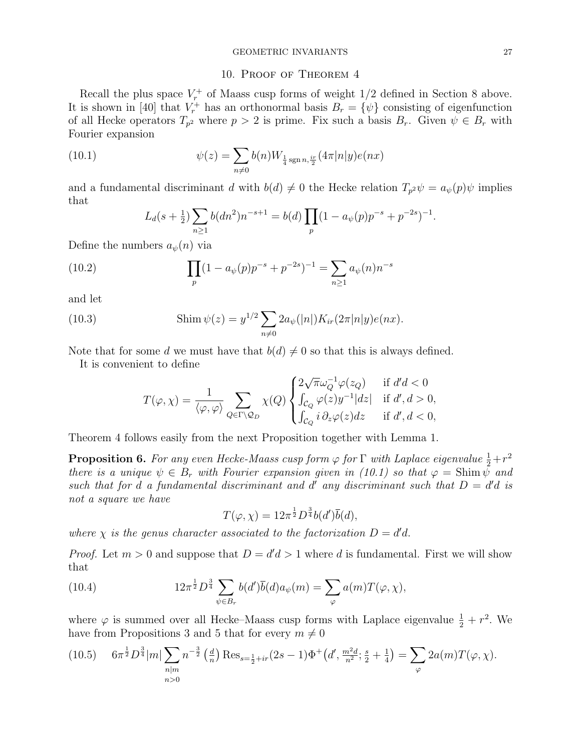## 10. Proof of Theorem 4

Recall the plus space $V_r^+$ of Maass cusp forms of weight 1/2 defined in Section 8 above. It is shown in [40] that $V_r^+$ has an orthonormal basis $B_r = \{\psi\}$ consisting of eigenfunction of all Hecke operators $T_{p^2}$ where $p > 2$ is prime. Fix such a basis $B_r$. Given $\psi \in B_r$ with Fourier expansion

$$\psi(z) = \sum_{n \neq 0} b(n) W_{\frac{1}{4}\operatorname{sgn} n, \frac{ir}{2}}(4\pi|n|y) e(nx) \tag{10.1}$$

and a fundamental discriminant $d$ with $b(d) \neq 0$ the Hecke relation $T_{p^2}\psi = a_\psi(p)\psi$ implies that

$$L_d(s + \tfrac{1}{2}) \sum_{n \geq 1} b(dn^2) n^{-s+1} = b(d) \prod_p (1 - a_\psi(p)p^{-s} + p^{-2s})^{-1}.$$

Define the numbers $a_\psi(n)$ via

$$\prod_p (1 - a_\psi(p)p^{-s} + p^{-2s})^{-1} = \sum_{n \geq 1} a_\psi(n) n^{-s} \tag{10.2}$$

and let

$$\operatorname{Shim} \psi(z) = y^{1/2} \sum_{n \neq 0} 2a_\psi(|n|) K_{ir}(2\pi|n|y) e(nx). \tag{10.3}$$

Note that for some $d$ we must have that $b(d) \neq 0$ so that this is always defined.

It is convenient to define

$$T(\varphi, \chi) = \frac{1}{\langle \varphi, \varphi \rangle} \sum_{Q \in \Gamma \backslash \mathcal{Q}_D} \chi(Q) \begin{cases} 2\sqrt{\pi}\omega_Q^{-1}\varphi(z_Q) & \text{if } d'd < 0 \\ \int_{\mathcal{C}_Q} \varphi(z) y^{-1} |dz| & \text{if } d', d > 0, \\ \int_{\mathcal{C}_Q} i\, \partial_z \varphi(z) dz & \text{if } d', d < 0, \end{cases}$$

Theorem 4 follows easily from the next Proposition together with Lemma 1.

**Proposition 6.** *For any even Hecke-Maass cusp form $\varphi$ for $\Gamma$ with Laplace eigenvalue $\frac{1}{2} + r^2$ there is a unique $\psi \in B_r$ with Fourier expansion given in (10.1) so that $\varphi = \operatorname{Shim} \psi$ and such that for $d$ a fundamental discriminant and $d'$ any discriminant such that $D = d'd$ is not a square we have*

$$T(\varphi, \chi) = 12\pi^{\frac{1}{2}} D^{\frac{3}{4}} b(d') \bar{b}(d),$$

*where $\chi$ is the genus character associated to the factorization $D = d'd$.*

*Proof.* Let $m > 0$ and suppose that $D = d'd > 1$ where $d$ is fundamental. First we will show that

$$12\pi^{\frac{1}{2}} D^{\frac{3}{4}} \sum_{\psi \in B_r} b(d') \bar{b}(d) a_\psi(m) = \sum_\varphi a(m) T(\varphi, \chi), \tag{10.4}$$

where $\varphi$ is summed over all Hecke–Maass cusp forms with Laplace eigenvalue $\frac{1}{2} + r^2$. We have from Propositions 3 and 5 that for every $m \neq 0$

$$6\pi^{\frac{1}{2}} D^{\frac{3}{4}} |m| \sum_{\substack{n|m \\ n>0}} n^{-\frac{3}{2}} \left(\tfrac{d}{n}\right) \operatorname{Res}_{s=\frac{1}{2}+ir} (2s-1) \Phi^+\big(d', \tfrac{m^2 d}{n^2}; \tfrac{s}{2} + \tfrac{1}{4}\big) = \sum_\varphi 2a(m) T(\varphi, \chi). \tag{10.5}$$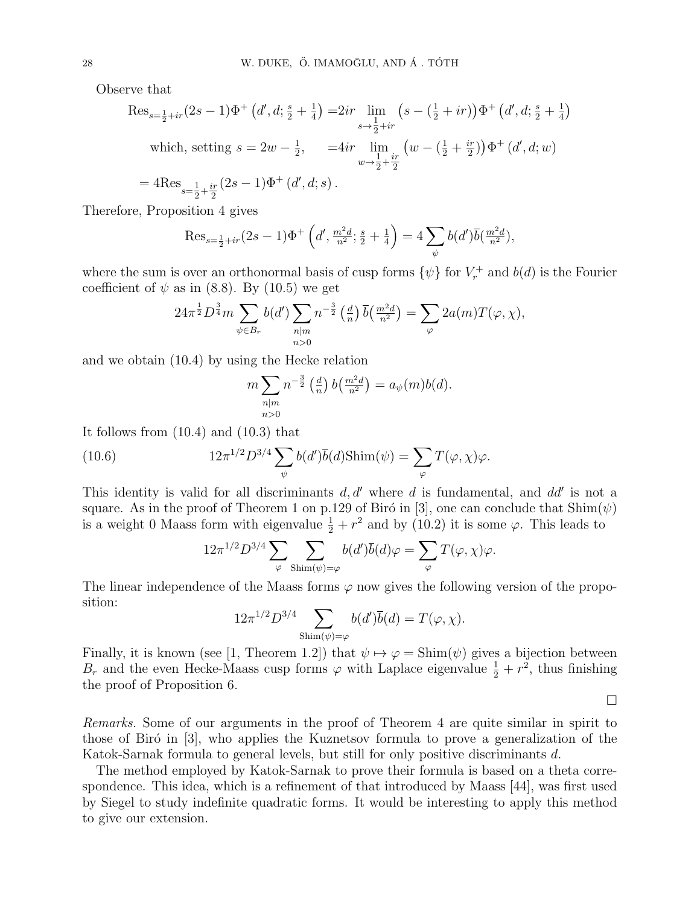Observe that

$$
\begin{aligned}
\operatorname{Res}_{s=\frac{1}{2}+ir}(2s-1)\Phi^+\left(d',d;\tfrac{s}{2}+\tfrac{1}{4}\right) &= 2ir \lim_{s\to\frac{1}{2}+ir}\left(s-(\tfrac{1}{2}+ir)\right)\Phi^+\left(d',d;\tfrac{s}{2}+\tfrac{1}{4}\right) \\
\text{which, setting } s=2w-\tfrac{1}{2}, \quad &= 4ir \lim_{w\to\frac{1}{2}+\frac{ir}{2}}\left(w-(\tfrac{1}{2}+\tfrac{ir}{2})\right)\Phi^+\left(d',d;w\right) \\
= 4\operatorname{Res}_{s=\frac{1}{2}+\frac{ir}{2}}(2s-1)\Phi^+\left(d',d;s\right).
\end{aligned}
$$

Therefore, Proposition 4 gives

$$
\operatorname{Res}_{s=\frac{1}{2}+ir}(2s-1)\Phi^+\left(d',\tfrac{m^2d}{n^2};\tfrac{s}{2}+\tfrac{1}{4}\right) = 4\sum_{\psi} b(d')\overline{b}(\tfrac{m^2d}{n^2}),
$$

where the sum is over an orthonormal basis of cusp forms $\{\psi\}$ for $V_r^+$ and $b(d)$ is the Fourier coefficient of $\psi$ as in (8.8). By (10.5) we get

$$
24\pi^{\frac{1}{2}}D^{\frac{3}{4}}m\sum_{\psi\in B_r} b(d')\sum_{\substack{n|m\\ n>0}} n^{-\frac{3}{2}}\left(\tfrac{d}{n}\right)\overline{b}\left(\tfrac{m^2d}{n^2}\right) = \sum_{\varphi} 2a(m)T(\varphi,\chi),
$$

and we obtain (10.4) by using the Hecke relation

$$
m\sum_{\substack{n|m\\ n>0}} n^{-\frac{3}{2}}\left(\tfrac{d}{n}\right)b\left(\tfrac{m^2d}{n^2}\right) = a_\psi(m)b(d).
$$

It follows from (10.4) and (10.3) that

$$
12\pi^{1/2}D^{3/4}\sum_{\psi} b(d')\overline{b}(d)\operatorname{Shim}(\psi) = \sum_{\varphi} T(\varphi,\chi)\varphi. \tag{10.6}
$$

This identity is valid for all discriminants $d, d'$ where $d$ is fundamental, and $dd'$ is not a square. As in the proof of Theorem 1 on p.129 of Biró in [3], one can conclude that $\operatorname{Shim}(\psi)$ is a weight 0 Maass form with eigenvalue $\frac{1}{2}+r^2$ and by (10.2) it is some $\varphi$. This leads to

$$
12\pi^{1/2}D^{3/4}\sum_{\varphi}\sum_{\operatorname{Shim}(\psi)=\varphi} b(d')\overline{b}(d)\varphi = \sum_{\varphi} T(\varphi,\chi)\varphi.
$$

The linear independence of the Maass forms $\varphi$ now gives the following version of the proposition:

$$
12\pi^{1/2}D^{3/4}\sum_{\operatorname{Shim}(\psi)=\varphi} b(d')\overline{b}(d) = T(\varphi,\chi).
$$

Finally, it is known (see [1, Theorem 1.2]) that $\psi\mapsto\varphi=\operatorname{Shim}(\psi)$ gives a bijection between $B_r$ and the even Hecke-Maass cusp forms $\varphi$ with Laplace eigenvalue $\frac{1}{2}+r^2$, thus finishing the proof of Proposition 6.

□

*Remarks.* Some of our arguments in the proof of Theorem 4 are quite similar in spirit to those of Biró in [3], who applies the Kuznetsov formula to prove a generalization of the Katok-Sarnak formula to general levels, but still for only positive discriminants $d$.

The method employed by Katok-Sarnak to prove their formula is based on a theta correspondence. This idea, which is a refinement of that introduced by Maass [44], was first used by Siegel to study indefinite quadratic forms. It would be interesting to apply this method to give our extension.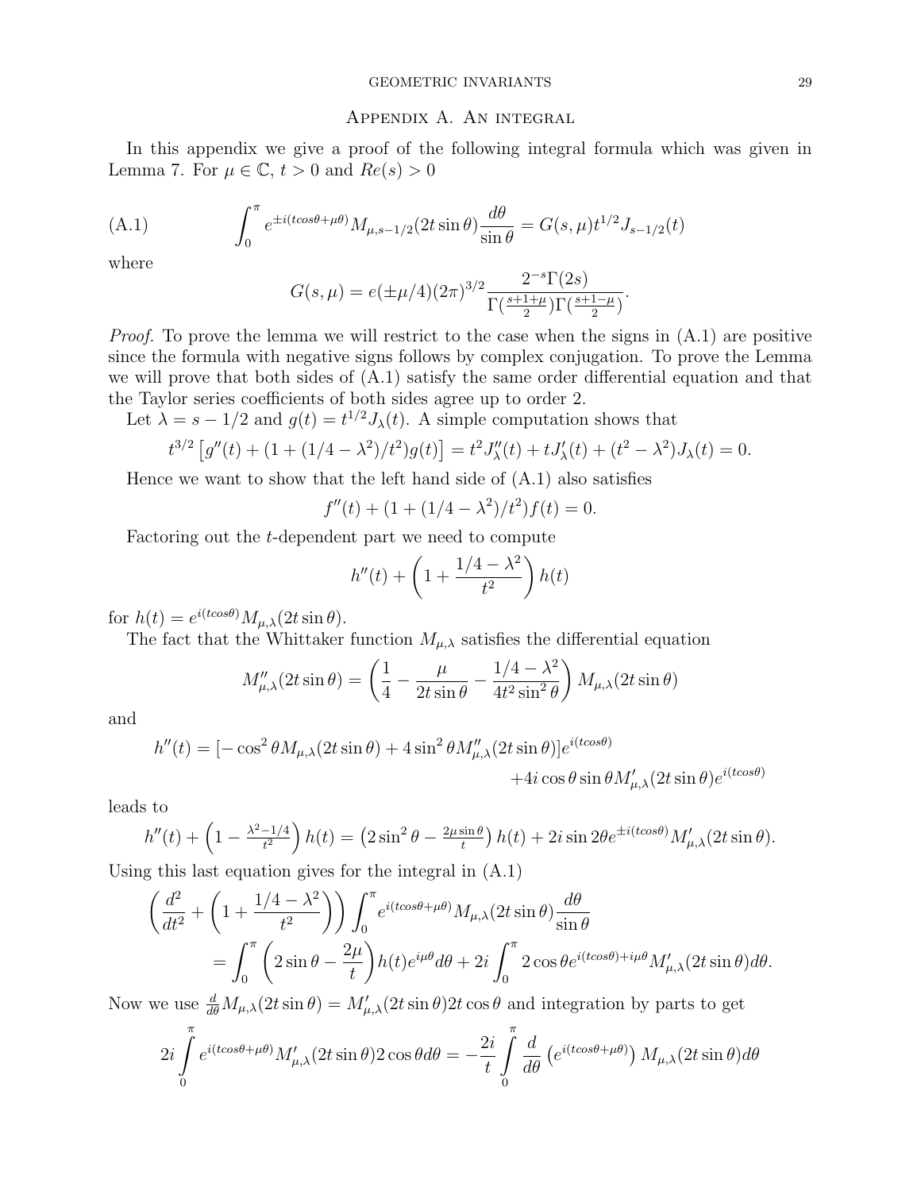## Appendix A. An integral

In this appendix we give a proof of the following integral formula which was given in Lemma 7. For $\mu \in \mathbb{C}$, $t > 0$ and $Re(s) > 0$

$$\int_0^\pi e^{\pm i(t cos\theta + \mu\theta)} M_{\mu,s-1/2}(2t\sin\theta)\frac{d\theta}{\sin\theta} = G(s,\mu)t^{1/2}J_{s-1/2}(t) \tag{A.1}$$

where

$$G(s,\mu) = e(\pm\mu/4)(2\pi)^{3/2}\frac{2^{-s}\Gamma(2s)}{\Gamma(\frac{s+1+\mu}{2})\Gamma(\frac{s+1-\mu}{2})}.$$

*Proof.* To prove the lemma we will restrict to the case when the signs in (A.1) are positive since the formula with negative signs follows by complex conjugation. To prove the Lemma we will prove that both sides of (A.1) satisfy the same order differential equation and that the Taylor series coefficients of both sides agree up to order 2.

Let $\lambda = s - 1/2$ and $g(t) = t^{1/2}J_\lambda(t)$. A simple computation shows that

$$t^{3/2}\left[g''(t) + (1 + (1/4 - \lambda^2)/t^2)g(t)\right] = t^2J_\lambda''(t) + tJ_\lambda'(t) + (t^2 - \lambda^2)J_\lambda(t) = 0.$$

Hence we want to show that the left hand side of (A.1) also satisfies

$$f''(t) + (1 + (1/4 - \lambda^2)/t^2)f(t) = 0.$$

Factoring out the $t$-dependent part we need to compute

$$h''(t) + \left(1 + \frac{1/4 - \lambda^2}{t^2}\right)h(t)$$

for $h(t) = e^{i(t cos\theta)}M_{\mu,\lambda}(2t\sin\theta)$.

The fact that the Whittaker function $M_{\mu,\lambda}$ satisfies the differential equation

$$M_{\mu,\lambda}''(2t\sin\theta) = \left(\frac{1}{4} - \frac{\mu}{2t\sin\theta} - \frac{1/4 - \lambda^2}{4t^2\sin^2\theta}\right)M_{\mu,\lambda}(2t\sin\theta)$$

and

$$h''(t) = [-\cos^2\theta M_{\mu,\lambda}(2t\sin\theta) + 4\sin^2\theta M_{\mu,\lambda}''(2t\sin\theta)]e^{i(t cos\theta)} + 4i\cos\theta\sin\theta M_{\mu,\lambda}'(2t\sin\theta)e^{i(t cos\theta)}$$

leads to

$$h''(t) + \left(1 - \tfrac{\lambda^2 - 1/4}{t^2}\right)h(t) = \left(2\sin^2\theta - \tfrac{2\mu\sin\theta}{t}\right)h(t) + 2i\sin 2\theta e^{\pm i(t cos\theta)}M_{\mu,\lambda}'(2t\sin\theta).$$

Using this last equation gives for the integral in (A.1)

$$\begin{aligned}\left(\frac{d^2}{dt^2} + \left(1 + \frac{1/4 - \lambda^2}{t^2}\right)\right)&\int_0^\pi e^{i(t cos\theta + \mu\theta)}M_{\mu,\lambda}(2t\sin\theta)\frac{d\theta}{\sin\theta}\\ &= \int_0^\pi \left(2\sin\theta - \frac{2\mu}{t}\right)h(t)e^{i\mu\theta}d\theta + 2i\int_0^\pi 2\cos\theta e^{i(t cos\theta) + i\mu\theta}M_{\mu,\lambda}'(2t\sin\theta)d\theta.\end{aligned}$$

Now we use $\frac{d}{d\theta}M_{\mu,\lambda}(2t\sin\theta) = M_{\mu,\lambda}'(2t\sin\theta)2t\cos\theta$ and integration by parts to get

$$2i\int_0^\pi e^{i(t cos\theta + \mu\theta)}M_{\mu,\lambda}'(2t\sin\theta)2\cos\theta d\theta = -\frac{2i}{t}\int_0^\pi \frac{d}{d\theta}\left(e^{i(t cos\theta + \mu\theta)}\right)M_{\mu,\lambda}(2t\sin\theta)d\theta$$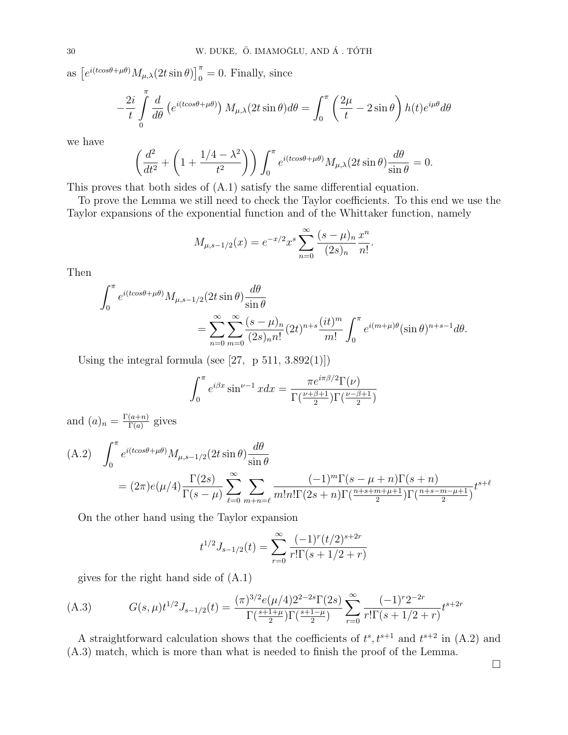as $\left[e^{i(tcos\theta+\mu\theta)}M_{\mu,\lambda}(2t\sin\theta)\right]_0^{\pi}=0$. Finally, since

$$-\frac{2i}{t}\int\limits_0^{\pi}\frac{d}{d\theta}\left(e^{i(tcos\theta+\mu\theta)}\right)M_{\mu,\lambda}(2t\sin\theta)d\theta=\int_0^{\pi}\left(\frac{2\mu}{t}-2\sin\theta\right)h(t)e^{i\mu\theta}d\theta$$

we have

$$\left(\frac{d^2}{dt^2}+\left(1+\frac{1/4-\lambda^2}{t^2}\right)\right)\int_0^{\pi}e^{i(tcos\theta+\mu\theta)}M_{\mu,\lambda}(2t\sin\theta)\frac{d\theta}{\sin\theta}=0.$$

This proves that both sides of (A.1) satisfy the same differential equation.

To prove the Lemma we still need to check the Taylor coefficients. To this end we use the Taylor expansions of the exponential function and of the Whittaker function, namely

$$M_{\mu,s-1/2}(x)=e^{-x/2}x^s\sum_{n=0}^{\infty}\frac{(s-\mu)_n}{(2s)_n}\frac{x^n}{n!}.$$

Then

$$\int_0^{\pi}e^{i(tcos\theta+\mu\theta)}M_{\mu,s-1/2}(2t\sin\theta)\frac{d\theta}{\sin\theta}$$
$$=\sum_{n=0}^{\infty}\sum_{m=0}^{\infty}\frac{(s-\mu)_n}{(2s)_n n!}(2t)^{n+s}\frac{(it)^m}{m!}\int_0^{\pi}e^{i(m+\mu)\theta}(\sin\theta)^{n+s-1}d\theta.$$

Using the integral formula (see [27, p 511, 3.892(1)])

$$\int_0^{\pi}e^{i\beta x}\sin^{\nu-1}x dx=\frac{\pi e^{i\pi\beta/2}\Gamma(\nu)}{\Gamma(\frac{\nu+\beta+1}{2})\Gamma(\frac{\nu-\beta+1}{2})}$$

and $(a)_n=\frac{\Gamma(a+n)}{\Gamma(a)}$ gives

(A.2) $$\int_0^{\pi}e^{i(tcos\theta+\mu\theta)}M_{\mu,s-1/2}(2t\sin\theta)\frac{d\theta}{\sin\theta}$$
$$=(2\pi)e(\mu/4)\frac{\Gamma(2s)}{\Gamma(s-\mu)}\sum_{\ell=0}^{\infty}\sum_{m+n=\ell}\frac{(-1)^m\Gamma(s-\mu+n)\Gamma(s+n)}{m!n!\Gamma(2s+n)\Gamma(\frac{n+s+m+\mu+1}{2})\Gamma(\frac{n+s-m-\mu+1}{2})}t^{s+\ell}$$

On the other hand using the Taylor expansion

$$t^{1/2}J_{s-1/2}(t)=\sum_{r=0}^{\infty}\frac{(-1)^r(t/2)^{s+2r}}{r!\Gamma(s+1/2+r)}$$

gives for the right hand side of (A.1)

(A.3) $$G(s,\mu)t^{1/2}J_{s-1/2}(t)=\frac{(\pi)^{3/2}e(\mu/4)2^{2-2s}\Gamma(2s)}{\Gamma(\frac{s+1+\mu}{2})\Gamma(\frac{s+1-\mu}{2})}\sum_{r=0}^{\infty}\frac{(-1)^r2^{-2r}}{r!\Gamma(s+1/2+r)}t^{s+2r}$$

A straightforward calculation shows that the coefficients of $t^s, t^{s+1}$ and $t^{s+2}$ in (A.2) and (A.3) match, which is more than what is needed to finish the proof of the Lemma.

□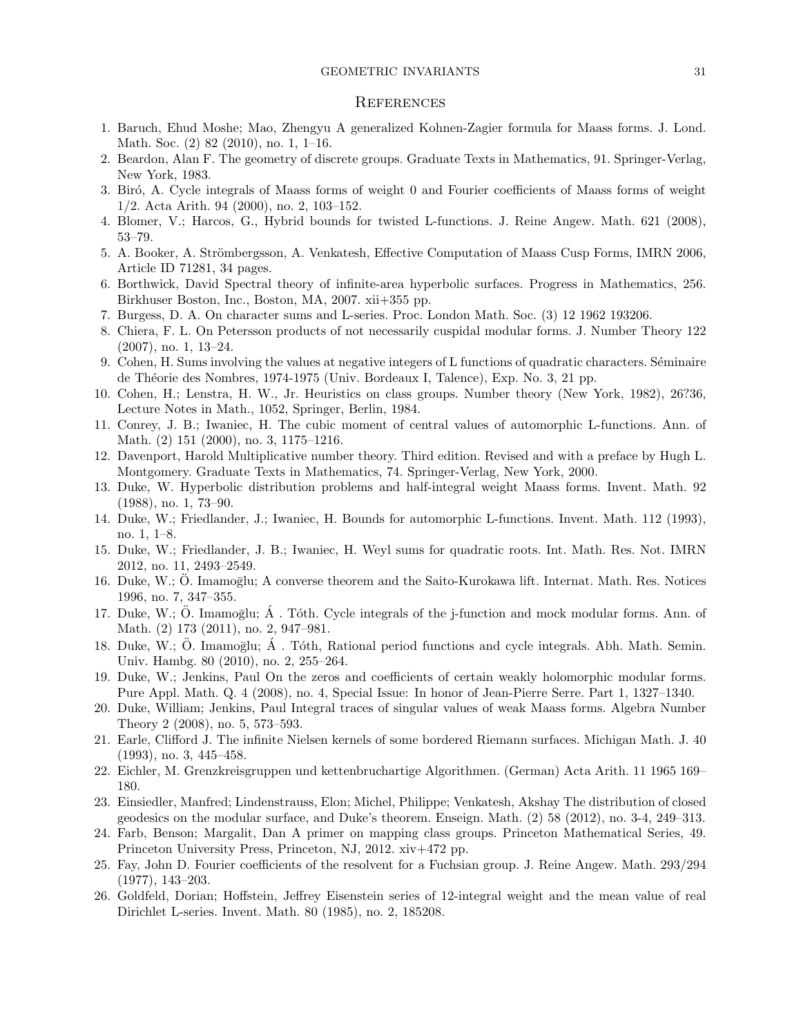## References

1. Baruch, Ehud Moshe; Mao, Zhengyu A generalized Kohnen-Zagier formula for Maass forms. J. Lond. Math. Soc. (2) 82 (2010), no. 1, 1–16.
2. Beardon, Alan F. The geometry of discrete groups. Graduate Texts in Mathematics, 91. Springer-Verlag, New York, 1983.
3. Biró, A. Cycle integrals of Maass forms of weight 0 and Fourier coefficients of Maass forms of weight 1/2. Acta Arith. 94 (2000), no. 2, 103–152.
4. Blomer, V.; Harcos, G., Hybrid bounds for twisted L-functions. J. Reine Angew. Math. 621 (2008), 53–79.
5. A. Booker, A. Strömbergsson, A. Venkatesh, Effective Computation of Maass Cusp Forms, IMRN 2006, Article ID 71281, 34 pages.
6. Borthwick, David Spectral theory of infinite-area hyperbolic surfaces. Progress in Mathematics, 256. Birkhuser Boston, Inc., Boston, MA, 2007. xii+355 pp.
7. Burgess, D. A. On character sums and L-series. Proc. London Math. Soc. (3) 12 1962 193206.
8. Chiera, F. L. On Petersson products of not necessarily cuspidal modular forms. J. Number Theory 122 (2007), no. 1, 13–24.
9. Cohen, H. Sums involving the values at negative integers of L functions of quadratic characters. Séminaire de Théorie des Nombres, 1974-1975 (Univ. Bordeaux I, Talence), Exp. No. 3, 21 pp.
10. Cohen, H.; Lenstra, H. W., Jr. Heuristics on class groups. Number theory (New York, 1982), 26?36, Lecture Notes in Math., 1052, Springer, Berlin, 1984.
11. Conrey, J. B.; Iwaniec, H. The cubic moment of central values of automorphic L-functions. Ann. of Math. (2) 151 (2000), no. 3, 1175–1216.
12. Davenport, Harold Multiplicative number theory. Third edition. Revised and with a preface by Hugh L. Montgomery. Graduate Texts in Mathematics, 74. Springer-Verlag, New York, 2000.
13. Duke, W. Hyperbolic distribution problems and half-integral weight Maass forms. Invent. Math. 92 (1988), no. 1, 73–90.
14. Duke, W.; Friedlander, J.; Iwaniec, H. Bounds for automorphic L-functions. Invent. Math. 112 (1993), no. 1, 1–8.
15. Duke, W.; Friedlander, J. B.; Iwaniec, H. Weyl sums for quadratic roots. Int. Math. Res. Not. IMRN 2012, no. 11, 2493–2549.
16. Duke, W.; Ö. Imamoḡlu; A converse theorem and the Saito-Kurokawa lift. Internat. Math. Res. Notices 1996, no. 7, 347–355.
17. Duke, W.; Ö. Imamoḡlu; Á . Tóth. Cycle integrals of the j-function and mock modular forms. Ann. of Math. (2) 173 (2011), no. 2, 947–981.
18. Duke, W.; Ö. Imamoḡlu; Á . Tóth, Rational period functions and cycle integrals. Abh. Math. Semin. Univ. Hambg. 80 (2010), no. 2, 255–264.
19. Duke, W.; Jenkins, Paul On the zeros and coefficients of certain weakly holomorphic modular forms. Pure Appl. Math. Q. 4 (2008), no. 4, Special Issue: In honor of Jean-Pierre Serre. Part 1, 1327–1340.
20. Duke, William; Jenkins, Paul Integral traces of singular values of weak Maass forms. Algebra Number Theory 2 (2008), no. 5, 573–593.
21. Earle, Clifford J. The infinite Nielsen kernels of some bordered Riemann surfaces. Michigan Math. J. 40 (1993), no. 3, 445–458.
22. Eichler, M. Grenzkreisgruppen und kettenbruchartige Algorithmen. (German) Acta Arith. 11 1965 169–180.
23. Einsiedler, Manfred; Lindenstrauss, Elon; Michel, Philippe; Venkatesh, Akshay The distribution of closed geodesics on the modular surface, and Duke's theorem. Enseign. Math. (2) 58 (2012), no. 3-4, 249–313.
24. Farb, Benson; Margalit, Dan A primer on mapping class groups. Princeton Mathematical Series, 49. Princeton University Press, Princeton, NJ, 2012. xiv+472 pp.
25. Fay, John D. Fourier coefficients of the resolvent for a Fuchsian group. J. Reine Angew. Math. 293/294 (1977), 143–203.
26. Goldfeld, Dorian; Hoffstein, Jeffrey Eisenstein series of 12-integral weight and the mean value of real Dirichlet L-series. Invent. Math. 80 (1985), no. 2, 185208.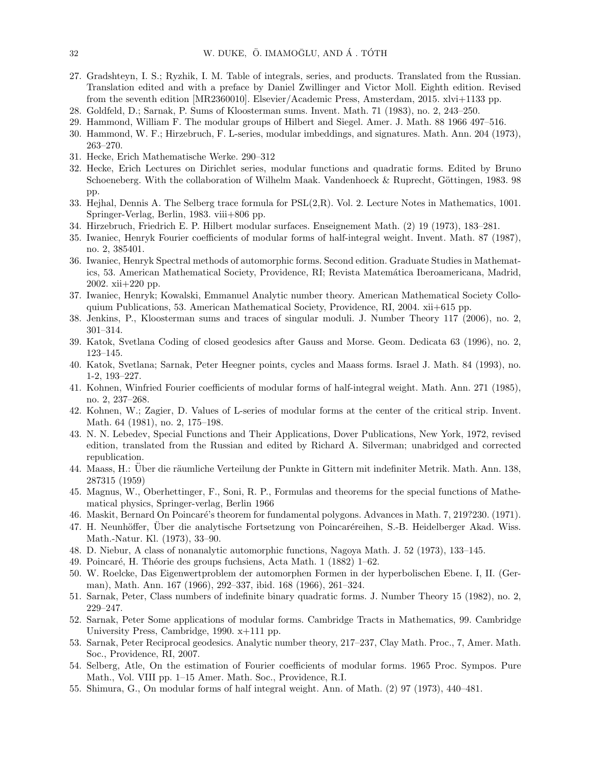27. Gradshteyn, I. S.; Ryzhik, I. M. Table of integrals, series, and products. Translated from the Russian. Translation edited and with a preface by Daniel Zwillinger and Victor Moll. Eighth edition. Revised from the seventh edition [MR2360010]. Elsevier/Academic Press, Amsterdam, 2015. xlvi+1133 pp.
28. Goldfeld, D.; Sarnak, P. Sums of Kloosterman sums. Invent. Math. 71 (1983), no. 2, 243–250.
29. Hammond, William F. The modular groups of Hilbert and Siegel. Amer. J. Math. 88 1966 497–516.
30. Hammond, W. F.; Hirzebruch, F. L-series, modular imbeddings, and signatures. Math. Ann. 204 (1973), 263–270.
31. Hecke, Erich Mathematische Werke. 290–312
32. Hecke, Erich Lectures on Dirichlet series, modular functions and quadratic forms. Edited by Bruno Schoeneberg. With the collaboration of Wilhelm Maak. Vandenhoeck & Ruprecht, Göttingen, 1983. 98 pp.
33. Hejhal, Dennis A. The Selberg trace formula for PSL(2,R). Vol. 2. Lecture Notes in Mathematics, 1001. Springer-Verlag, Berlin, 1983. viii+806 pp.
34. Hirzebruch, Friedrich E. P. Hilbert modular surfaces. Enseignement Math. (2) 19 (1973), 183–281.
35. Iwaniec, Henryk Fourier coefficients of modular forms of half-integral weight. Invent. Math. 87 (1987), no. 2, 385401.
36. Iwaniec, Henryk Spectral methods of automorphic forms. Second edition. Graduate Studies in Mathematics, 53. American Mathematical Society, Providence, RI; Revista Matemática Iberoamericana, Madrid, 2002. xii+220 pp.
37. Iwaniec, Henryk; Kowalski, Emmanuel Analytic number theory. American Mathematical Society Colloquium Publications, 53. American Mathematical Society, Providence, RI, 2004. xii+615 pp.
38. Jenkins, P., Kloosterman sums and traces of singular moduli. J. Number Theory 117 (2006), no. 2, 301–314.
39. Katok, Svetlana Coding of closed geodesics after Gauss and Morse. Geom. Dedicata 63 (1996), no. 2, 123–145.
40. Katok, Svetlana; Sarnak, Peter Heegner points, cycles and Maass forms. Israel J. Math. 84 (1993), no. 1-2, 193–227.
41. Kohnen, Winfried Fourier coefficients of modular forms of half-integral weight. Math. Ann. 271 (1985), no. 2, 237–268.
42. Kohnen, W.; Zagier, D. Values of L-series of modular forms at the center of the critical strip. Invent. Math. 64 (1981), no. 2, 175–198.
43. N. N. Lebedev, Special Functions and Their Applications, Dover Publications, New York, 1972, revised edition, translated from the Russian and edited by Richard A. Silverman; unabridged and corrected republication.
44. Maass, H.: Über die räumliche Verteilung der Punkte in Gittern mit indefiniter Metrik. Math. Ann. 138, 287315 (1959)
45. Magnus, W., Oberhettinger, F., Soni, R. P., Formulas and theorems for the special functions of Mathematical physics, Springer-verlag, Berlin 1966
46. Maskit, Bernard On Poincaré's theorem for fundamental polygons. Advances in Math. 7, 219?230. (1971).
47. H. Neunhöffer, Über die analytische Fortsetzung von Poincaréreihen, S.-B. Heidelberger Akad. Wiss. Math.-Natur. Kl. (1973), 33–90.
48. D. Niebur, A class of nonanalytic automorphic functions, Nagoya Math. J. 52 (1973), 133–145.
49. Poincaré, H. Théorie des groups fuchsiens, Acta Math. 1 (1882) 1–62.
50. W. Roelcke, Das Eigenwertproblem der automorphen Formen in der hyperbolischen Ebene. I, II. (German), Math. Ann. 167 (1966), 292–337, ibid. 168 (1966), 261–324.
51. Sarnak, Peter, Class numbers of indefinite binary quadratic forms. J. Number Theory 15 (1982), no. 2, 229–247.
52. Sarnak, Peter Some applications of modular forms. Cambridge Tracts in Mathematics, 99. Cambridge University Press, Cambridge, 1990. x+111 pp.
53. Sarnak, Peter Reciprocal geodesics. Analytic number theory, 217–237, Clay Math. Proc., 7, Amer. Math. Soc., Providence, RI, 2007.
54. Selberg, Atle, On the estimation of Fourier coefficients of modular forms. 1965 Proc. Sympos. Pure Math., Vol. VIII pp. 1–15 Amer. Math. Soc., Providence, R.I.
55. Shimura, G., On modular forms of half integral weight. Ann. of Math. (2) 97 (1973), 440–481.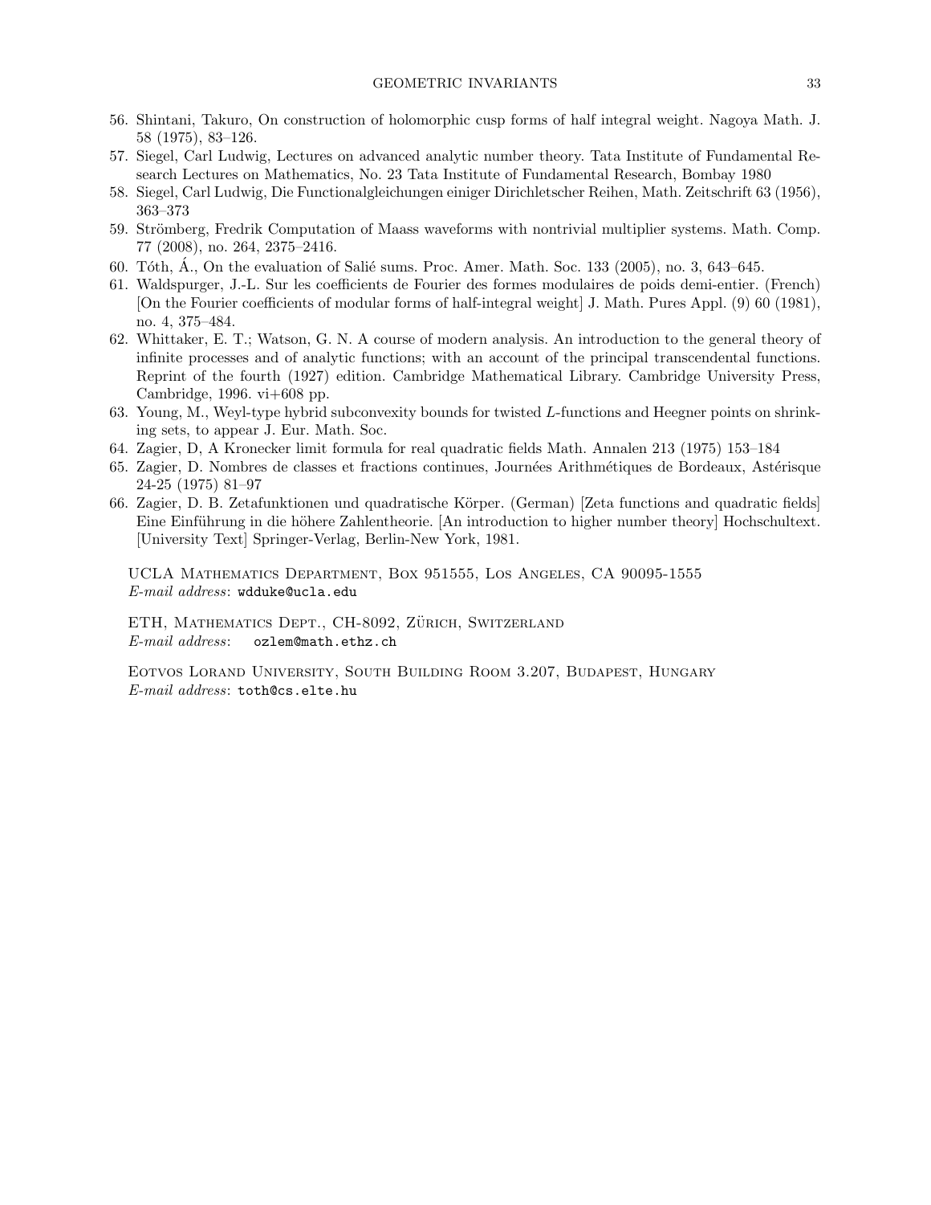56. Shintani, Takuro, On construction of holomorphic cusp forms of half integral weight. Nagoya Math. J. 58 (1975), 83–126.
57. Siegel, Carl Ludwig, Lectures on advanced analytic number theory. Tata Institute of Fundamental Research Lectures on Mathematics, No. 23 Tata Institute of Fundamental Research, Bombay 1980
58. Siegel, Carl Ludwig, Die Functionalgleichungen einiger Dirichletscher Reihen, Math. Zeitschrift 63 (1956), 363–373
59. Strömberg, Fredrik Computation of Maass waveforms with nontrivial multiplier systems. Math. Comp. 77 (2008), no. 264, 2375–2416.
60. Tóth, Á., On the evaluation of Salié sums. Proc. Amer. Math. Soc. 133 (2005), no. 3, 643–645.
61. Waldspurger, J.-L. Sur les coefficients de Fourier des formes modulaires de poids demi-entier. (French) [On the Fourier coefficients of modular forms of half-integral weight] J. Math. Pures Appl. (9) 60 (1981), no. 4, 375–484.
62. Whittaker, E. T.; Watson, G. N. A course of modern analysis. An introduction to the general theory of infinite processes and of analytic functions; with an account of the principal transcendental functions. Reprint of the fourth (1927) edition. Cambridge Mathematical Library. Cambridge University Press, Cambridge, 1996. vi+608 pp.
63. Young, M., Weyl-type hybrid subconvexity bounds for twisted $L$-functions and Heegner points on shrinking sets, to appear J. Eur. Math. Soc.
64. Zagier, D, A Kronecker limit formula for real quadratic fields Math. Annalen 213 (1975) 153–184
65. Zagier, D. Nombres de classes et fractions continues, Journées Arithmétiques de Bordeaux, Astérisque 24-25 (1975) 81–97
66. Zagier, D. B. Zetafunktionen und quadratische Körper. (German) [Zeta functions and quadratic fields] Eine Einführung in die höhere Zahlentheorie. [An introduction to higher number theory] Hochschultext. [University Text] Springer-Verlag, Berlin-New York, 1981.

UCLA Mathematics Department, Box 951555, Los Angeles, CA 90095-1555
*E-mail address*: wdduke@ucla.edu

ETH, Mathematics Dept., CH-8092, Zürich, Switzerland
*E-mail address*: ozlem@math.ethz.ch

Eotvos Lorand University, South Building Room 3.207, Budapest, Hungary
*E-mail address*: toth@cs.elte.hu